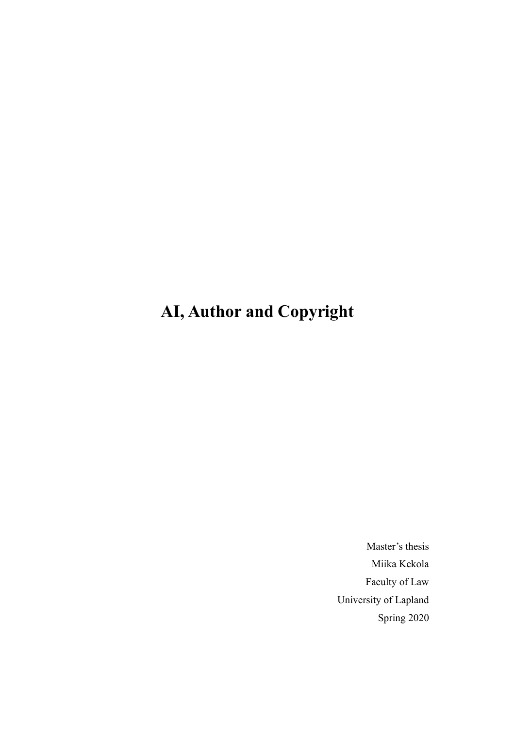# AI, Author and Copyright

Master's thesis

Miika Kekola

Faculty of Law

University of Lapland

Spring 2020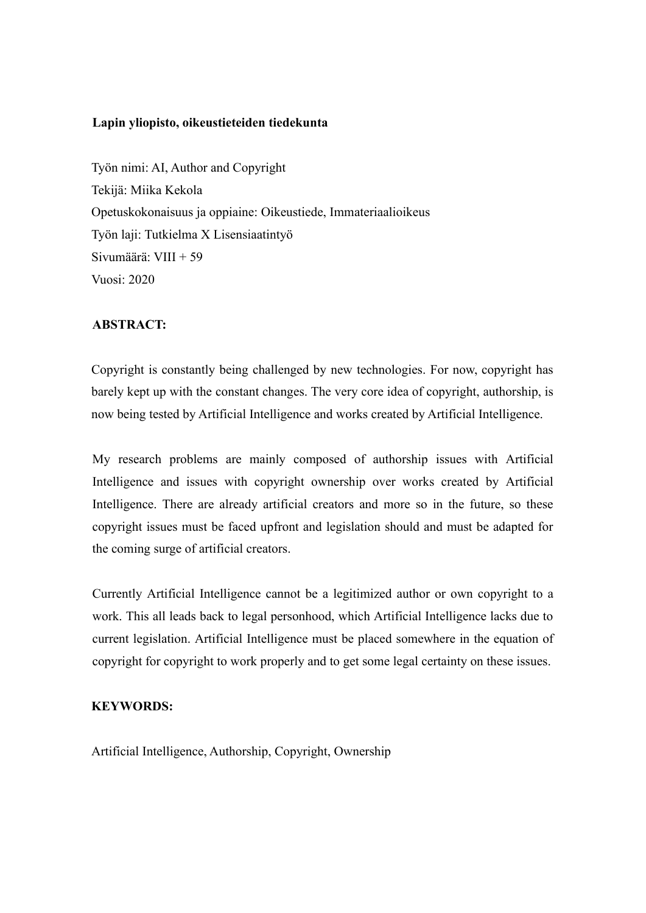**Lapin yliopisto, oikeustieteiden tiedekunta**

Työn nimi: AI, Author and Copyright
Tekijä: Miika Kekola
Opetuskokonaisuus ja oppiaine: Oikeustiede, Immateriaalioikeus
Työn laji: Tutkielma X Lisensiaatintyö
Sivumäärä: VIII + 59
Vuosi: 2020

**ABSTRACT:**

Copyright is constantly being challenged by new technologies. For now, copyright has barely kept up with the constant changes. The very core idea of copyright, authorship, is now being tested by Artificial Intelligence and works created by Artificial Intelligence.

My research problems are mainly composed of authorship issues with Artificial Intelligence and issues with copyright ownership over works created by Artificial Intelligence. There are already artificial creators and more so in the future, so these copyright issues must be faced upfront and legislation should and must be adapted for the coming surge of artificial creators.

Currently Artificial Intelligence cannot be a legitimized author or own copyright to a work. This all leads back to legal personhood, which Artificial Intelligence lacks due to current legislation. Artificial Intelligence must be placed somewhere in the equation of copyright for copyright to work properly and to get some legal certainty on these issues.

**KEYWORDS:**

Artificial Intelligence, Authorship, Copyright, Ownership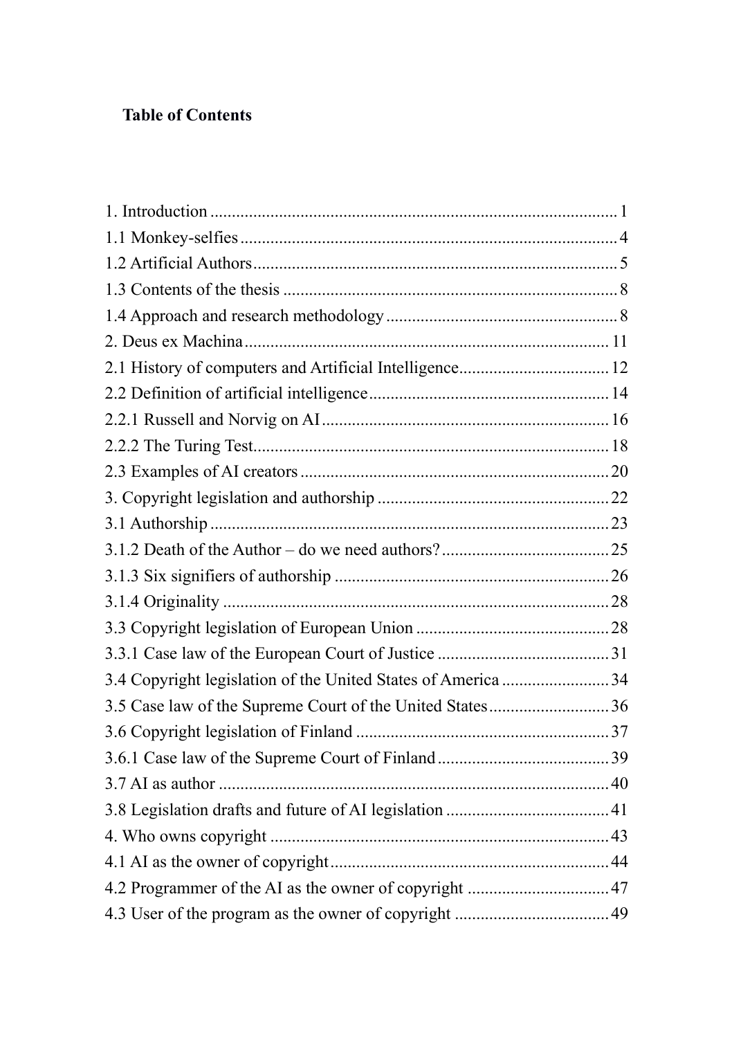**Table of Contents**

1. Introduction .......... 1
1.1 Monkey-selfies .......... 4
1.2 Artificial Authors .......... 5
1.3 Contents of the thesis .......... 8
1.4 Approach and research methodology .......... 8
2. Deus ex Machina .......... 11
2.1 History of computers and Artificial Intelligence .......... 12
2.2 Definition of artificial intelligence .......... 14
2.2.1 Russell and Norvig on AI .......... 16
2.2.2 The Turing Test .......... 18
2.3 Examples of AI creators .......... 20
3. Copyright legislation and authorship .......... 22
3.1 Authorship .......... 23
3.1.2 Death of the Author – do we need authors? .......... 25
3.1.3 Six signifiers of authorship .......... 26
3.1.4 Originality .......... 28
3.3 Copyright legislation of European Union .......... 28
3.3.1 Case law of the European Court of Justice .......... 31
3.4 Copyright legislation of the United States of America .......... 34
3.5 Case law of the Supreme Court of the United States .......... 36
3.6 Copyright legislation of Finland .......... 37
3.6.1 Case law of the Supreme Court of Finland .......... 39
3.7 AI as author .......... 40
3.8 Legislation drafts and future of AI legislation .......... 41
4. Who owns copyright .......... 43
4.1 AI as the owner of copyright .......... 44
4.2 Programmer of the AI as the owner of copyright .......... 47
4.3 User of the program as the owner of copyright .......... 49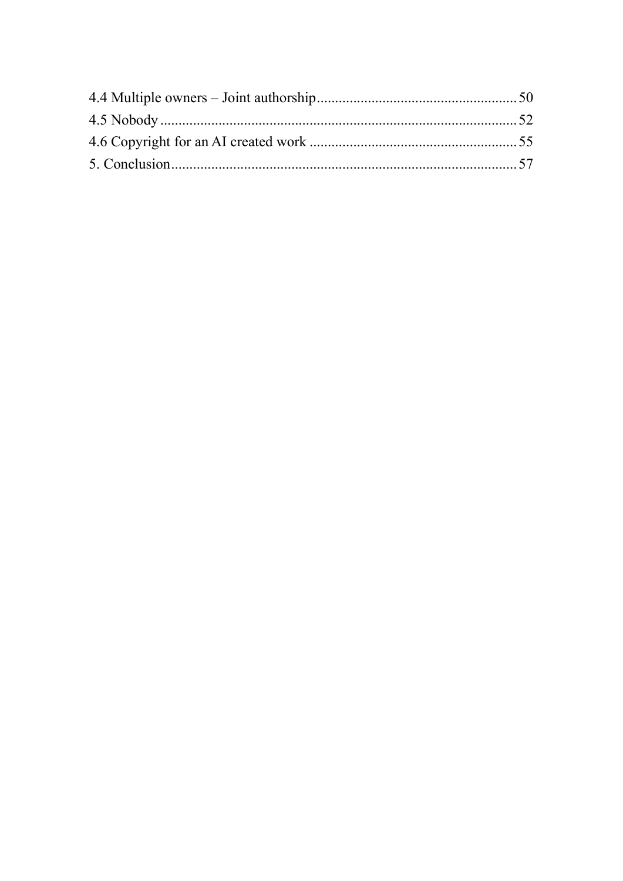4.4 Multiple owners – Joint authorship ........................................................ 50
4.5 Nobody ........................................................................................... 52
4.6 Copyright for an AI created work ........................................................ 55
5. Conclusion ........................................................................................ 57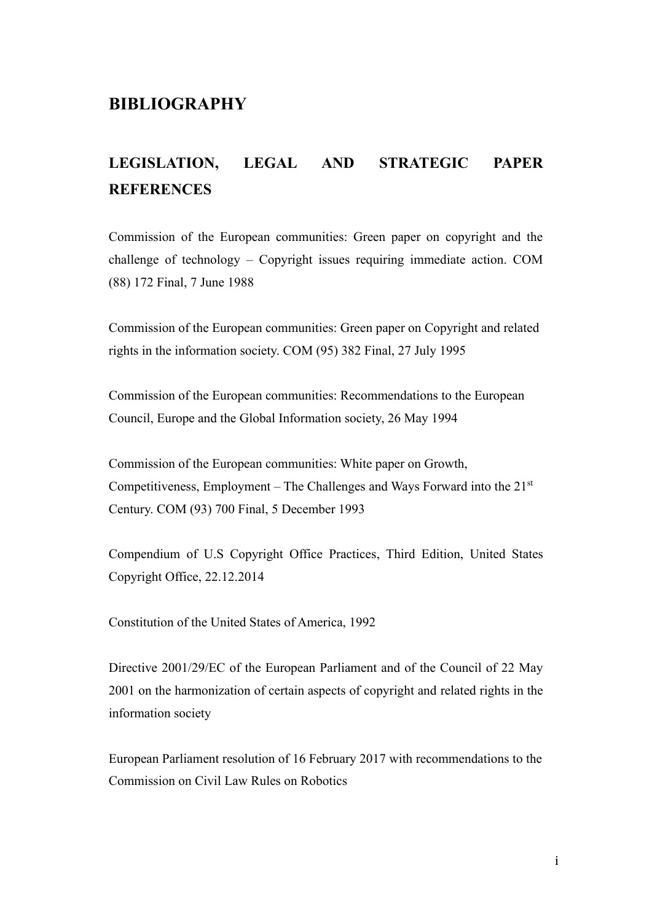# BIBLIOGRAPHY

## LEGISLATION, LEGAL AND STRATEGIC PAPER REFERENCES

Commission of the European communities: Green paper on copyright and the challenge of technology – Copyright issues requiring immediate action. COM (88) 172 Final, 7 June 1988

Commission of the European communities: Green paper on Copyright and related rights in the information society. COM (95) 382 Final, 27 July 1995

Commission of the European communities: Recommendations to the European Council, Europe and the Global Information society, 26 May 1994

Commission of the European communities: White paper on Growth, Competitiveness, Employment – The Challenges and Ways Forward into the 21st Century. COM (93) 700 Final, 5 December 1993

Compendium of U.S Copyright Office Practices, Third Edition, United States Copyright Office, 22.12.2014

Constitution of the United States of America, 1992

Directive 2001/29/EC of the European Parliament and of the Council of 22 May 2001 on the harmonization of certain aspects of copyright and related rights in the information society

European Parliament resolution of 16 February 2017 with recommendations to the Commission on Civil Law Rules on Robotics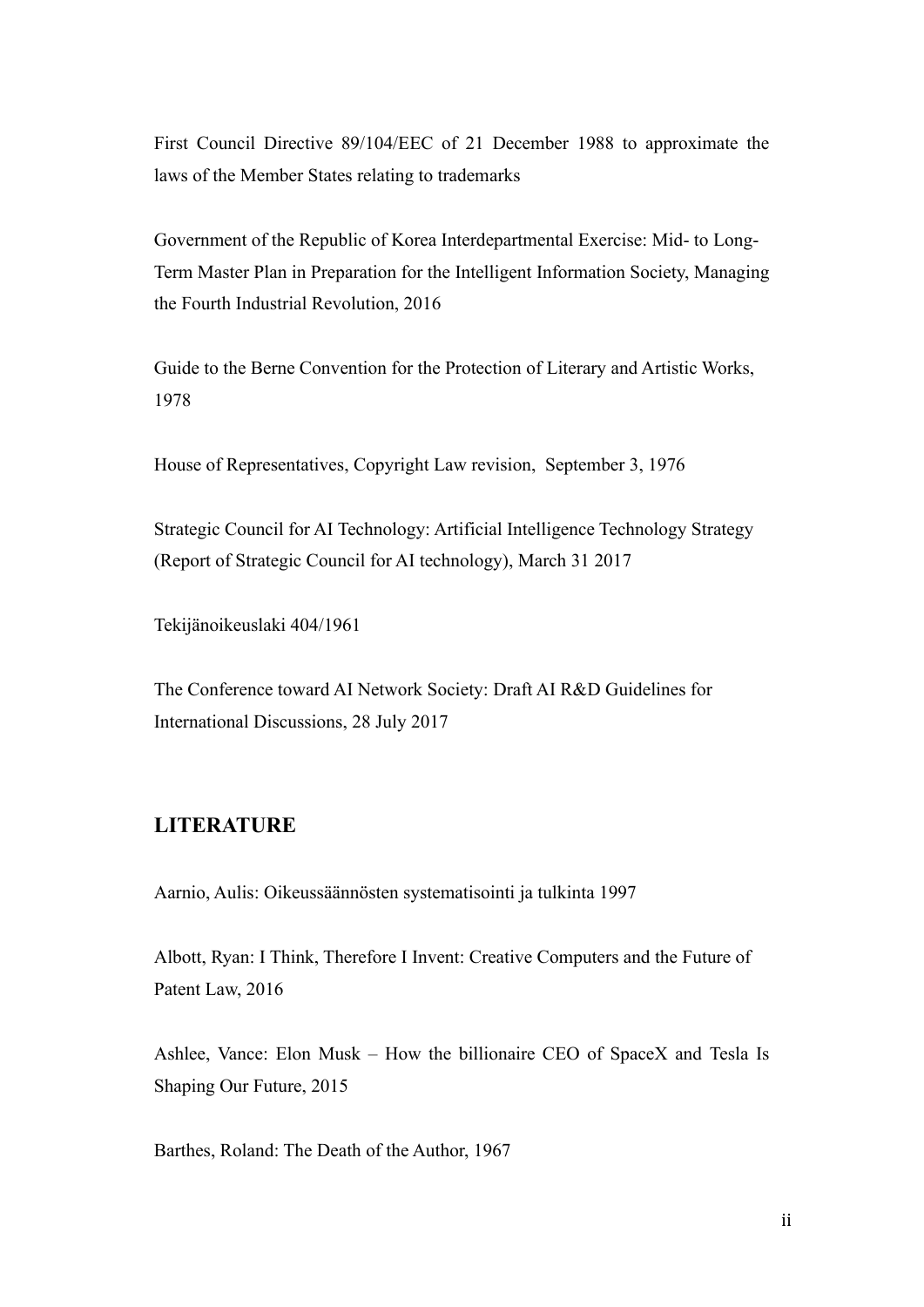First Council Directive 89/104/EEC of 21 December 1988 to approximate the laws of the Member States relating to trademarks

Government of the Republic of Korea Interdepartmental Exercise: Mid- to Long-Term Master Plan in Preparation for the Intelligent Information Society, Managing the Fourth Industrial Revolution, 2016

Guide to the Berne Convention for the Protection of Literary and Artistic Works, 1978

House of Representatives, Copyright Law revision, September 3, 1976

Strategic Council for AI Technology: Artificial Intelligence Technology Strategy (Report of Strategic Council for AI technology), March 31 2017

Tekijänoikeuslaki 404/1961

The Conference toward AI Network Society: Draft AI R&D Guidelines for International Discussions, 28 July 2017

## LITERATURE

Aarnio, Aulis: Oikeussäännösten systematisointi ja tulkinta 1997

Albott, Ryan: I Think, Therefore I Invent: Creative Computers and the Future of Patent Law, 2016

Ashlee, Vance: Elon Musk – How the billionaire CEO of SpaceX and Tesla Is Shaping Our Future, 2015

Barthes, Roland: The Death of the Author, 1967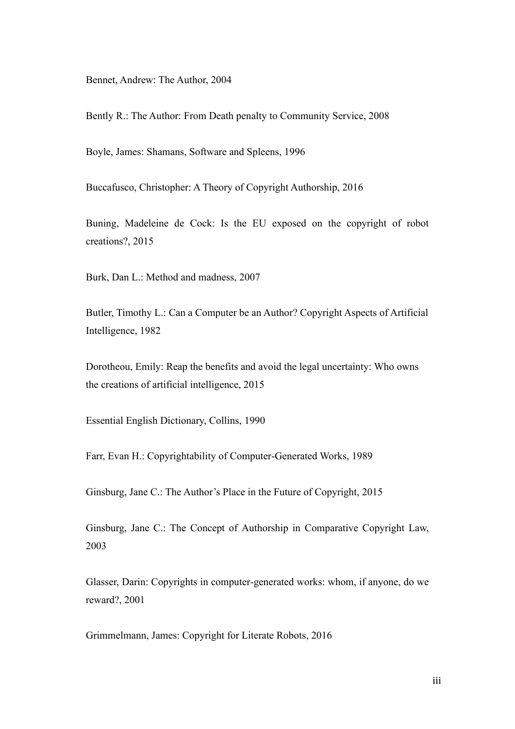Bennet, Andrew: The Author, 2004

Bently R.: The Author: From Death penalty to Community Service, 2008

Boyle, James: Shamans, Software and Spleens, 1996

Buccafusco, Christopher: A Theory of Copyright Authorship, 2016

Buning, Madeleine de Cock: Is the EU exposed on the copyright of robot creations?, 2015

Burk, Dan L.: Method and madness, 2007

Butler, Timothy L.: Can a Computer be an Author? Copyright Aspects of Artificial Intelligence, 1982

Dorotheou, Emily: Reap the benefits and avoid the legal uncertainty: Who owns the creations of artificial intelligence, 2015

Essential English Dictionary, Collins, 1990

Farr, Evan H.: Copyrightability of Computer-Generated Works, 1989

Ginsburg, Jane C.: The Author's Place in the Future of Copyright, 2015

Ginsburg, Jane C.: The Concept of Authorship in Comparative Copyright Law, 2003

Glasser, Darin: Copyrights in computer-generated works: whom, if anyone, do we reward?, 2001

Grimmelmann, James: Copyright for Literate Robots, 2016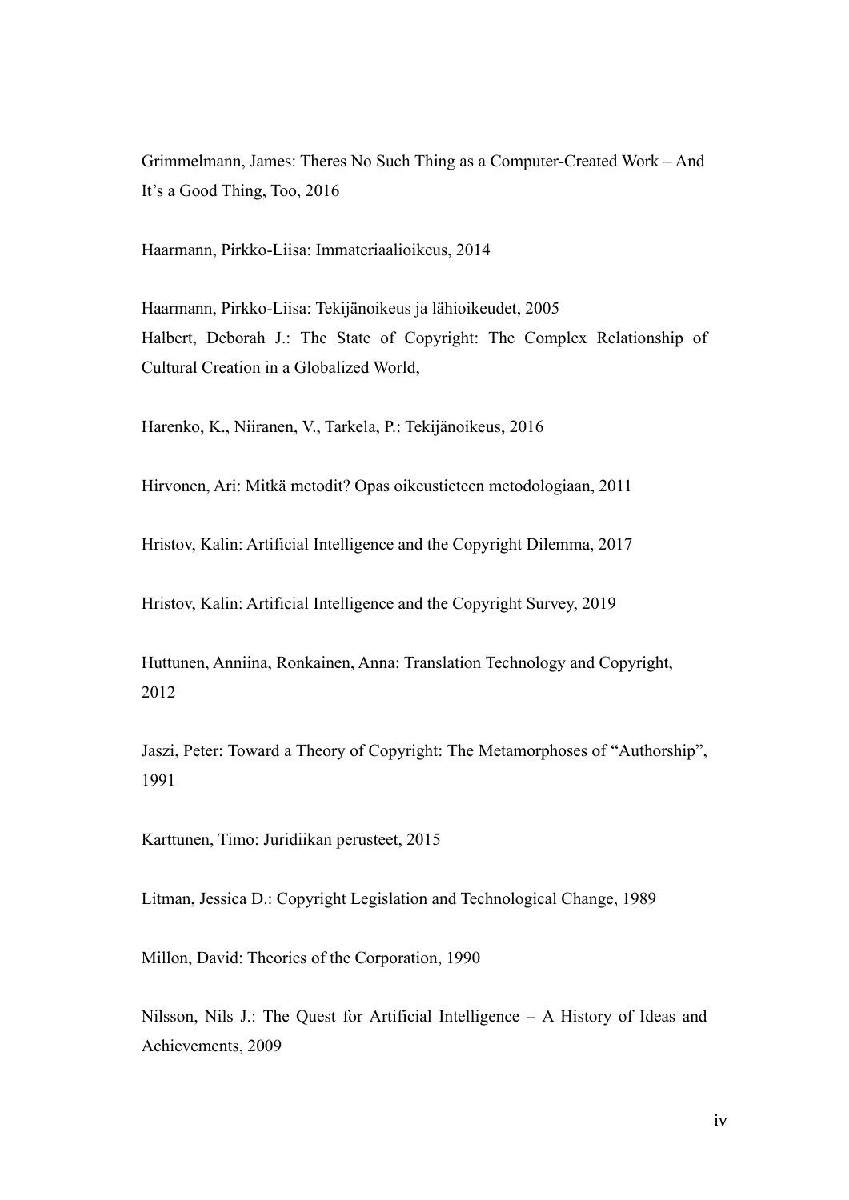Grimmelmann, James: Theres No Such Thing as a Computer-Created Work – And It's a Good Thing, Too, 2016

Haarmann, Pirkko-Liisa: Immateriaalioikeus, 2014

Haarmann, Pirkko-Liisa: Tekijänoikeus ja lähioikeudet, 2005

Halbert, Deborah J.: The State of Copyright: The Complex Relationship of Cultural Creation in a Globalized World,

Harenko, K., Niiranen, V., Tarkela, P.: Tekijänoikeus, 2016

Hirvonen, Ari: Mitkä metodit? Opas oikeustieteen metodologiaan, 2011

Hristov, Kalin: Artificial Intelligence and the Copyright Dilemma, 2017

Hristov, Kalin: Artificial Intelligence and the Copyright Survey, 2019

Huttunen, Anniina, Ronkainen, Anna: Translation Technology and Copyright, 2012

Jaszi, Peter: Toward a Theory of Copyright: The Metamorphoses of "Authorship", 1991

Karttunen, Timo: Juridiikan perusteet, 2015

Litman, Jessica D.: Copyright Legislation and Technological Change, 1989

Millon, David: Theories of the Corporation, 1990

Nilsson, Nils J.: The Quest for Artificial Intelligence – A History of Ideas and Achievements, 2009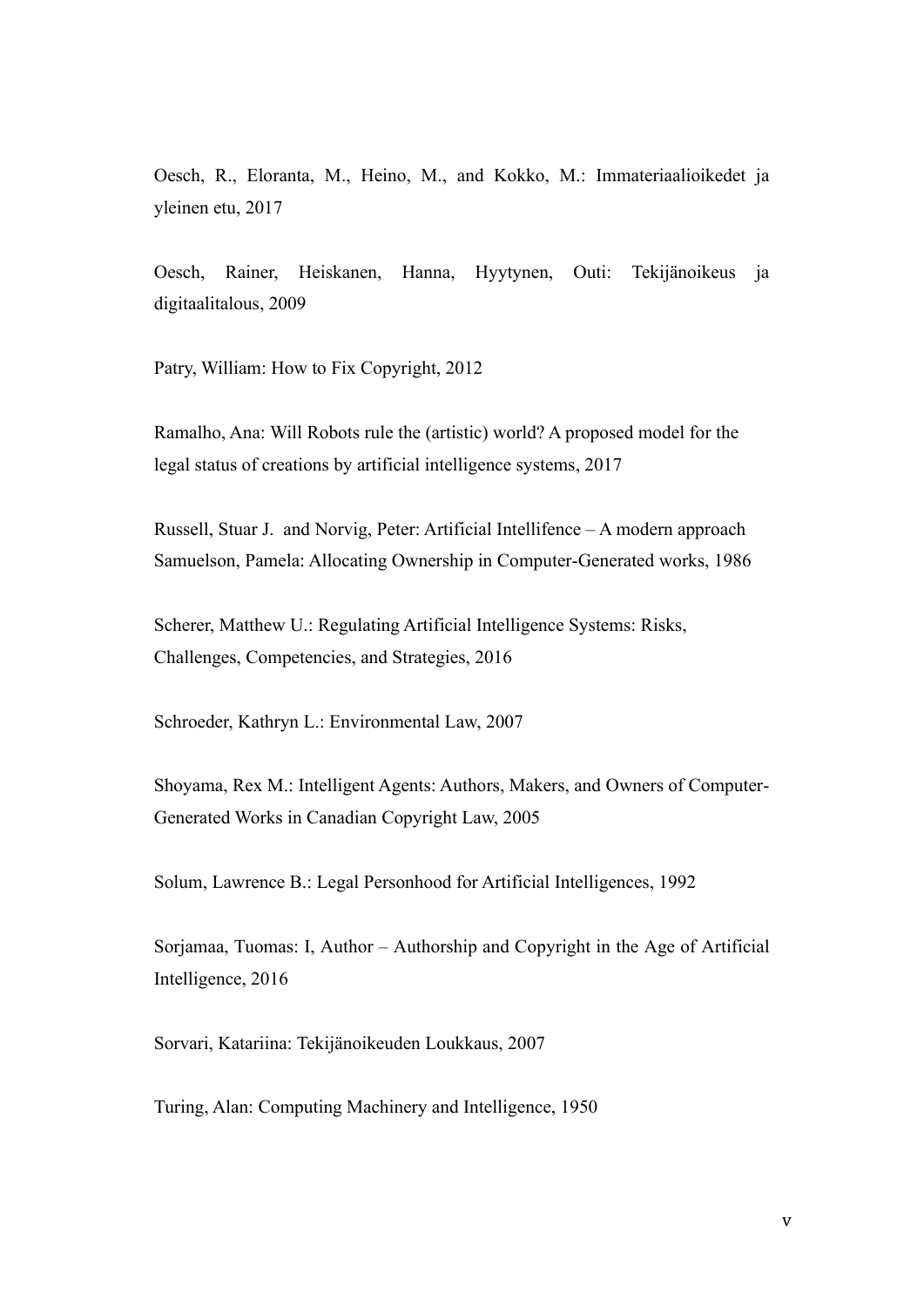Oesch, R., Eloranta, M., Heino, M., and Kokko, M.: Immateriaalioikedet ja yleinen etu, 2017

Oesch, Rainer, Heiskanen, Hanna, Hyytynen, Outi: Tekijänoikeus ja digitaalitalous, 2009

Patry, William: How to Fix Copyright, 2012

Ramalho, Ana: Will Robots rule the (artistic) world? A proposed model for the legal status of creations by artificial intelligence systems, 2017

Russell, Stuar J. and Norvig, Peter: Artificial Intellifence – A modern approach
Samuelson, Pamela: Allocating Ownership in Computer-Generated works, 1986

Scherer, Matthew U.: Regulating Artificial Intelligence Systems: Risks, Challenges, Competencies, and Strategies, 2016

Schroeder, Kathryn L.: Environmental Law, 2007

Shoyama, Rex M.: Intelligent Agents: Authors, Makers, and Owners of Computer-Generated Works in Canadian Copyright Law, 2005

Solum, Lawrence B.: Legal Personhood for Artificial Intelligences, 1992

Sorjamaa, Tuomas: I, Author – Authorship and Copyright in the Age of Artificial Intelligence, 2016

Sorvari, Katariina: Tekijänoikeuden Loukkaus, 2007

Turing, Alan: Computing Machinery and Intelligence, 1950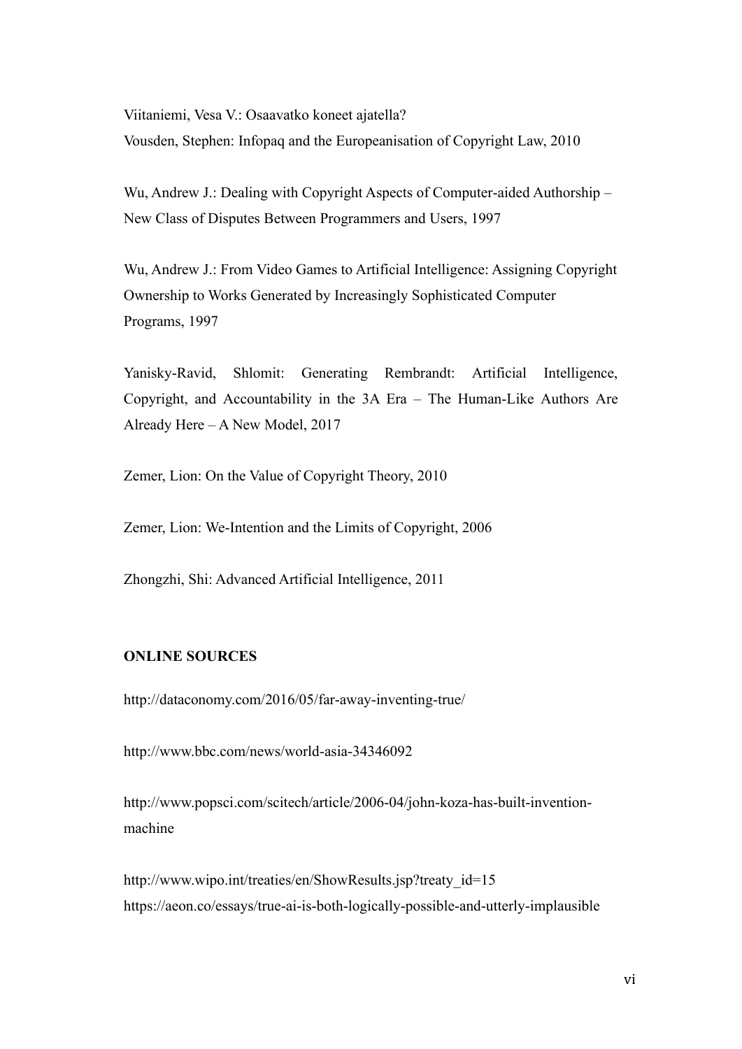Viitaniemi, Vesa V.: Osaavatko koneet ajatella?

Vousden, Stephen: Infopaq and the Europeanisation of Copyright Law, 2010

Wu, Andrew J.: Dealing with Copyright Aspects of Computer-aided Authorship – New Class of Disputes Between Programmers and Users, 1997

Wu, Andrew J.: From Video Games to Artificial Intelligence: Assigning Copyright Ownership to Works Generated by Increasingly Sophisticated Computer Programs, 1997

Yanisky-Ravid, Shlomit: Generating Rembrandt: Artificial Intelligence, Copyright, and Accountability in the 3A Era – The Human-Like Authors Are Already Here – A New Model, 2017

Zemer, Lion: On the Value of Copyright Theory, 2010

Zemer, Lion: We-Intention and the Limits of Copyright, 2006

Zhongzhi, Shi: Advanced Artificial Intelligence, 2011

**ONLINE SOURCES**

http://dataconomy.com/2016/05/far-away-inventing-true/

http://www.bbc.com/news/world-asia-34346092

http://www.popsci.com/scitech/article/2006-04/john-koza-has-built-invention-machine

http://www.wipo.int/treaties/en/ShowResults.jsp?treaty_id=15

https://aeon.co/essays/true-ai-is-both-logically-possible-and-utterly-implausible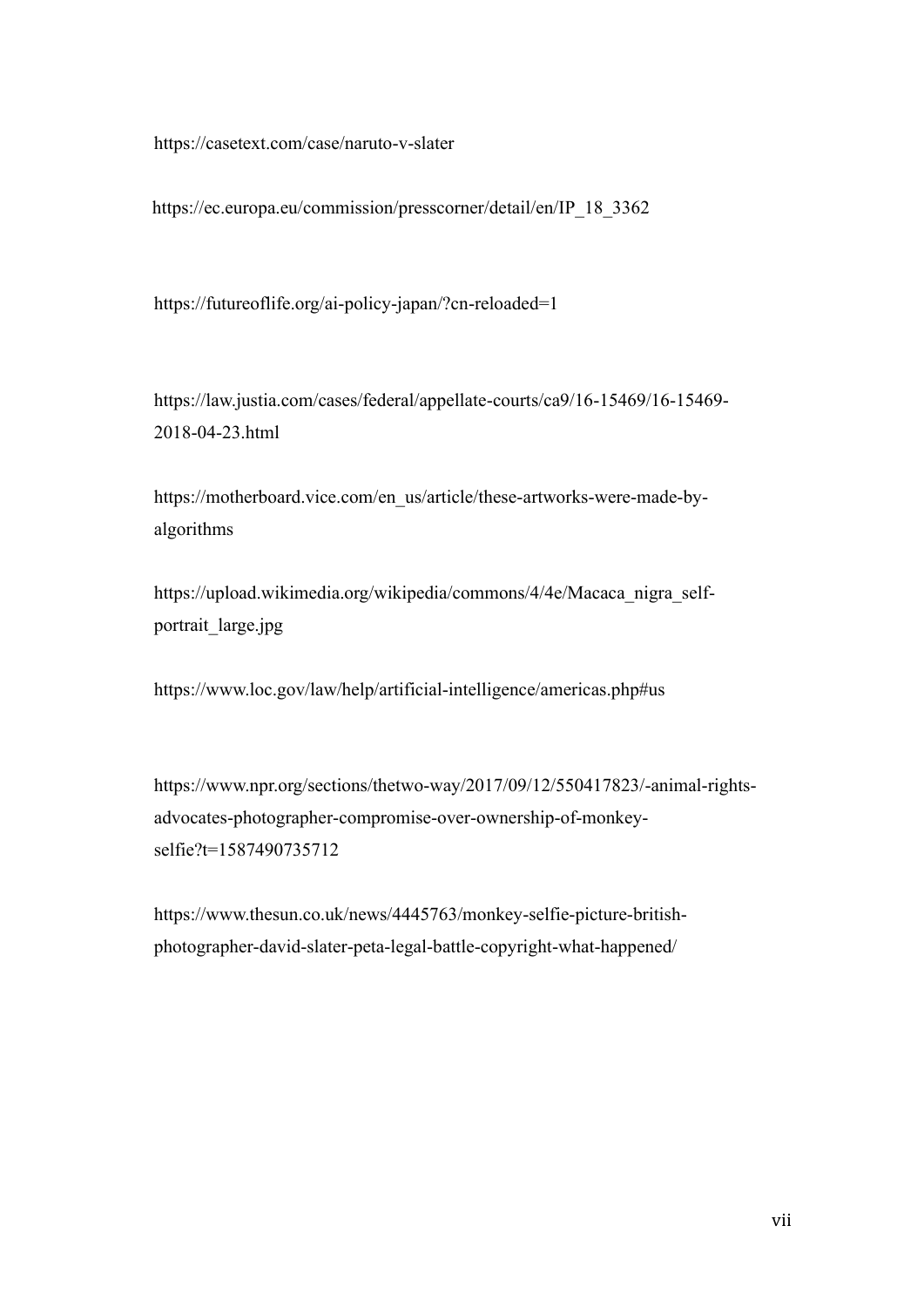https://casetext.com/case/naruto-v-slater

https://ec.europa.eu/commission/presscorner/detail/en/IP_18_3362

https://futureoflife.org/ai-policy-japan/?cn-reloaded=1

https://law.justia.com/cases/federal/appellate-courts/ca9/16-15469/16-15469-2018-04-23.html

https://motherboard.vice.com/en_us/article/these-artworks-were-made-by-algorithms

https://upload.wikimedia.org/wikipedia/commons/4/4e/Macaca_nigra_self-portrait_large.jpg

https://www.loc.gov/law/help/artificial-intelligence/americas.php#us

https://www.npr.org/sections/thetwo-way/2017/09/12/550417823/-animal-rights-advocates-photographer-compromise-over-ownership-of-monkey-selfie?t=1587490735712

https://www.thesun.co.uk/news/4445763/monkey-selfie-picture-british-photographer-david-slater-peta-legal-battle-copyright-what-happened/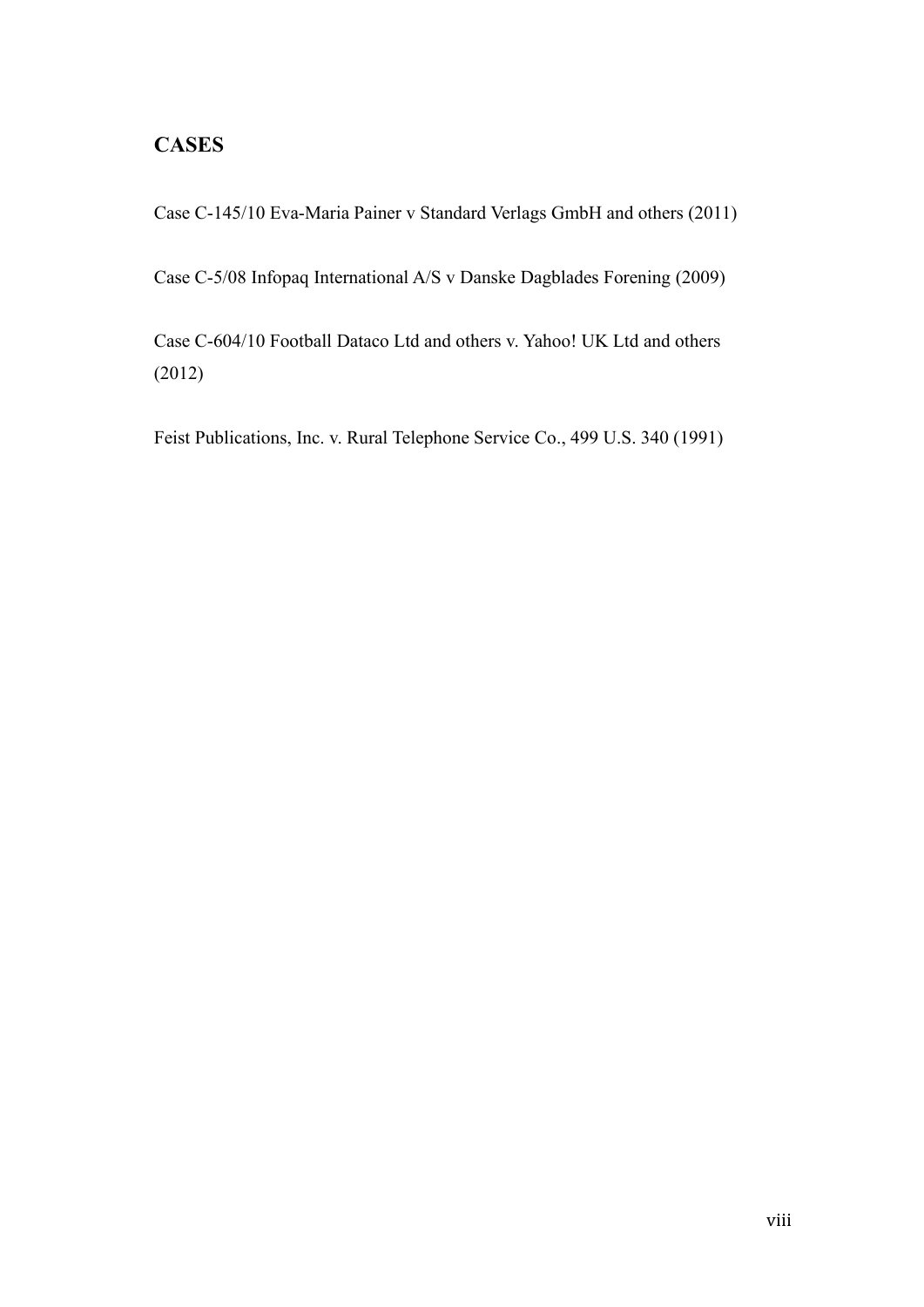## CASES

Case C-145/10 Eva-Maria Painer v Standard Verlags GmbH and others (2011)

Case C-5/08 Infopaq International A/S v Danske Dagblades Forening (2009)

Case C-604/10 Football Dataco Ltd and others v. Yahoo! UK Ltd and others (2012)

Feist Publications, Inc. v. Rural Telephone Service Co., 499 U.S. 340 (1991)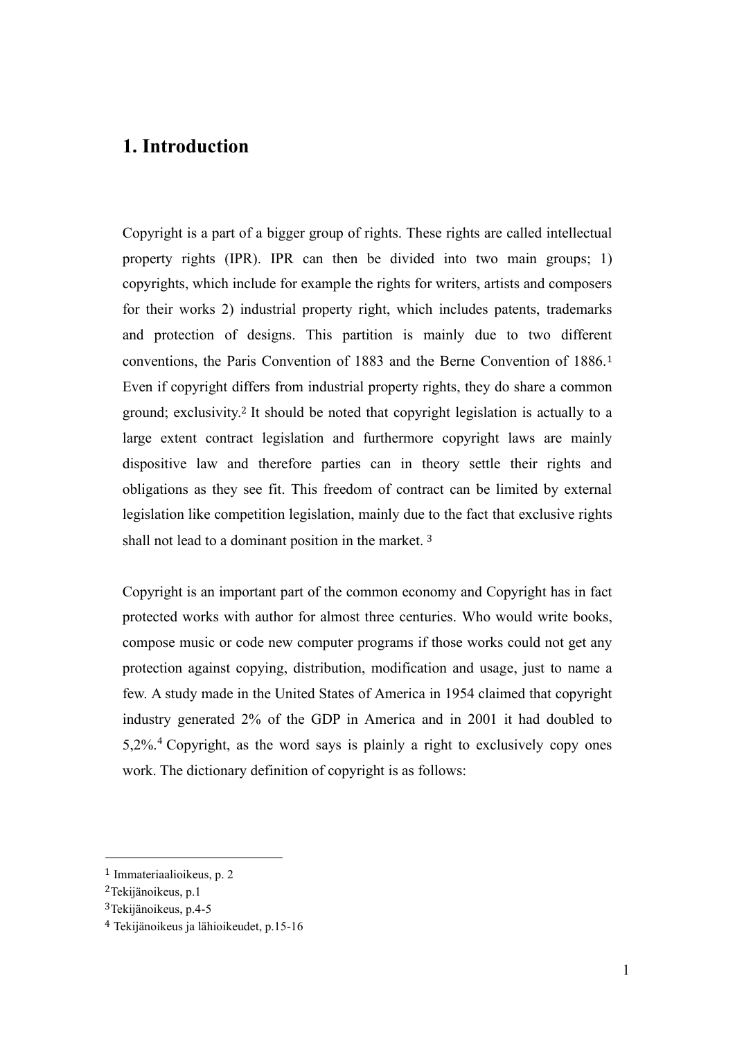# 1. Introduction

Copyright is a part of a bigger group of rights. These rights are called intellectual property rights (IPR). IPR can then be divided into two main groups; 1) copyrights, which include for example the rights for writers, artists and composers for their works 2) industrial property right, which includes patents, trademarks and protection of designs. This partition is mainly due to two different conventions, the Paris Convention of 1883 and the Berne Convention of 1886.[1] Even if copyright differs from industrial property rights, they do share a common ground; exclusivity.[2] It should be noted that copyright legislation is actually to a large extent contract legislation and furthermore copyright laws are mainly dispositive law and therefore parties can in theory settle their rights and obligations as they see fit. This freedom of contract can be limited by external legislation like competition legislation, mainly due to the fact that exclusive rights shall not lead to a dominant position in the market. [3]

Copyright is an important part of the common economy and Copyright has in fact protected works with author for almost three centuries. Who would write books, compose music or code new computer programs if those works could not get any protection against copying, distribution, modification and usage, just to name a few. A study made in the United States of America in 1954 claimed that copyright industry generated 2% of the GDP in America and in 2001 it had doubled to 5,2%.[4] Copyright, as the word says is plainly a right to exclusively copy ones work. The dictionary definition of copyright is as follows:

---

[1] Immateriaalioikeus, p. 2

[2] Tekijänoikeus, p.1

[3] Tekijänoikeus, p.4-5

[4] Tekijänoikeus ja lähioikeudet, p.15-16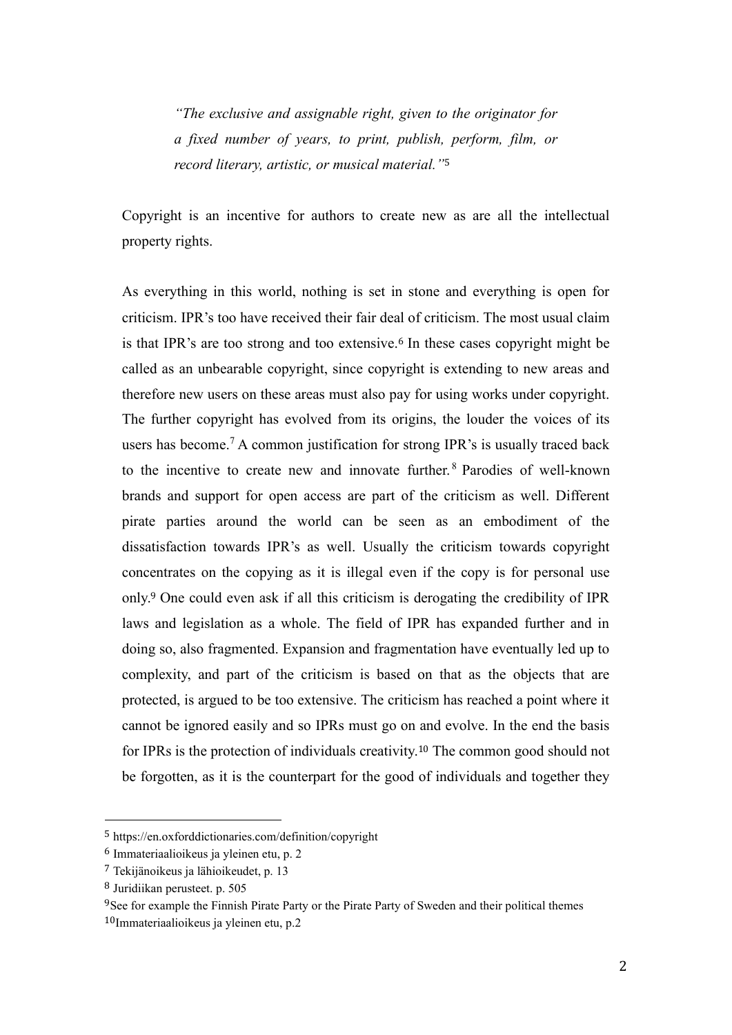> *"The exclusive and assignable right, given to the originator for a fixed number of years, to print, publish, perform, film, or record literary, artistic, or musical material."*[5]

Copyright is an incentive for authors to create new as are all the intellectual property rights.

As everything in this world, nothing is set in stone and everything is open for criticism. IPR's too have received their fair deal of criticism. The most usual claim is that IPR's are too strong and too extensive.[6] In these cases copyright might be called as an unbearable copyright, since copyright is extending to new areas and therefore new users on these areas must also pay for using works under copyright. The further copyright has evolved from its origins, the louder the voices of its users has become.[7] A common justification for strong IPR's is usually traced back to the incentive to create new and innovate further.[8] Parodies of well-known brands and support for open access are part of the criticism as well. Different pirate parties around the world can be seen as an embodiment of the dissatisfaction towards IPR's as well. Usually the criticism towards copyright concentrates on the copying as it is illegal even if the copy is for personal use only.[9] One could even ask if all this criticism is derogating the credibility of IPR laws and legislation as a whole. The field of IPR has expanded further and in doing so, also fragmented. Expansion and fragmentation have eventually led up to complexity, and part of the criticism is based on that as the objects that are protected, is argued to be too extensive. The criticism has reached a point where it cannot be ignored easily and so IPRs must go on and evolve. In the end the basis for IPRs is the protection of individuals creativity.[10] The common good should not be forgotten, as it is the counterpart for the good of individuals and together they

---

[5] https://en.oxforddictionaries.com/definition/copyright

[6] Immateriaalioikeus ja yleinen etu, p. 2

[7] Tekijänoikeus ja lähioikeudet, p. 13

[8] Juridiikan perusteet. p. 505

[9] See for example the Finnish Pirate Party or the Pirate Party of Sweden and their political themes

[10] Immateriaalioikeus ja yleinen etu, p.2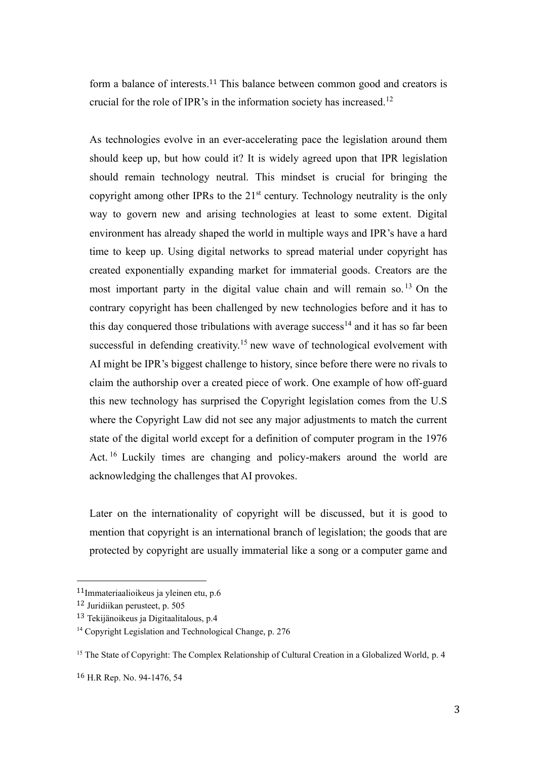form a balance of interests.[11] This balance between common good and creators is crucial for the role of IPR's in the information society has increased.[12]

As technologies evolve in an ever-accelerating pace the legislation around them should keep up, but how could it? It is widely agreed upon that IPR legislation should remain technology neutral. This mindset is crucial for bringing the copyright among other IPRs to the 21st century. Technology neutrality is the only way to govern new and arising technologies at least to some extent. Digital environment has already shaped the world in multiple ways and IPR's have a hard time to keep up. Using digital networks to spread material under copyright has created exponentially expanding market for immaterial goods. Creators are the most important party in the digital value chain and will remain so.[13] On the contrary copyright has been challenged by new technologies before and it has to this day conquered those tribulations with average success[14] and it has so far been successful in defending creativity.[15] new wave of technological evolvement with AI might be IPR's biggest challenge to history, since before there were no rivals to claim the authorship over a created piece of work. One example of how off-guard this new technology has surprised the Copyright legislation comes from the U.S where the Copyright Law did not see any major adjustments to match the current state of the digital world except for a definition of computer program in the 1976 Act.[16] Luckily times are changing and policy-makers around the world are acknowledging the challenges that AI provokes.

Later on the internationality of copyright will be discussed, but it is good to mention that copyright is an international branch of legislation; the goods that are protected by copyright are usually immaterial like a song or a computer game and

---

[11] Immateriaalioikeus ja yleinen etu, p.6

[12] Juridiikan perusteet, p. 505

[13] Tekijänoikeus ja Digitaalitalous, p.4

[14] Copyright Legislation and Technological Change, p. 276

[15] The State of Copyright: The Complex Relationship of Cultural Creation in a Globalized World, p. 4

[16] H.R Rep. No. 94-1476, 54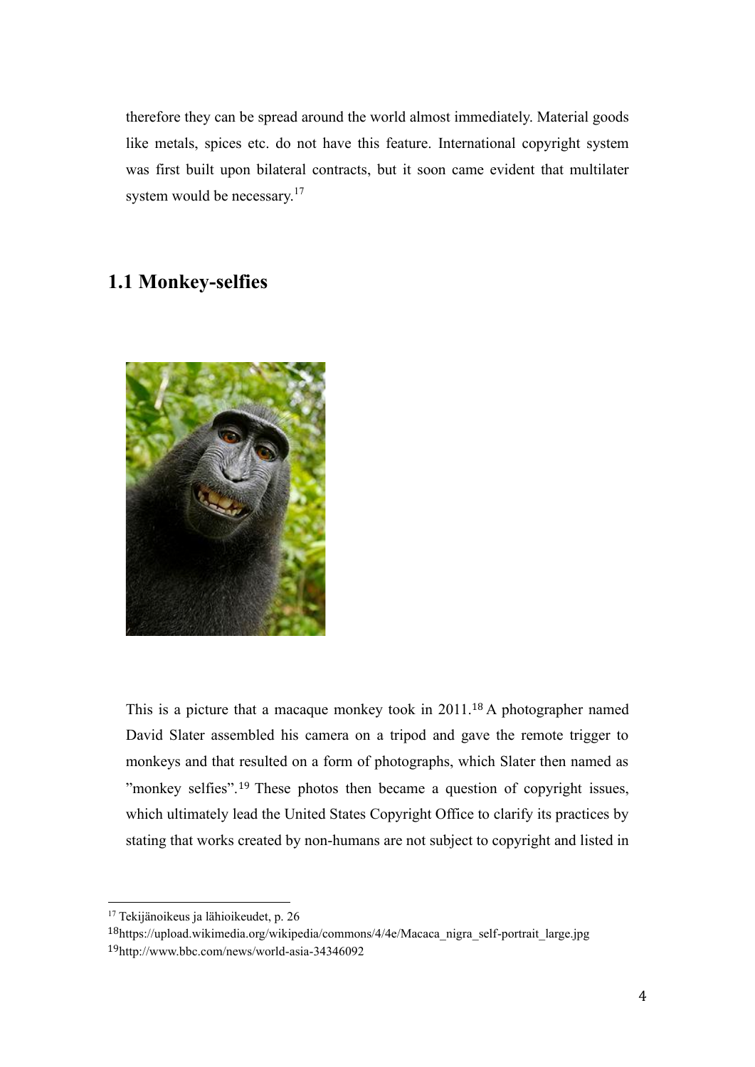therefore they can be spread around the world almost immediately. Material goods like metals, spices etc. do not have this feature. International copyright system was first built upon bilateral contracts, but it soon came evident that multilater system would be necessary.[17]

## 1.1 Monkey-selfies

This is a picture that a macaque monkey took in 2011.[18] A photographer named David Slater assembled his camera on a tripod and gave the remote trigger to monkeys and that resulted on a form of photographs, which Slater then named as "monkey selfies".[19] These photos then became a question of copyright issues, which ultimately lead the United States Copyright Office to clarify its practices by stating that works created by non-humans are not subject to copyright and listed in

---

[17] Tekijänoikeus ja lähioikeudet, p. 26

[18] https://upload.wikimedia.org/wikipedia/commons/4/4e/Macaca_nigra_self-portrait_large.jpg

[19] http://www.bbc.com/news/world-asia-34346092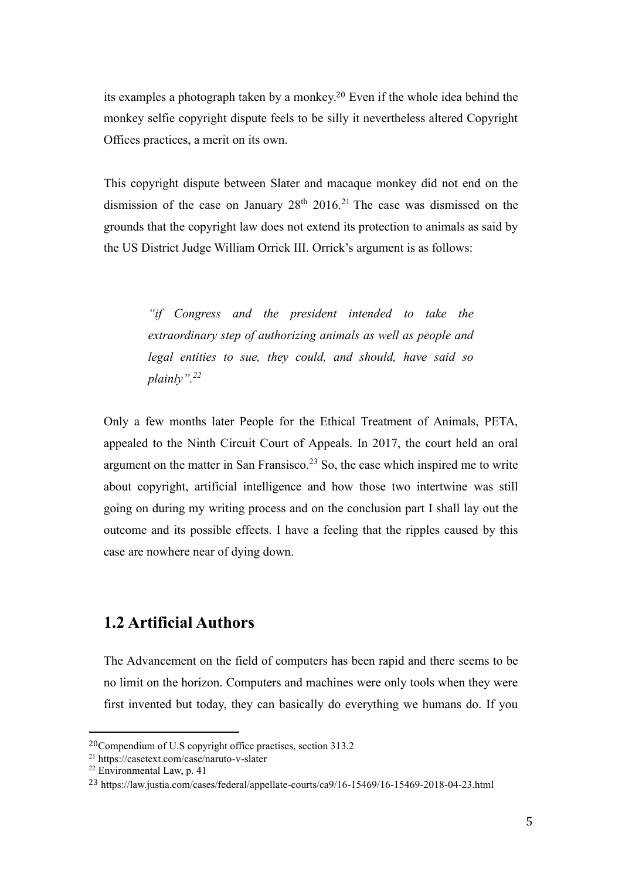its examples a photograph taken by a monkey.[20] Even if the whole idea behind the monkey selfie copyright dispute feels to be silly it nevertheless altered Copyright Offices practices, a merit on its own.

This copyright dispute between Slater and macaque monkey did not end on the dismission of the case on January 28th 2016.[21] The case was dismissed on the grounds that the copyright law does not extend its protection to animals as said by the US District Judge William Orrick III. Orrick's argument is as follows:

> *"if Congress and the president intended to take the extraordinary step of authorizing animals as well as people and legal entities to sue, they could, and should, have said so plainly".[22]*

Only a few months later People for the Ethical Treatment of Animals, PETA, appealed to the Ninth Circuit Court of Appeals. In 2017, the court held an oral argument on the matter in San Fransisco.[23] So, the case which inspired me to write about copyright, artificial intelligence and how those two intertwine was still going on during my writing process and on the conclusion part I shall lay out the outcome and its possible effects. I have a feeling that the ripples caused by this case are nowhere near of dying down.

## 1.2 Artificial Authors

The Advancement on the field of computers has been rapid and there seems to be no limit on the horizon. Computers and machines were only tools when they were first invented but today, they can basically do everything we humans do. If you

---

[20] Compendium of U.S copyright office practises, section 313.2

[21] https://casetext.com/case/naruto-v-slater

[22] Environmental Law, p. 41

[23] https://law.justia.com/cases/federal/appellate-courts/ca9/16-15469/16-15469-2018-04-23.html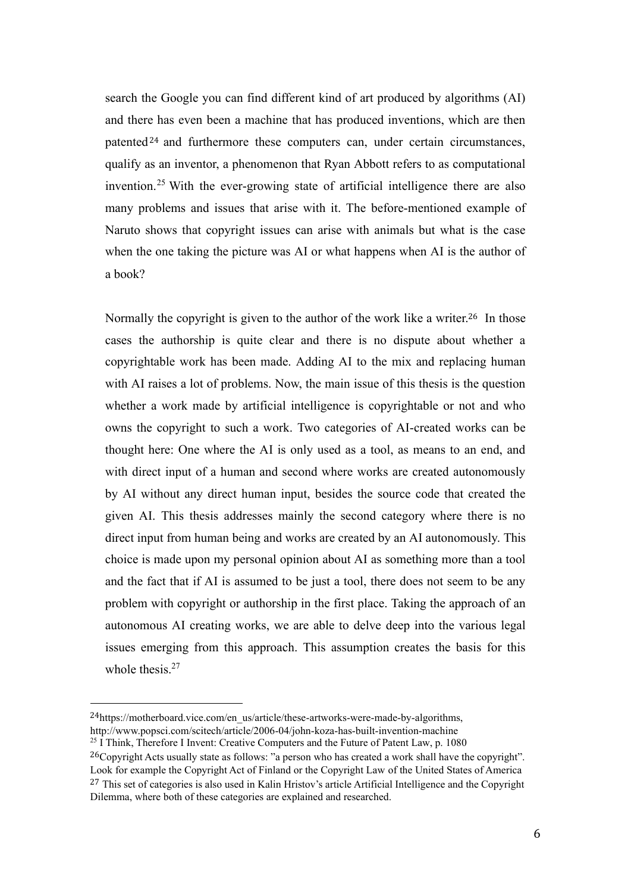search the Google you can find different kind of art produced by algorithms (AI) and there has even been a machine that has produced inventions, which are then patented[24] and furthermore these computers can, under certain circumstances, qualify as an inventor, a phenomenon that Ryan Abbott refers to as computational invention.[25] With the ever-growing state of artificial intelligence there are also many problems and issues that arise with it. The before-mentioned example of Naruto shows that copyright issues can arise with animals but what is the case when the one taking the picture was AI or what happens when AI is the author of a book?

Normally the copyright is given to the author of the work like a writer.[26] In those cases the authorship is quite clear and there is no dispute about whether a copyrightable work has been made. Adding AI to the mix and replacing human with AI raises a lot of problems. Now, the main issue of this thesis is the question whether a work made by artificial intelligence is copyrightable or not and who owns the copyright to such a work. Two categories of AI-created works can be thought here: One where the AI is only used as a tool, as means to an end, and with direct input of a human and second where works are created autonomously by AI without any direct human input, besides the source code that created the given AI. This thesis addresses mainly the second category where there is no direct input from human being and works are created by an AI autonomously. This choice is made upon my personal opinion about AI as something more than a tool and the fact that if AI is assumed to be just a tool, there does not seem to be any problem with copyright or authorship in the first place. Taking the approach of an autonomous AI creating works, we are able to delve deep into the various legal issues emerging from this approach. This assumption creates the basis for this whole thesis.[27]

---

[24] https://motherboard.vice.com/en_us/article/these-artworks-were-made-by-algorithms, http://www.popsci.com/scitech/article/2006-04/john-koza-has-built-invention-machine

[25] I Think, Therefore I Invent: Creative Computers and the Future of Patent Law, p. 1080

[26] Copyright Acts usually state as follows: "a person who has created a work shall have the copyright". Look for example the Copyright Act of Finland or the Copyright Law of the United States of America

[27] This set of categories is also used in Kalin Hristov's article Artificial Intelligence and the Copyright Dilemma, where both of these categories are explained and researched.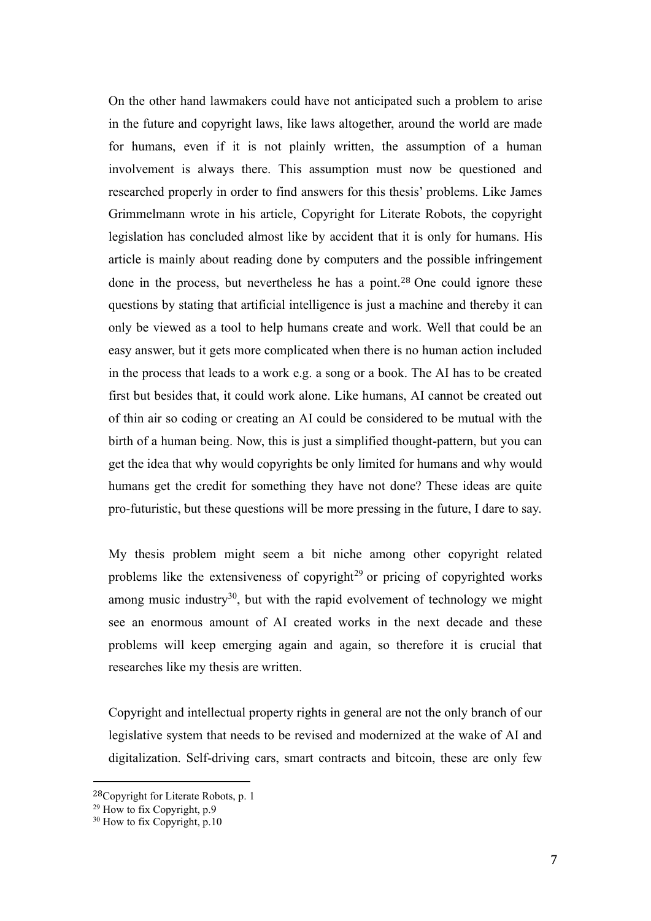On the other hand lawmakers could have not anticipated such a problem to arise in the future and copyright laws, like laws altogether, around the world are made for humans, even if it is not plainly written, the assumption of a human involvement is always there. This assumption must now be questioned and researched properly in order to find answers for this thesis' problems. Like James Grimmelmann wrote in his article, Copyright for Literate Robots, the copyright legislation has concluded almost like by accident that it is only for humans. His article is mainly about reading done by computers and the possible infringement done in the process, but nevertheless he has a point.[28] One could ignore these questions by stating that artificial intelligence is just a machine and thereby it can only be viewed as a tool to help humans create and work. Well that could be an easy answer, but it gets more complicated when there is no human action included in the process that leads to a work e.g. a song or a book. The AI has to be created first but besides that, it could work alone. Like humans, AI cannot be created out of thin air so coding or creating an AI could be considered to be mutual with the birth of a human being. Now, this is just a simplified thought-pattern, but you can get the idea that why would copyrights be only limited for humans and why would humans get the credit for something they have not done? These ideas are quite pro-futuristic, but these questions will be more pressing in the future, I dare to say.

My thesis problem might seem a bit niche among other copyright related problems like the extensiveness of copyright[29] or pricing of copyrighted works among music industry[30], but with the rapid evolvement of technology we might see an enormous amount of AI created works in the next decade and these problems will keep emerging again and again, so therefore it is crucial that researches like my thesis are written.

Copyright and intellectual property rights in general are not the only branch of our legislative system that needs to be revised and modernized at the wake of AI and digitalization. Self-driving cars, smart contracts and bitcoin, these are only few

---

[28] Copyright for Literate Robots, p. 1

[29] How to fix Copyright, p.9

[30] How to fix Copyright, p.10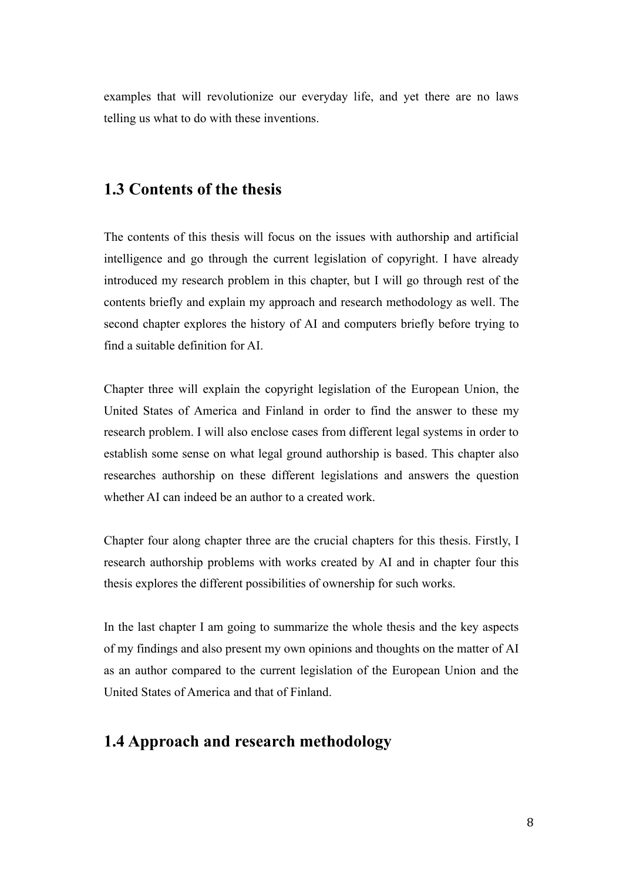examples that will revolutionize our everyday life, and yet there are no laws telling us what to do with these inventions.

## 1.3 Contents of the thesis

The contents of this thesis will focus on the issues with authorship and artificial intelligence and go through the current legislation of copyright. I have already introduced my research problem in this chapter, but I will go through rest of the contents briefly and explain my approach and research methodology as well. The second chapter explores the history of AI and computers briefly before trying to find a suitable definition for AI.

Chapter three will explain the copyright legislation of the European Union, the United States of America and Finland in order to find the answer to these my research problem. I will also enclose cases from different legal systems in order to establish some sense on what legal ground authorship is based. This chapter also researches authorship on these different legislations and answers the question whether AI can indeed be an author to a created work.

Chapter four along chapter three are the crucial chapters for this thesis. Firstly, I research authorship problems with works created by AI and in chapter four this thesis explores the different possibilities of ownership for such works.

In the last chapter I am going to summarize the whole thesis and the key aspects of my findings and also present my own opinions and thoughts on the matter of AI as an author compared to the current legislation of the European Union and the United States of America and that of Finland.

## 1.4 Approach and research methodology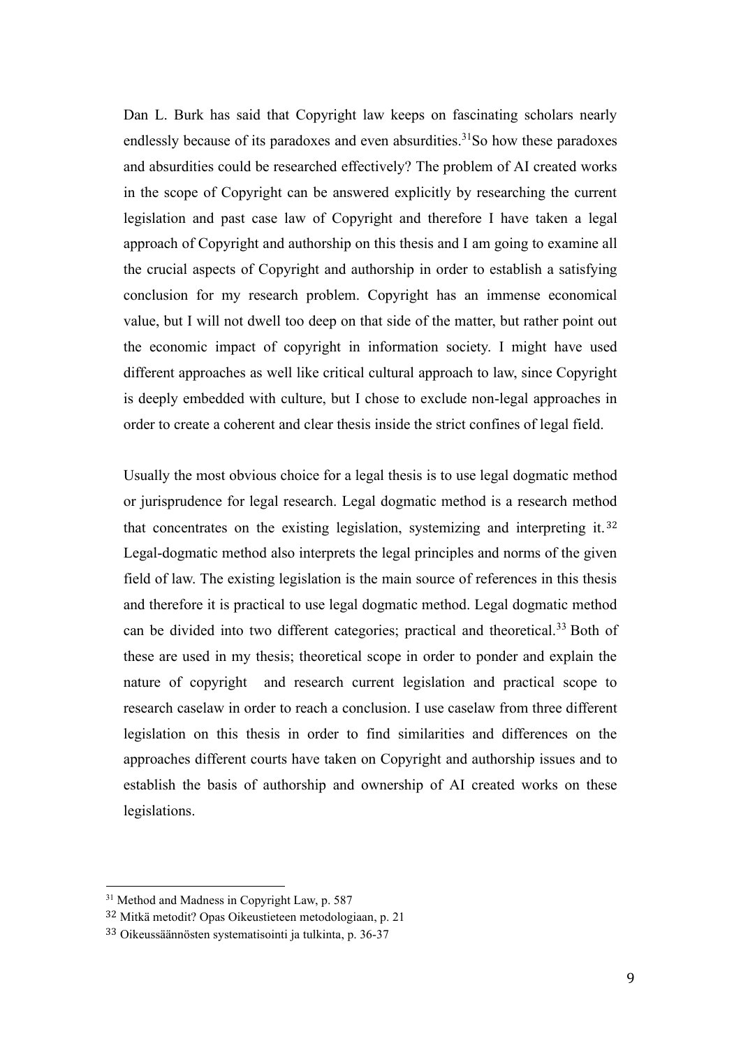Dan L. Burk has said that Copyright law keeps on fascinating scholars nearly endlessly because of its paradoxes and even absurdities.[31]So how these paradoxes and absurdities could be researched effectively? The problem of AI created works in the scope of Copyright can be answered explicitly by researching the current legislation and past case law of Copyright and therefore I have taken a legal approach of Copyright and authorship on this thesis and I am going to examine all the crucial aspects of Copyright and authorship in order to establish a satisfying conclusion for my research problem. Copyright has an immense economical value, but I will not dwell too deep on that side of the matter, but rather point out the economic impact of copyright in information society. I might have used different approaches as well like critical cultural approach to law, since Copyright is deeply embedded with culture, but I chose to exclude non-legal approaches in order to create a coherent and clear thesis inside the strict confines of legal field.

Usually the most obvious choice for a legal thesis is to use legal dogmatic method or jurisprudence for legal research. Legal dogmatic method is a research method that concentrates on the existing legislation, systemizing and interpreting it.[32] Legal-dogmatic method also interprets the legal principles and norms of the given field of law. The existing legislation is the main source of references in this thesis and therefore it is practical to use legal dogmatic method. Legal dogmatic method can be divided into two different categories; practical and theoretical.[33] Both of these are used in my thesis; theoretical scope in order to ponder and explain the nature of copyright and research current legislation and practical scope to research caselaw in order to reach a conclusion. I use caselaw from three different legislation on this thesis in order to find similarities and differences on the approaches different courts have taken on Copyright and authorship issues and to establish the basis of authorship and ownership of AI created works on these legislations.

---

[31] Method and Madness in Copyright Law, p. 587

[32] Mitkä metodit? Opas Oikeustieteen metodologiaan, p. 21

[33] Oikeussäännösten systematisointi ja tulkinta, p. 36-37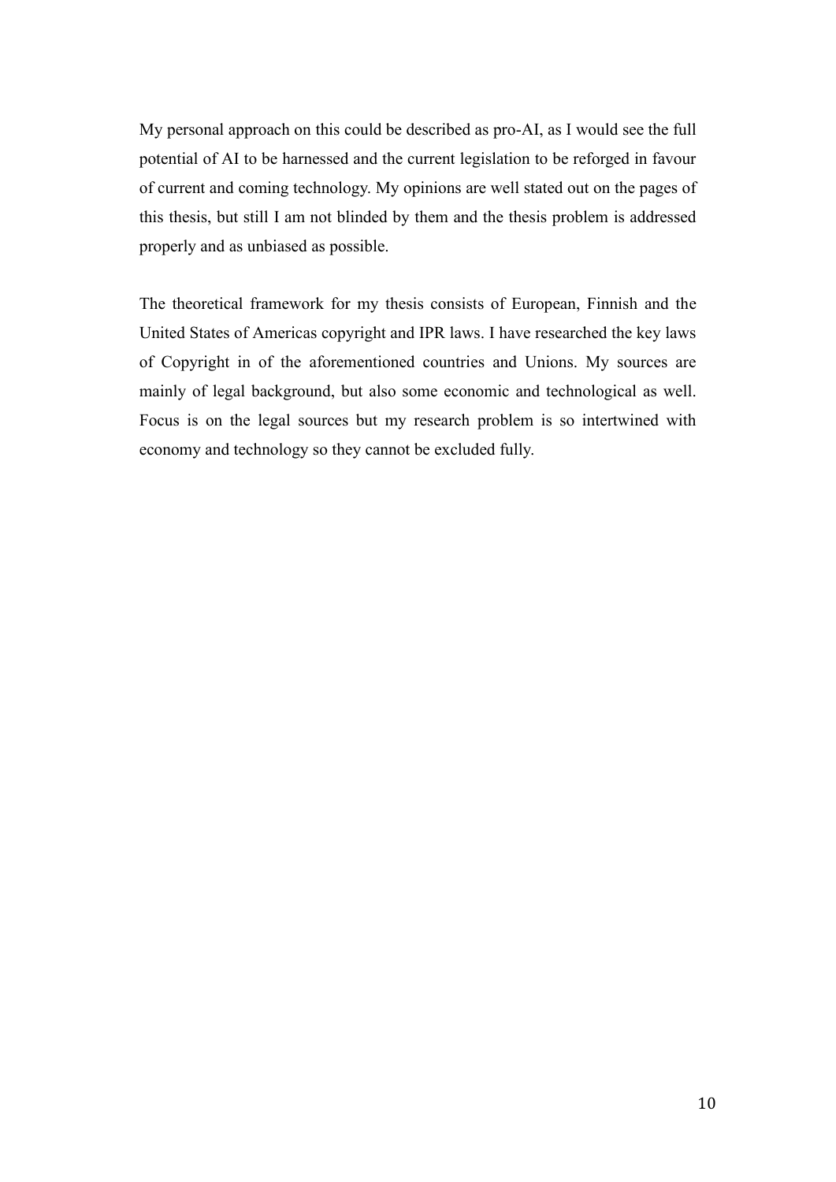My personal approach on this could be described as pro-AI, as I would see the full potential of AI to be harnessed and the current legislation to be reforged in favour of current and coming technology. My opinions are well stated out on the pages of this thesis, but still I am not blinded by them and the thesis problem is addressed properly and as unbiased as possible.

The theoretical framework for my thesis consists of European, Finnish and the United States of Americas copyright and IPR laws. I have researched the key laws of Copyright in of the aforementioned countries and Unions. My sources are mainly of legal background, but also some economic and technological as well. Focus is on the legal sources but my research problem is so intertwined with economy and technology so they cannot be excluded fully.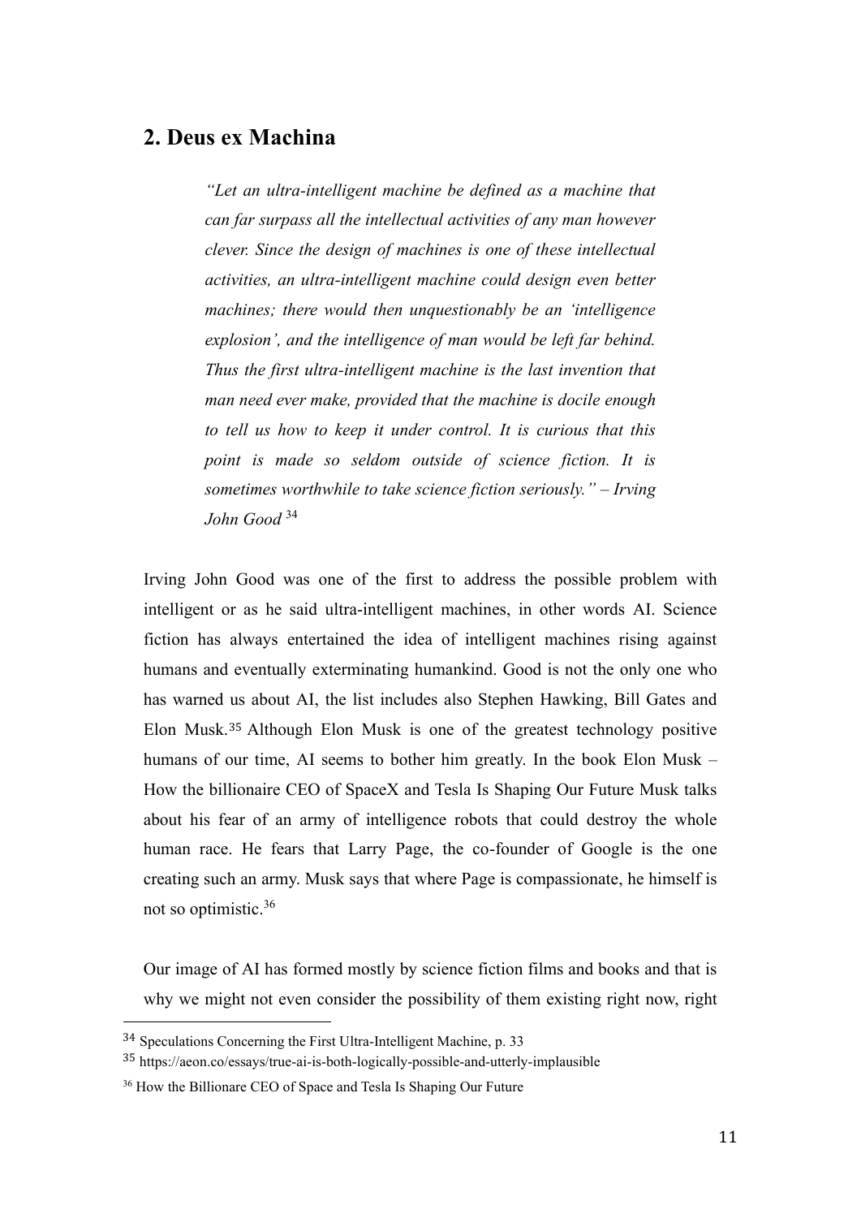## 2. Deus ex Machina

> *"Let an ultra-intelligent machine be defined as a machine that can far surpass all the intellectual activities of any man however clever. Since the design of machines is one of these intellectual activities, an ultra-intelligent machine could design even better machines; there would then unquestionably be an 'intelligence explosion', and the intelligence of man would be left far behind. Thus the first ultra-intelligent machine is the last invention that man need ever make, provided that the machine is docile enough to tell us how to keep it under control. It is curious that this point is made so seldom outside of science fiction. It is sometimes worthwhile to take science fiction seriously." – Irving John Good* [34]

Irving John Good was one of the first to address the possible problem with intelligent or as he said ultra-intelligent machines, in other words AI. Science fiction has always entertained the idea of intelligent machines rising against humans and eventually exterminating humankind. Good is not the only one who has warned us about AI, the list includes also Stephen Hawking, Bill Gates and Elon Musk.[35] Although Elon Musk is one of the greatest technology positive humans of our time, AI seems to bother him greatly. In the book Elon Musk – How the billionaire CEO of SpaceX and Tesla Is Shaping Our Future Musk talks about his fear of an army of intelligence robots that could destroy the whole human race. He fears that Larry Page, the co-founder of Google is the one creating such an army. Musk says that where Page is compassionate, he himself is not so optimistic.[36]

Our image of AI has formed mostly by science fiction films and books and that is why we might not even consider the possibility of them existing right now, right

---

[34] Speculations Concerning the First Ultra-Intelligent Machine, p. 33

[35] https://aeon.co/essays/true-ai-is-both-logically-possible-and-utterly-implausible

[36] How the Billionare CEO of Space and Tesla Is Shaping Our Future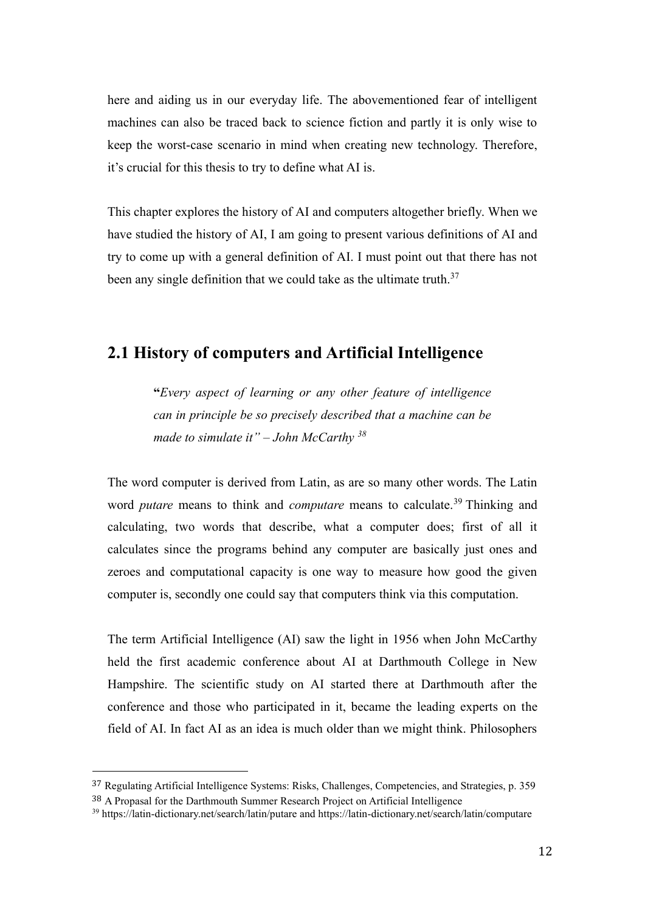here and aiding us in our everyday life. The abovementioned fear of intelligent machines can also be traced back to science fiction and partly it is only wise to keep the worst-case scenario in mind when creating new technology. Therefore, it's crucial for this thesis to try to define what AI is.

This chapter explores the history of AI and computers altogether briefly. When we have studied the history of AI, I am going to present various definitions of AI and try to come up with a general definition of AI. I must point out that there has not been any single definition that we could take as the ultimate truth.[37]

## 2.1 History of computers and Artificial Intelligence

> **"***Every aspect of learning or any other feature of intelligence can in principle be so precisely described that a machine can be made to simulate it" – John McCarthy* [38]

The word computer is derived from Latin, as are so many other words. The Latin word *putare* means to think and *computare* means to calculate.[39] Thinking and calculating, two words that describe, what a computer does; first of all it calculates since the programs behind any computer are basically just ones and zeroes and computational capacity is one way to measure how good the given computer is, secondly one could say that computers think via this computation.

The term Artificial Intelligence (AI) saw the light in 1956 when John McCarthy held the first academic conference about AI at Darthmouth College in New Hampshire. The scientific study on AI started there at Darthmouth after the conference and those who participated in it, became the leading experts on the field of AI. In fact AI as an idea is much older than we might think. Philosophers

---

[37] Regulating Artificial Intelligence Systems: Risks, Challenges, Competencies, and Strategies, p. 359

[38] A Propasal for the Darthmouth Summer Research Project on Artificial Intelligence

[39] https://latin-dictionary.net/search/latin/putare and https://latin-dictionary.net/search/latin/computare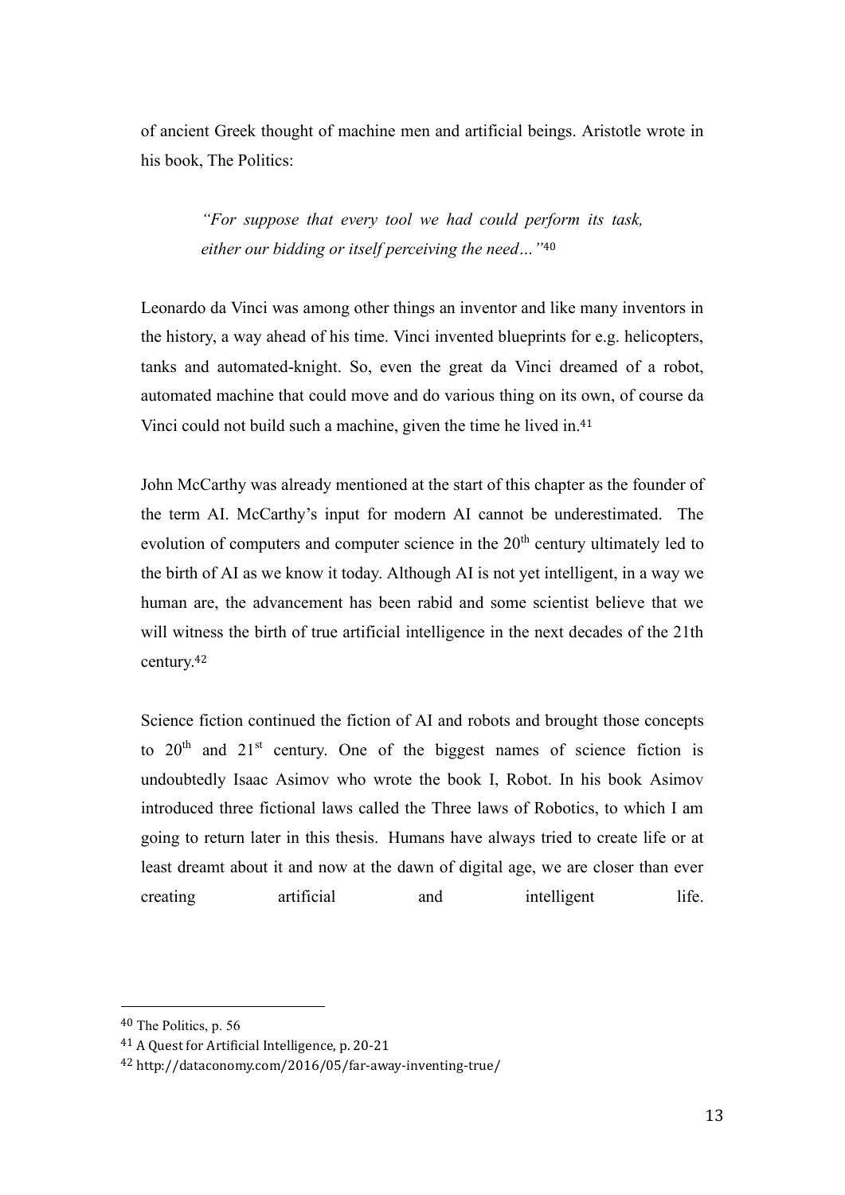of ancient Greek thought of machine men and artificial beings. Aristotle wrote in his book, The Politics:

> *"For suppose that every tool we had could perform its task, either our bidding or itself perceiving the need…"*[40]

Leonardo da Vinci was among other things an inventor and like many inventors in the history, a way ahead of his time. Vinci invented blueprints for e.g. helicopters, tanks and automated-knight. So, even the great da Vinci dreamed of a robot, automated machine that could move and do various thing on its own, of course da Vinci could not build such a machine, given the time he lived in.[41]

John McCarthy was already mentioned at the start of this chapter as the founder of the term AI. McCarthy's input for modern AI cannot be underestimated. The evolution of computers and computer science in the 20th century ultimately led to the birth of AI as we know it today. Although AI is not yet intelligent, in a way we human are, the advancement has been rabid and some scientist believe that we will witness the birth of true artificial intelligence in the next decades of the 21th century.[42]

Science fiction continued the fiction of AI and robots and brought those concepts to 20th and 21st century. One of the biggest names of science fiction is undoubtedly Isaac Asimov who wrote the book I, Robot. In his book Asimov introduced three fictional laws called the Three laws of Robotics, to which I am going to return later in this thesis. Humans have always tried to create life or at least dreamt about it and now at the dawn of digital age, we are closer than ever creating artificial and intelligent life.

---

[40] The Politics, p. 56

[41] A Quest for Artificial Intelligence, p. 20-21

[42] http://dataconomy.com/2016/05/far-away-inventing-true/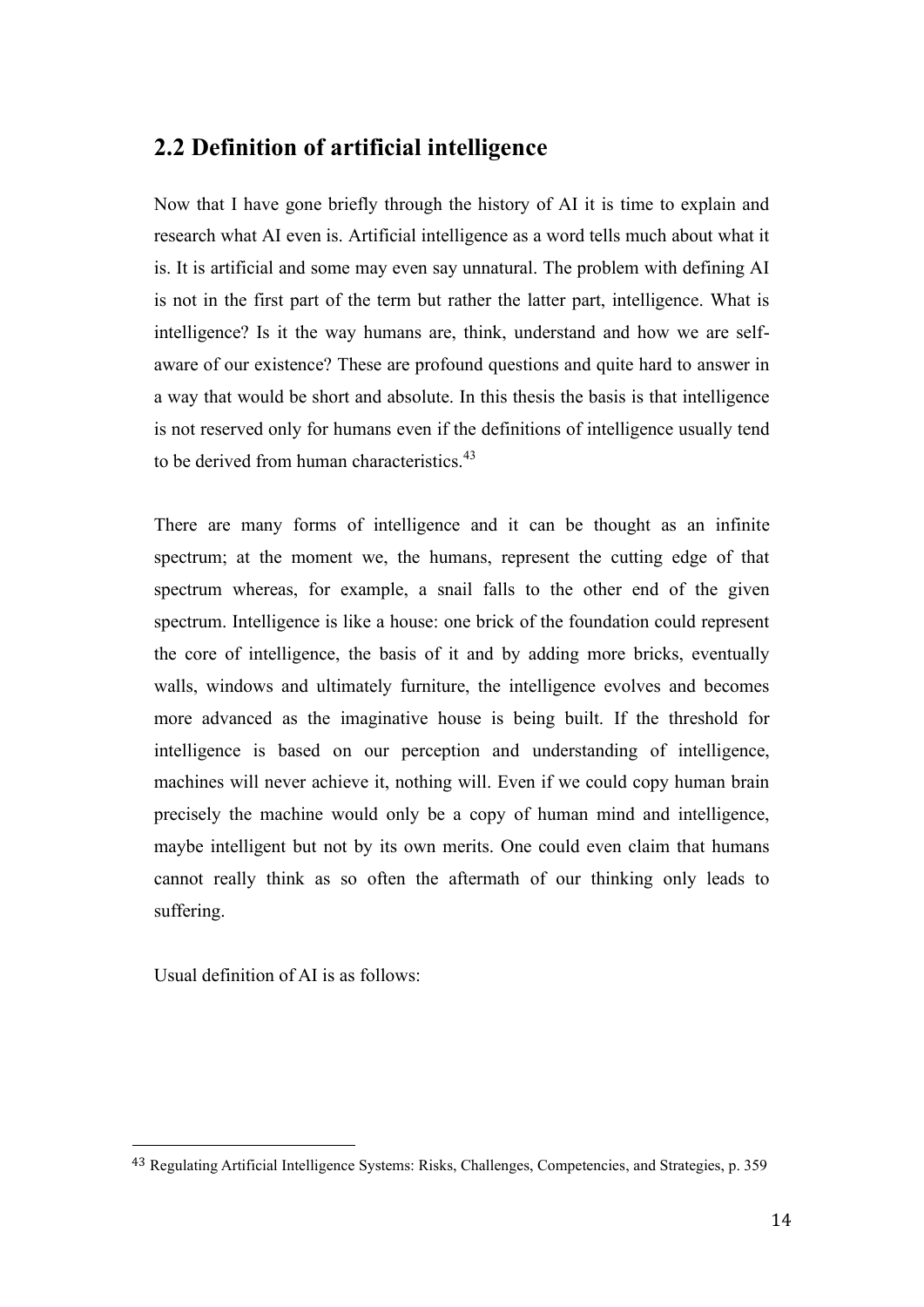## 2.2 Definition of artificial intelligence

Now that I have gone briefly through the history of AI it is time to explain and research what AI even is. Artificial intelligence as a word tells much about what it is. It is artificial and some may even say unnatural. The problem with defining AI is not in the first part of the term but rather the latter part, intelligence. What is intelligence? Is it the way humans are, think, understand and how we are self-aware of our existence? These are profound questions and quite hard to answer in a way that would be short and absolute. In this thesis the basis is that intelligence is not reserved only for humans even if the definitions of intelligence usually tend to be derived from human characteristics.[43]

There are many forms of intelligence and it can be thought as an infinite spectrum; at the moment we, the humans, represent the cutting edge of that spectrum whereas, for example, a snail falls to the other end of the given spectrum. Intelligence is like a house: one brick of the foundation could represent the core of intelligence, the basis of it and by adding more bricks, eventually walls, windows and ultimately furniture, the intelligence evolves and becomes more advanced as the imaginative house is being built. If the threshold for intelligence is based on our perception and understanding of intelligence, machines will never achieve it, nothing will. Even if we could copy human brain precisely the machine would only be a copy of human mind and intelligence, maybe intelligent but not by its own merits. One could even claim that humans cannot really think as so often the aftermath of our thinking only leads to suffering.

Usual definition of AI is as follows:

[43] Regulating Artificial Intelligence Systems: Risks, Challenges, Competencies, and Strategies, p. 359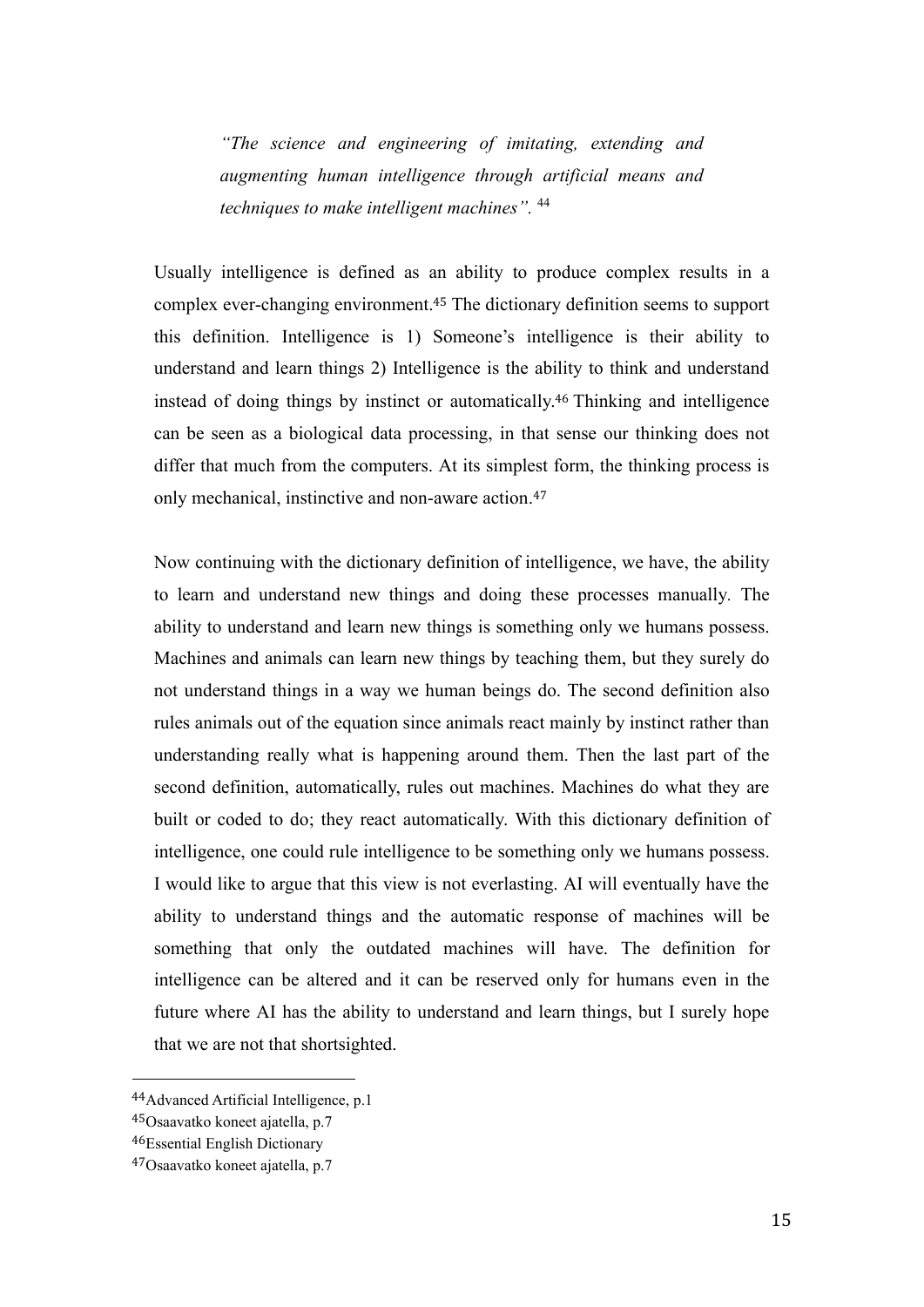> *"The science and engineering of imitating, extending and augmenting human intelligence through artificial means and techniques to make intelligent machines".* [44]

Usually intelligence is defined as an ability to produce complex results in a complex ever-changing environment.[45] The dictionary definition seems to support this definition. Intelligence is 1) Someone's intelligence is their ability to understand and learn things 2) Intelligence is the ability to think and understand instead of doing things by instinct or automatically.[46] Thinking and intelligence can be seen as a biological data processing, in that sense our thinking does not differ that much from the computers. At its simplest form, the thinking process is only mechanical, instinctive and non-aware action.[47]

Now continuing with the dictionary definition of intelligence, we have, the ability to learn and understand new things and doing these processes manually. The ability to understand and learn new things is something only we humans possess. Machines and animals can learn new things by teaching them, but they surely do not understand things in a way we human beings do. The second definition also rules animals out of the equation since animals react mainly by instinct rather than understanding really what is happening around them. Then the last part of the second definition, automatically, rules out machines. Machines do what they are built or coded to do; they react automatically. With this dictionary definition of intelligence, one could rule intelligence to be something only we humans possess. I would like to argue that this view is not everlasting. AI will eventually have the ability to understand things and the automatic response of machines will be something that only the outdated machines will have. The definition for intelligence can be altered and it can be reserved only for humans even in the future where AI has the ability to understand and learn things, but I surely hope that we are not that shortsighted.

---

[44] Advanced Artificial Intelligence, p.1

[45] Osaavatko koneet ajatella, p.7

[46] Essential English Dictionary

[47] Osaavatko koneet ajatella, p.7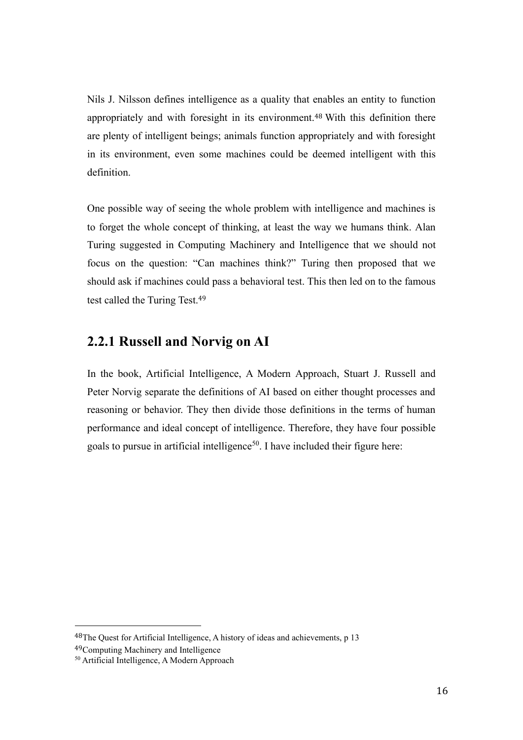Nils J. Nilsson defines intelligence as a quality that enables an entity to function appropriately and with foresight in its environment.[48] With this definition there are plenty of intelligent beings; animals function appropriately and with foresight in its environment, even some machines could be deemed intelligent with this definition.

One possible way of seeing the whole problem with intelligence and machines is to forget the whole concept of thinking, at least the way we humans think. Alan Turing suggested in Computing Machinery and Intelligence that we should not focus on the question: "Can machines think?" Turing then proposed that we should ask if machines could pass a behavioral test. This then led on to the famous test called the Turing Test.[49]

### 2.2.1 Russell and Norvig on AI

In the book, Artificial Intelligence, A Modern Approach, Stuart J. Russell and Peter Norvig separate the definitions of AI based on either thought processes and reasoning or behavior. They then divide those definitions in the terms of human performance and ideal concept of intelligence. Therefore, they have four possible goals to pursue in artificial intelligence[50]. I have included their figure here:

---

[48] The Quest for Artificial Intelligence, A history of ideas and achievements, p 13

[49] Computing Machinery and Intelligence

[50] Artificial Intelligence, A Modern Approach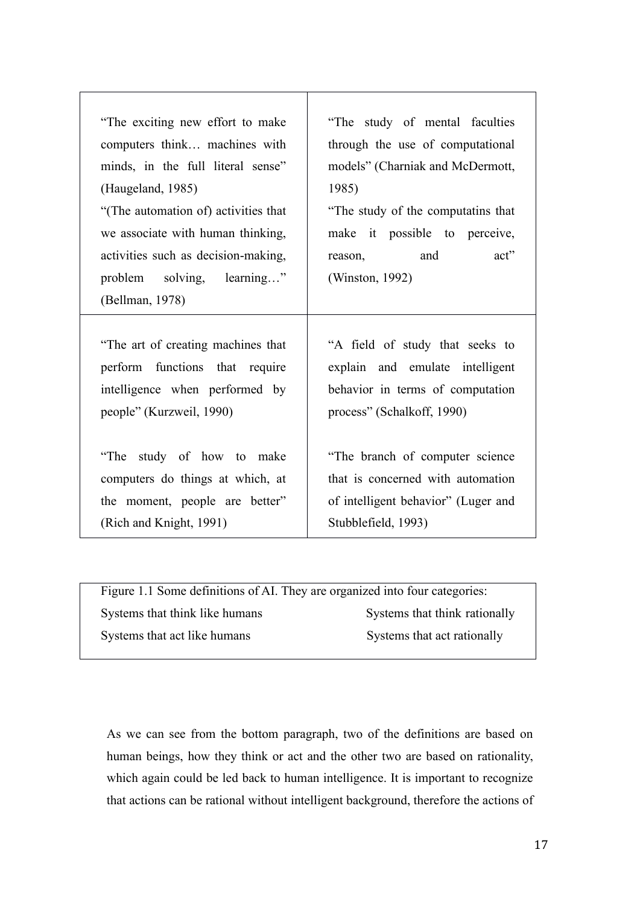| | |
|---|---|
| "The exciting new effort to make computers think… machines with minds, in the full literal sense" (Haugeland, 1985)<br>"(The automation of) activities that we associate with human thinking, activities such as decision-making, problem solving, learning…" (Bellman, 1978) | "The study of mental faculties through the use of computational models" (Charniak and McDermott, 1985)<br>"The study of the computatins that make it possible to perceive, reason, and act" (Winston, 1992) |
| "The art of creating machines that perform functions that require intelligence when performed by people" (Kurzweil, 1990)<br><br>"The study of how to make computers do things at which, at the moment, people are better" (Rich and Knight, 1991) | "A field of study that seeks to explain and emulate intelligent behavior in terms of computation process" (Schalkoff, 1990)<br><br>"The branch of computer science that is concerned with automation of intelligent behavior" (Luger and Stubblefield, 1993) |

Figure 1.1 Some definitions of AI. They are organized into four categories:

| | |
|---|---|
| Systems that think like humans | Systems that think rationally |
| Systems that act like humans | Systems that act rationally |

As we can see from the bottom paragraph, two of the definitions are based on human beings, how they think or act and the other two are based on rationality, which again could be led back to human intelligence. It is important to recognize that actions can be rational without intelligent background, therefore the actions of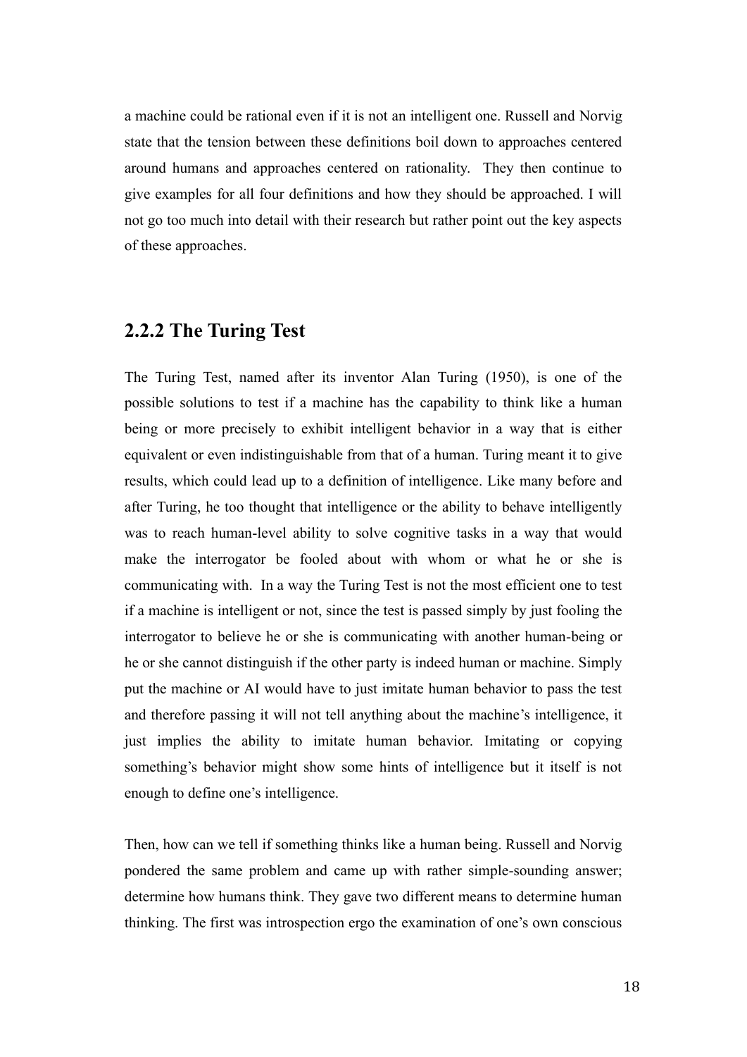a machine could be rational even if it is not an intelligent one. Russell and Norvig state that the tension between these definitions boil down to approaches centered around humans and approaches centered on rationality. They then continue to give examples for all four definitions and how they should be approached. I will not go too much into detail with their research but rather point out the key aspects of these approaches.

### 2.2.2 The Turing Test

The Turing Test, named after its inventor Alan Turing (1950), is one of the possible solutions to test if a machine has the capability to think like a human being or more precisely to exhibit intelligent behavior in a way that is either equivalent or even indistinguishable from that of a human. Turing meant it to give results, which could lead up to a definition of intelligence. Like many before and after Turing, he too thought that intelligence or the ability to behave intelligently was to reach human-level ability to solve cognitive tasks in a way that would make the interrogator be fooled about with whom or what he or she is communicating with. In a way the Turing Test is not the most efficient one to test if a machine is intelligent or not, since the test is passed simply by just fooling the interrogator to believe he or she is communicating with another human-being or he or she cannot distinguish if the other party is indeed human or machine. Simply put the machine or AI would have to just imitate human behavior to pass the test and therefore passing it will not tell anything about the machine's intelligence, it just implies the ability to imitate human behavior. Imitating or copying something's behavior might show some hints of intelligence but it itself is not enough to define one's intelligence.

Then, how can we tell if something thinks like a human being. Russell and Norvig pondered the same problem and came up with rather simple-sounding answer; determine how humans think. They gave two different means to determine human thinking. The first was introspection ergo the examination of one's own conscious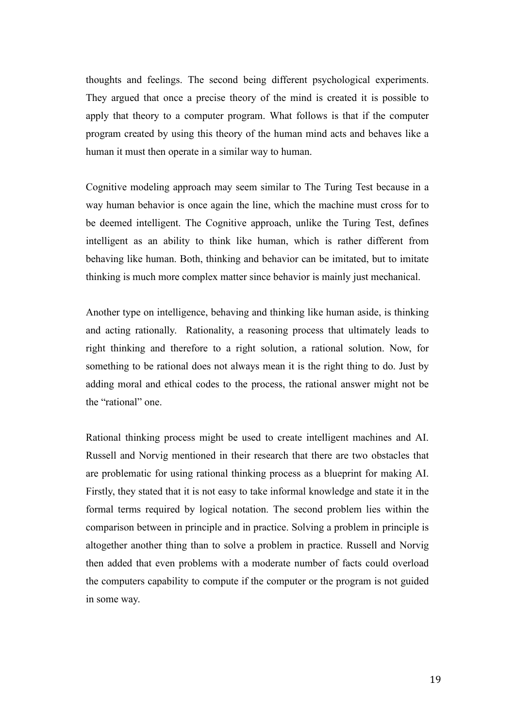thoughts and feelings. The second being different psychological experiments. They argued that once a precise theory of the mind is created it is possible to apply that theory to a computer program. What follows is that if the computer program created by using this theory of the human mind acts and behaves like a human it must then operate in a similar way to human.

Cognitive modeling approach may seem similar to The Turing Test because in a way human behavior is once again the line, which the machine must cross for to be deemed intelligent. The Cognitive approach, unlike the Turing Test, defines intelligent as an ability to think like human, which is rather different from behaving like human. Both, thinking and behavior can be imitated, but to imitate thinking is much more complex matter since behavior is mainly just mechanical.

Another type on intelligence, behaving and thinking like human aside, is thinking and acting rationally. Rationality, a reasoning process that ultimately leads to right thinking and therefore to a right solution, a rational solution. Now, for something to be rational does not always mean it is the right thing to do. Just by adding moral and ethical codes to the process, the rational answer might not be the "rational" one.

Rational thinking process might be used to create intelligent machines and AI. Russell and Norvig mentioned in their research that there are two obstacles that are problematic for using rational thinking process as a blueprint for making AI. Firstly, they stated that it is not easy to take informal knowledge and state it in the formal terms required by logical notation. The second problem lies within the comparison between in principle and in practice. Solving a problem in principle is altogether another thing than to solve a problem in practice. Russell and Norvig then added that even problems with a moderate number of facts could overload the computers capability to compute if the computer or the program is not guided in some way.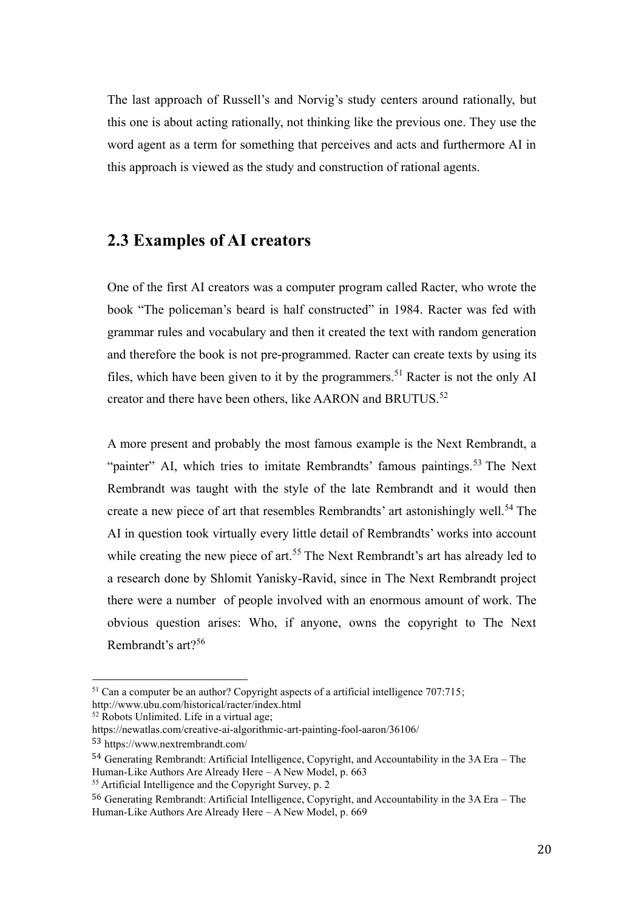The last approach of Russell's and Norvig's study centers around rationally, but this one is about acting rationally, not thinking like the previous one. They use the word agent as a term for something that perceives and acts and furthermore AI in this approach is viewed as the study and construction of rational agents.

## 2.3 Examples of AI creators

One of the first AI creators was a computer program called Racter, who wrote the book "The policeman's beard is half constructed" in 1984. Racter was fed with grammar rules and vocabulary and then it created the text with random generation and therefore the book is not pre-programmed. Racter can create texts by using its files, which have been given to it by the programmers.[51] Racter is not the only AI creator and there have been others, like AARON and BRUTUS.[52]

A more present and probably the most famous example is the Next Rembrandt, a "painter" AI, which tries to imitate Rembrandts' famous paintings.[53] The Next Rembrandt was taught with the style of the late Rembrandt and it would then create a new piece of art that resembles Rembrandts' art astonishingly well.[54] The AI in question took virtually every little detail of Rembrandts' works into account while creating the new piece of art.[55] The Next Rembrandt's art has already led to a research done by Shlomit Yanisky-Ravid, since in The Next Rembrandt project there were a number of people involved with an enormous amount of work. The obvious question arises: Who, if anyone, owns the copyright to The Next Rembrandt's art?[56]

---

[51] Can a computer be an author? Copyright aspects of a artificial intelligence 707:715; http://www.ubu.com/historical/racter/index.html

[52] Robots Unlimited. Life in a virtual age; https://newatlas.com/creative-ai-algorithmic-art-painting-fool-aaron/36106/

[53] https://www.nextrembrandt.com/

[54] Generating Rembrandt: Artificial Intelligence, Copyright, and Accountability in the 3A Era – The Human-Like Authors Are Already Here – A New Model, p. 663

[55] Artificial Intelligence and the Copyright Survey, p. 2

[56] Generating Rembrandt: Artificial Intelligence, Copyright, and Accountability in the 3A Era – The Human-Like Authors Are Already Here – A New Model, p. 669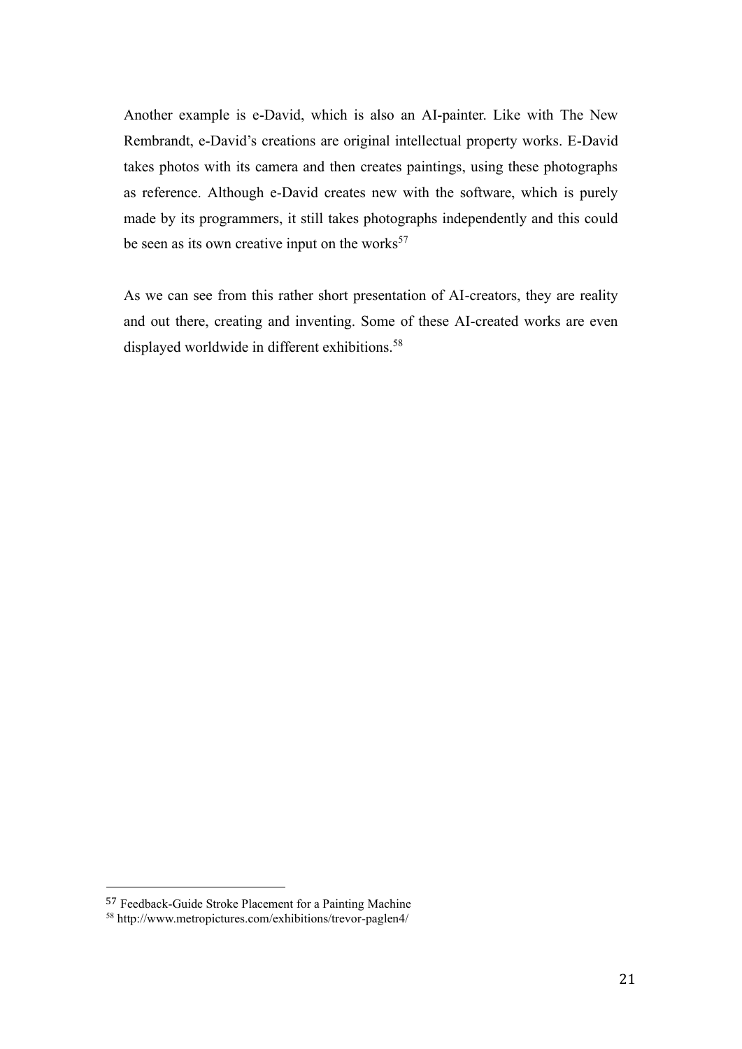Another example is e-David, which is also an AI-painter. Like with The New Rembrandt, e-David's creations are original intellectual property works. E-David takes photos with its camera and then creates paintings, using these photographs as reference. Although e-David creates new with the software, which is purely made by its programmers, it still takes photographs independently and this could be seen as its own creative input on the works[57]

As we can see from this rather short presentation of AI-creators, they are reality and out there, creating and inventing. Some of these AI-created works are even displayed worldwide in different exhibitions.[58]

---

[57] Feedback-Guide Stroke Placement for a Painting Machine

[58] http://www.metropictures.com/exhibitions/trevor-paglen4/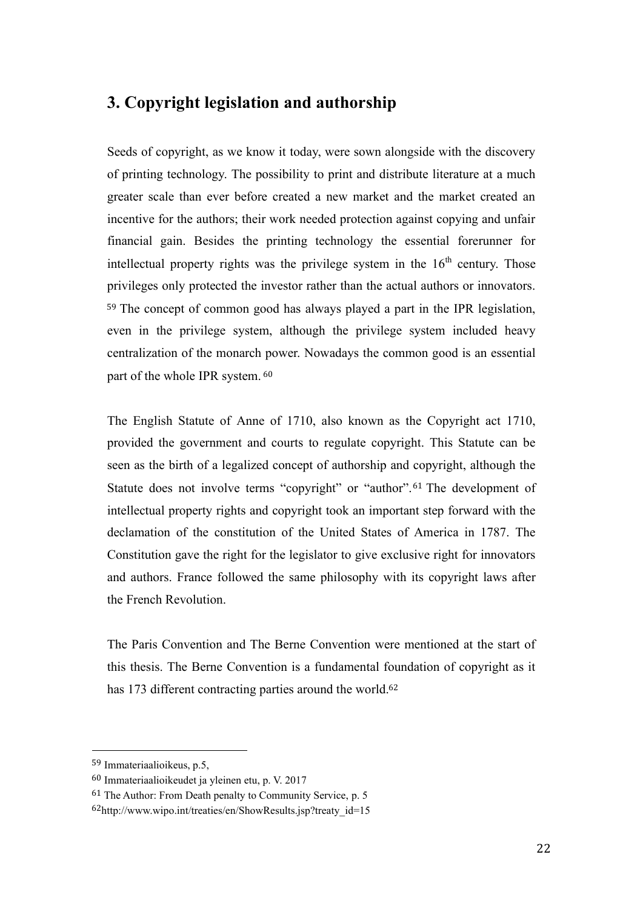## 3. Copyright legislation and authorship

Seeds of copyright, as we know it today, were sown alongside with the discovery of printing technology. The possibility to print and distribute literature at a much greater scale than ever before created a new market and the market created an incentive for the authors; their work needed protection against copying and unfair financial gain. Besides the printing technology the essential forerunner for intellectual property rights was the privilege system in the $16^{th}$ century. Those privileges only protected the investor rather than the actual authors or innovators.[59] The concept of common good has always played a part in the IPR legislation, even in the privilege system, although the privilege system included heavy centralization of the monarch power. Nowadays the common good is an essential part of the whole IPR system.[60]

The English Statute of Anne of 1710, also known as the Copyright act 1710, provided the government and courts to regulate copyright. This Statute can be seen as the birth of a legalized concept of authorship and copyright, although the Statute does not involve terms "copyright" or "author".[61] The development of intellectual property rights and copyright took an important step forward with the declamation of the constitution of the United States of America in 1787. The Constitution gave the right for the legislator to give exclusive right for innovators and authors. France followed the same philosophy with its copyright laws after the French Revolution.

The Paris Convention and The Berne Convention were mentioned at the start of this thesis. The Berne Convention is a fundamental foundation of copyright as it has 173 different contracting parties around the world.[62]

---

[59] Immateriaalioikeus, p.5,

[60] Immateriaalioikeudet ja yleinen etu, p. V. 2017

[61] The Author: From Death penalty to Community Service, p. 5

[62] http://www.wipo.int/treaties/en/ShowResults.jsp?treaty_id=15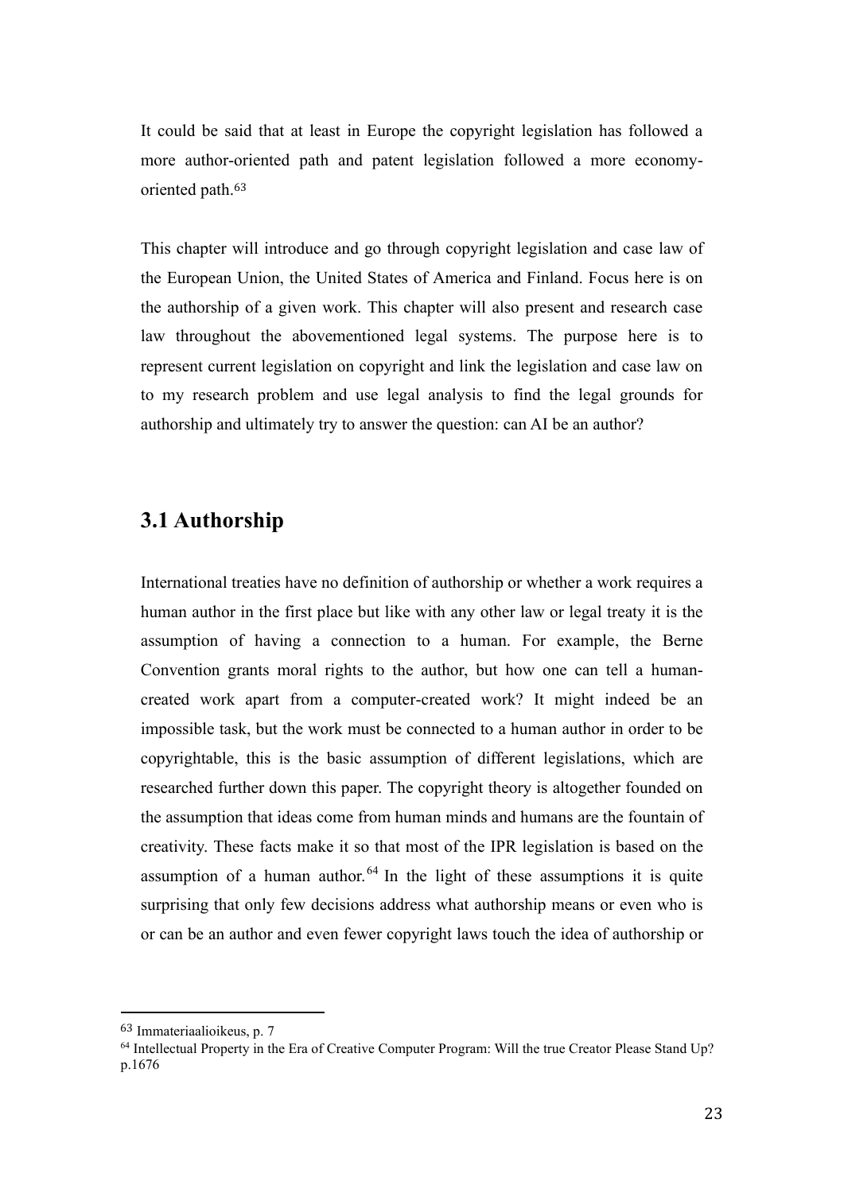It could be said that at least in Europe the copyright legislation has followed a more author-oriented path and patent legislation followed a more economy-oriented path.[63]

This chapter will introduce and go through copyright legislation and case law of the European Union, the United States of America and Finland. Focus here is on the authorship of a given work. This chapter will also present and research case law throughout the abovementioned legal systems. The purpose here is to represent current legislation on copyright and link the legislation and case law on to my research problem and use legal analysis to find the legal grounds for authorship and ultimately try to answer the question: can AI be an author?

## 3.1 Authorship

International treaties have no definition of authorship or whether a work requires a human author in the first place but like with any other law or legal treaty it is the assumption of having a connection to a human. For example, the Berne Convention grants moral rights to the author, but how one can tell a human-created work apart from a computer-created work? It might indeed be an impossible task, but the work must be connected to a human author in order to be copyrightable, this is the basic assumption of different legislations, which are researched further down this paper. The copyright theory is altogether founded on the assumption that ideas come from human minds and humans are the fountain of creativity. These facts make it so that most of the IPR legislation is based on the assumption of a human author.[64] In the light of these assumptions it is quite surprising that only few decisions address what authorship means or even who is or can be an author and even fewer copyright laws touch the idea of authorship or

[63] Immateriaalioikeus, p. 7

[64] Intellectual Property in the Era of Creative Computer Program: Will the true Creator Please Stand Up? p.1676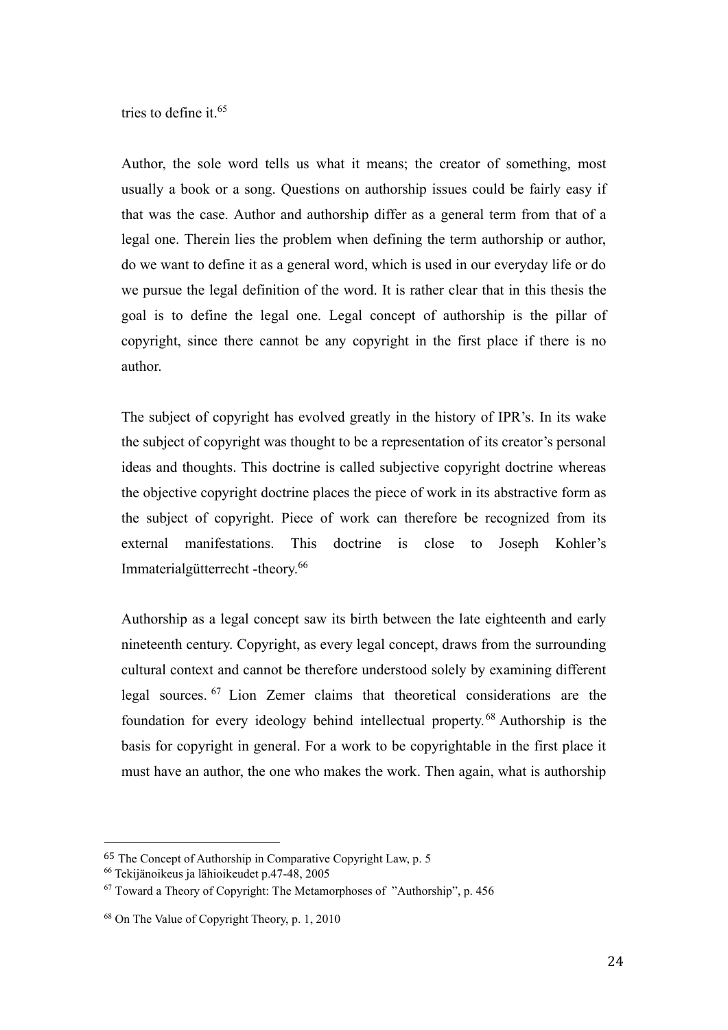tries to define it.[65]

Author, the sole word tells us what it means; the creator of something, most usually a book or a song. Questions on authorship issues could be fairly easy if that was the case. Author and authorship differ as a general term from that of a legal one. Therein lies the problem when defining the term authorship or author, do we want to define it as a general word, which is used in our everyday life or do we pursue the legal definition of the word. It is rather clear that in this thesis the goal is to define the legal one. Legal concept of authorship is the pillar of copyright, since there cannot be any copyright in the first place if there is no author.

The subject of copyright has evolved greatly in the history of IPR's. In its wake the subject of copyright was thought to be a representation of its creator's personal ideas and thoughts. This doctrine is called subjective copyright doctrine whereas the objective copyright doctrine places the piece of work in its abstractive form as the subject of copyright. Piece of work can therefore be recognized from its external manifestations. This doctrine is close to Joseph Kohler's Immaterialgütterrecht -theory.[66]

Authorship as a legal concept saw its birth between the late eighteenth and early nineteenth century. Copyright, as every legal concept, draws from the surrounding cultural context and cannot be therefore understood solely by examining different legal sources.[67] Lion Zemer claims that theoretical considerations are the foundation for every ideology behind intellectual property.[68] Authorship is the basis for copyright in general. For a work to be copyrightable in the first place it must have an author, the one who makes the work. Then again, what is authorship

---

[65] The Concept of Authorship in Comparative Copyright Law, p. 5

[66] Tekijänoikeus ja lähioikeudet p.47-48, 2005

[67] Toward a Theory of Copyright: The Metamorphoses of "Authorship", p. 456

[68] On The Value of Copyright Theory, p. 1, 2010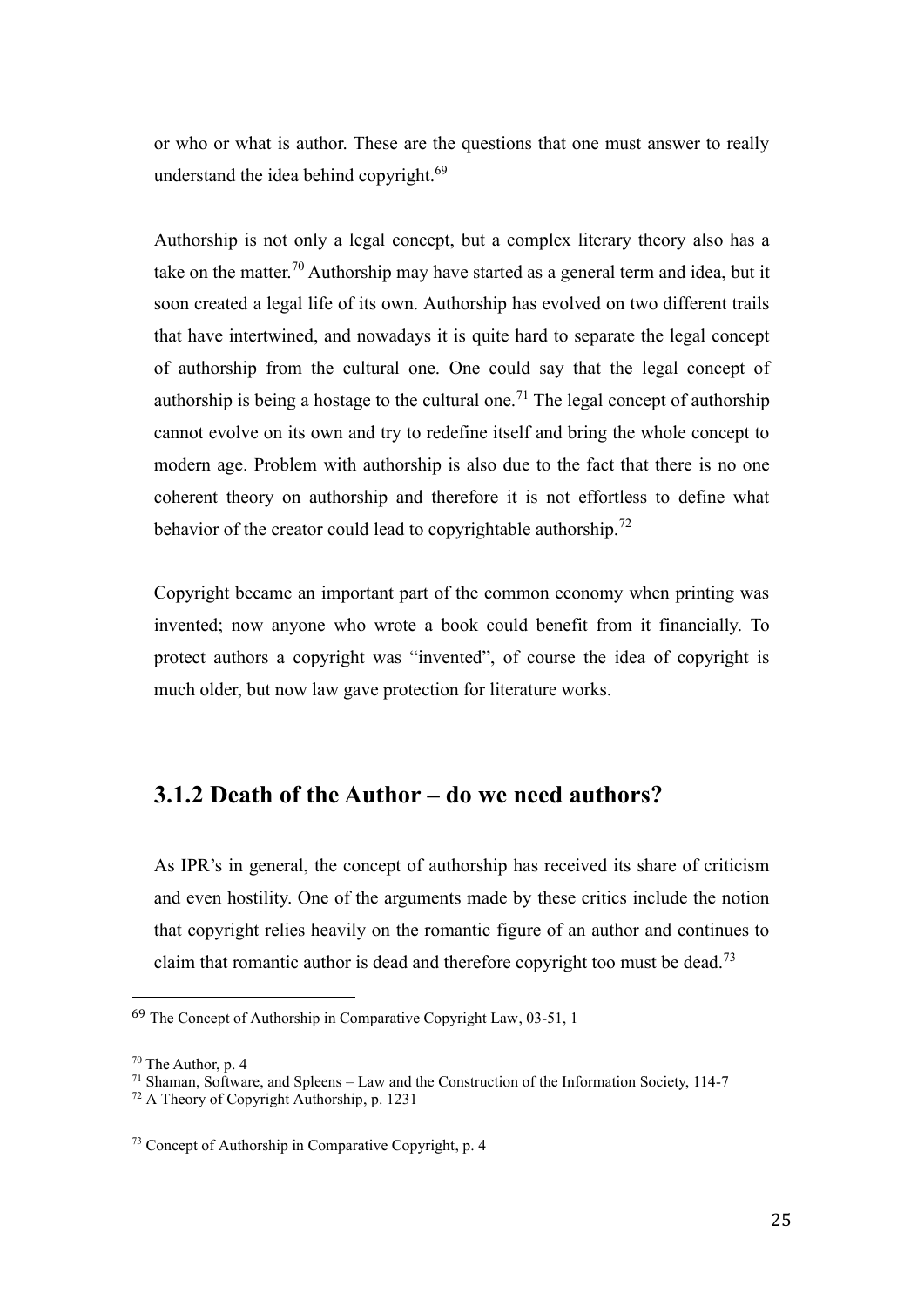or who or what is author. These are the questions that one must answer to really understand the idea behind copyright.[69]

Authorship is not only a legal concept, but a complex literary theory also has a take on the matter.[70] Authorship may have started as a general term and idea, but it soon created a legal life of its own. Authorship has evolved on two different trails that have intertwined, and nowadays it is quite hard to separate the legal concept of authorship from the cultural one. One could say that the legal concept of authorship is being a hostage to the cultural one.[71] The legal concept of authorship cannot evolve on its own and try to redefine itself and bring the whole concept to modern age. Problem with authorship is also due to the fact that there is no one coherent theory on authorship and therefore it is not effortless to define what behavior of the creator could lead to copyrightable authorship.[72]

Copyright became an important part of the common economy when printing was invented; now anyone who wrote a book could benefit from it financially. To protect authors a copyright was "invented", of course the idea of copyright is much older, but now law gave protection for literature works.

### 3.1.2 Death of the Author – do we need authors?

As IPR's in general, the concept of authorship has received its share of criticism and even hostility. One of the arguments made by these critics include the notion that copyright relies heavily on the romantic figure of an author and continues to claim that romantic author is dead and therefore copyright too must be dead.[73]

---

[69] The Concept of Authorship in Comparative Copyright Law, 03-51, 1

[70] The Author, p. 4

[71] Shaman, Software, and Spleens – Law and the Construction of the Information Society, 114-7

[72] A Theory of Copyright Authorship, p. 1231

[73] Concept of Authorship in Comparative Copyright, p. 4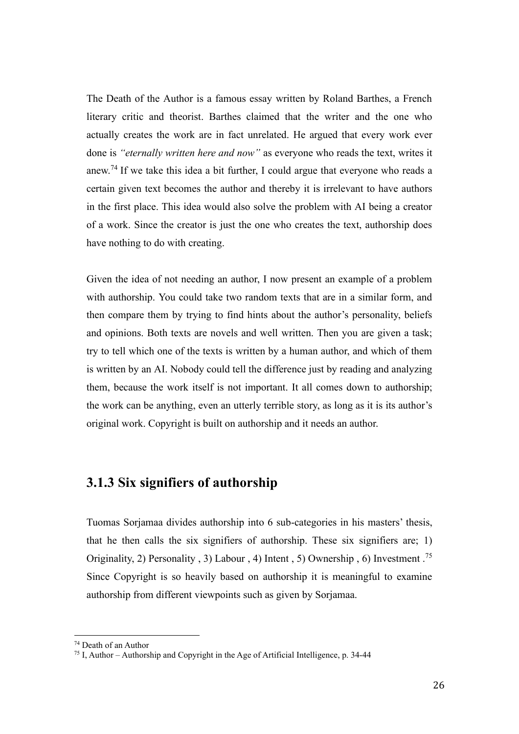The Death of the Author is a famous essay written by Roland Barthes, a French literary critic and theorist. Barthes claimed that the writer and the one who actually creates the work are in fact unrelated. He argued that every work ever done is *"eternally written here and now"* as everyone who reads the text, writes it anew.[74] If we take this idea a bit further, I could argue that everyone who reads a certain given text becomes the author and thereby it is irrelevant to have authors in the first place. This idea would also solve the problem with AI being a creator of a work. Since the creator is just the one who creates the text, authorship does have nothing to do with creating.

Given the idea of not needing an author, I now present an example of a problem with authorship. You could take two random texts that are in a similar form, and then compare them by trying to find hints about the author's personality, beliefs and opinions. Both texts are novels and well written. Then you are given a task; try to tell which one of the texts is written by a human author, and which of them is written by an AI. Nobody could tell the difference just by reading and analyzing them, because the work itself is not important. It all comes down to authorship; the work can be anything, even an utterly terrible story, as long as it is its author's original work. Copyright is built on authorship and it needs an author.

### 3.1.3 Six signifiers of authorship

Tuomas Sorjamaa divides authorship into 6 sub-categories in his masters' thesis, that he then calls the six signifiers of authorship. These six signifiers are; 1) Originality, 2) Personality , 3) Labour , 4) Intent , 5) Ownership , 6) Investment .[75] Since Copyright is so heavily based on authorship it is meaningful to examine authorship from different viewpoints such as given by Sorjamaa.

---

[74] Death of an Author

[75] I, Author – Authorship and Copyright in the Age of Artificial Intelligence, p. 34-44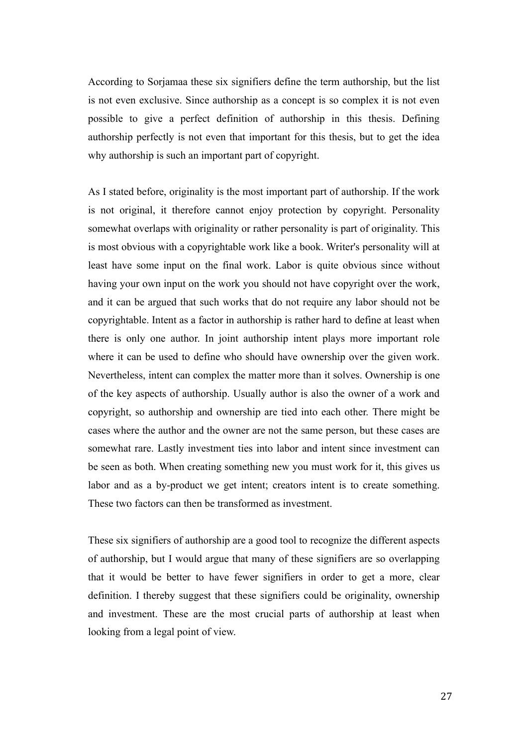According to Sorjamaa these six signifiers define the term authorship, but the list is not even exclusive. Since authorship as a concept is so complex it is not even possible to give a perfect definition of authorship in this thesis. Defining authorship perfectly is not even that important for this thesis, but to get the idea why authorship is such an important part of copyright.

As I stated before, originality is the most important part of authorship. If the work is not original, it therefore cannot enjoy protection by copyright. Personality somewhat overlaps with originality or rather personality is part of originality. This is most obvious with a copyrightable work like a book. Writer's personality will at least have some input on the final work. Labor is quite obvious since without having your own input on the work you should not have copyright over the work, and it can be argued that such works that do not require any labor should not be copyrightable. Intent as a factor in authorship is rather hard to define at least when there is only one author. In joint authorship intent plays more important role where it can be used to define who should have ownership over the given work. Nevertheless, intent can complex the matter more than it solves. Ownership is one of the key aspects of authorship. Usually author is also the owner of a work and copyright, so authorship and ownership are tied into each other. There might be cases where the author and the owner are not the same person, but these cases are somewhat rare. Lastly investment ties into labor and intent since investment can be seen as both. When creating something new you must work for it, this gives us labor and as a by-product we get intent; creators intent is to create something. These two factors can then be transformed as investment.

These six signifiers of authorship are a good tool to recognize the different aspects of authorship, but I would argue that many of these signifiers are so overlapping that it would be better to have fewer signifiers in order to get a more, clear definition. I thereby suggest that these signifiers could be originality, ownership and investment. These are the most crucial parts of authorship at least when looking from a legal point of view.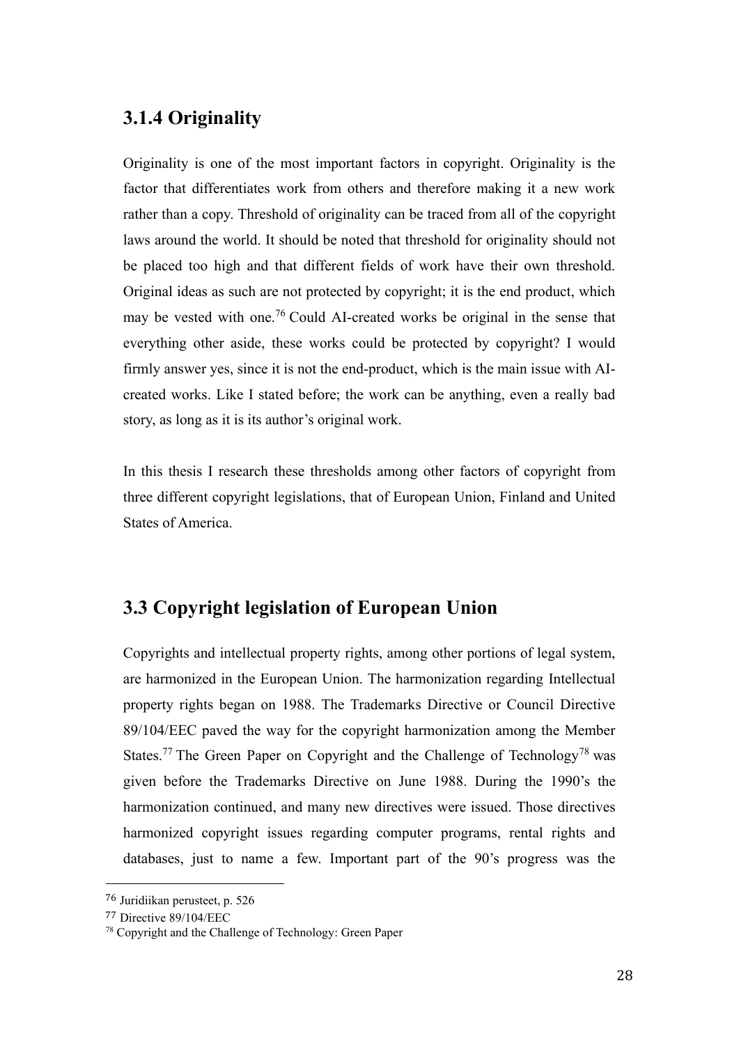### 3.1.4 Originality

Originality is one of the most important factors in copyright. Originality is the factor that differentiates work from others and therefore making it a new work rather than a copy. Threshold of originality can be traced from all of the copyright laws around the world. It should be noted that threshold for originality should not be placed too high and that different fields of work have their own threshold. Original ideas as such are not protected by copyright; it is the end product, which may be vested with one.[76] Could AI-created works be original in the sense that everything other aside, these works could be protected by copyright? I would firmly answer yes, since it is not the end-product, which is the main issue with AI-created works. Like I stated before; the work can be anything, even a really bad story, as long as it is its author's original work.

In this thesis I research these thresholds among other factors of copyright from three different copyright legislations, that of European Union, Finland and United States of America.

## 3.3 Copyright legislation of European Union

Copyrights and intellectual property rights, among other portions of legal system, are harmonized in the European Union. The harmonization regarding Intellectual property rights began on 1988. The Trademarks Directive or Council Directive 89/104/EEC paved the way for the copyright harmonization among the Member States.[77] The Green Paper on Copyright and the Challenge of Technology[78] was given before the Trademarks Directive on June 1988. During the 1990's the harmonization continued, and many new directives were issued. Those directives harmonized copyright issues regarding computer programs, rental rights and databases, just to name a few. Important part of the 90's progress was the

---

[76] Juridiikan perusteet, p. 526

[77] Directive 89/104/EEC

[78] Copyright and the Challenge of Technology: Green Paper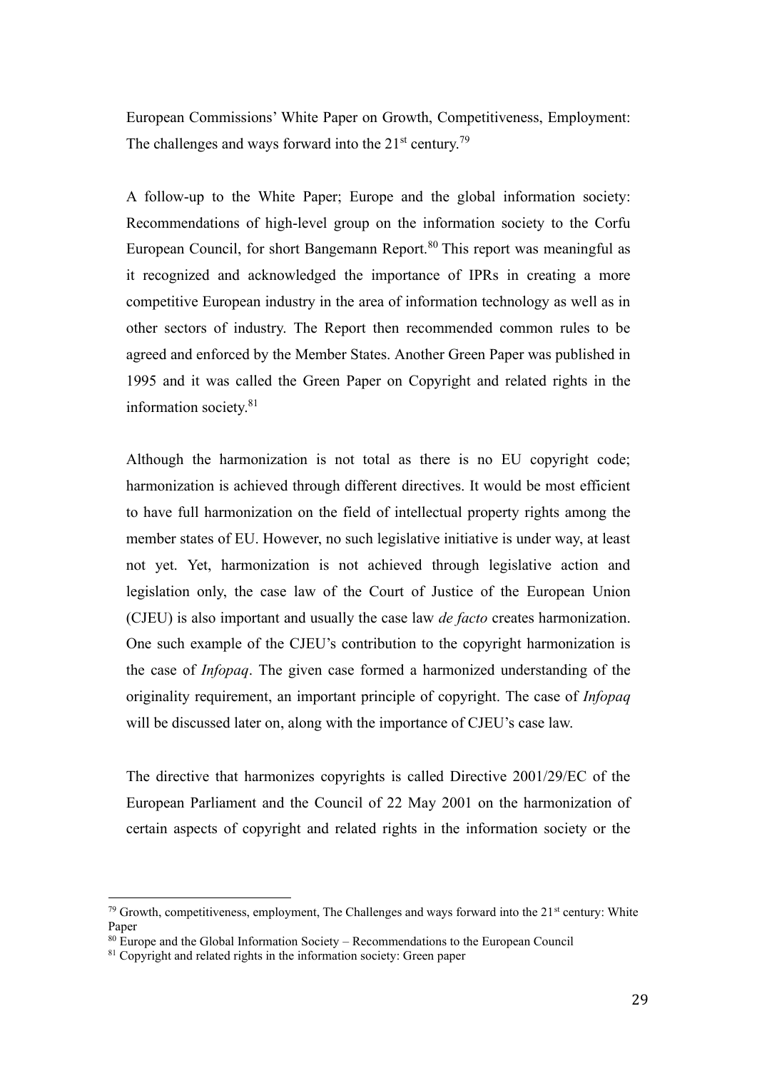European Commissions' White Paper on Growth, Competitiveness, Employment: The challenges and ways forward into the 21st century.[79]

A follow-up to the White Paper; Europe and the global information society: Recommendations of high-level group on the information society to the Corfu European Council, for short Bangemann Report.[80] This report was meaningful as it recognized and acknowledged the importance of IPRs in creating a more competitive European industry in the area of information technology as well as in other sectors of industry. The Report then recommended common rules to be agreed and enforced by the Member States. Another Green Paper was published in 1995 and it was called the Green Paper on Copyright and related rights in the information society.[81]

Although the harmonization is not total as there is no EU copyright code; harmonization is achieved through different directives. It would be most efficient to have full harmonization on the field of intellectual property rights among the member states of EU. However, no such legislative initiative is under way, at least not yet. Yet, harmonization is not achieved through legislative action and legislation only, the case law of the Court of Justice of the European Union (CJEU) is also important and usually the case law *de facto* creates harmonization. One such example of the CJEU's contribution to the copyright harmonization is the case of *Infopaq*. The given case formed a harmonized understanding of the originality requirement, an important principle of copyright. The case of *Infopaq* will be discussed later on, along with the importance of CJEU's case law.

The directive that harmonizes copyrights is called Directive 2001/29/EC of the European Parliament and the Council of 22 May 2001 on the harmonization of certain aspects of copyright and related rights in the information society or the

---

[79] Growth, competitiveness, employment, The Challenges and ways forward into the 21st century: White Paper

[80] Europe and the Global Information Society – Recommendations to the European Council

[81] Copyright and related rights in the information society: Green paper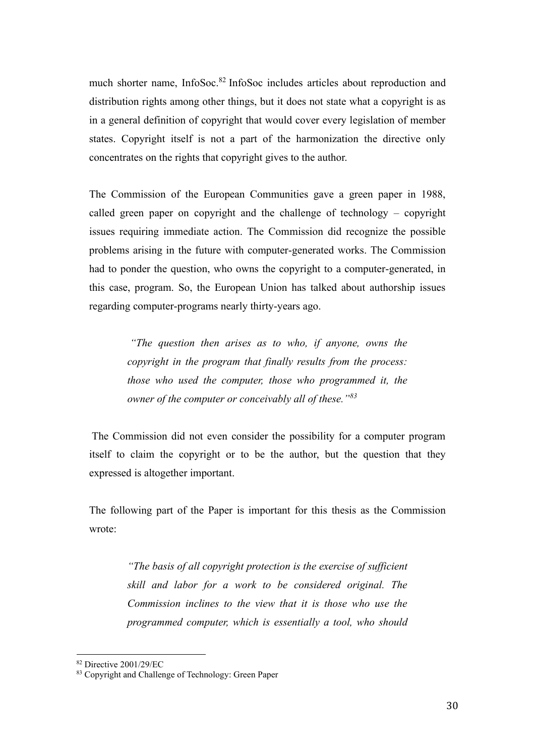much shorter name, InfoSoc.[82] InfoSoc includes articles about reproduction and distribution rights among other things, but it does not state what a copyright is as in a general definition of copyright that would cover every legislation of member states. Copyright itself is not a part of the harmonization the directive only concentrates on the rights that copyright gives to the author.

The Commission of the European Communities gave a green paper in 1988, called green paper on copyright and the challenge of technology – copyright issues requiring immediate action. The Commission did recognize the possible problems arising in the future with computer-generated works. The Commission had to ponder the question, who owns the copyright to a computer-generated, in this case, program. So, the European Union has talked about authorship issues regarding computer-programs nearly thirty-years ago.

> *"The question then arises as to who, if anyone, owns the copyright in the program that finally results from the process: those who used the computer, those who programmed it, the owner of the computer or conceivably all of these."*[83]

The Commission did not even consider the possibility for a computer program itself to claim the copyright or to be the author, but the question that they expressed is altogether important.

The following part of the Paper is important for this thesis as the Commission wrote:

> *"The basis of all copyright protection is the exercise of sufficient skill and labor for a work to be considered original. The Commission inclines to the view that it is those who use the programmed computer, which is essentially a tool, who should*

---

[82] Directive 2001/29/EC

[83] Copyright and Challenge of Technology: Green Paper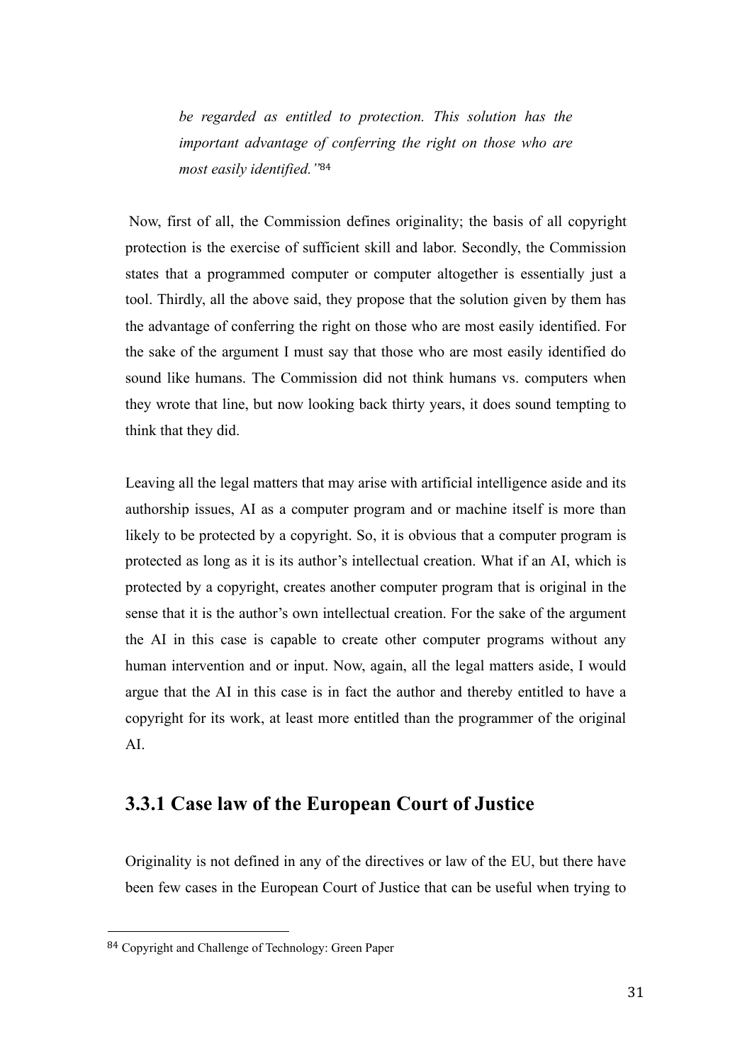*be regarded as entitled to protection. This solution has the important advantage of conferring the right on those who are most easily identified."*[84]

Now, first of all, the Commission defines originality; the basis of all copyright protection is the exercise of sufficient skill and labor. Secondly, the Commission states that a programmed computer or computer altogether is essentially just a tool. Thirdly, all the above said, they propose that the solution given by them has the advantage of conferring the right on those who are most easily identified. For the sake of the argument I must say that those who are most easily identified do sound like humans. The Commission did not think humans vs. computers when they wrote that line, but now looking back thirty years, it does sound tempting to think that they did.

Leaving all the legal matters that may arise with artificial intelligence aside and its authorship issues, AI as a computer program and or machine itself is more than likely to be protected by a copyright. So, it is obvious that a computer program is protected as long as it is its author's intellectual creation. What if an AI, which is protected by a copyright, creates another computer program that is original in the sense that it is the author's own intellectual creation. For the sake of the argument the AI in this case is capable to create other computer programs without any human intervention and or input. Now, again, all the legal matters aside, I would argue that the AI in this case is in fact the author and thereby entitled to have a copyright for its work, at least more entitled than the programmer of the original AI.

### 3.3.1 Case law of the European Court of Justice

Originality is not defined in any of the directives or law of the EU, but there have been few cases in the European Court of Justice that can be useful when trying to

[84] Copyright and Challenge of Technology: Green Paper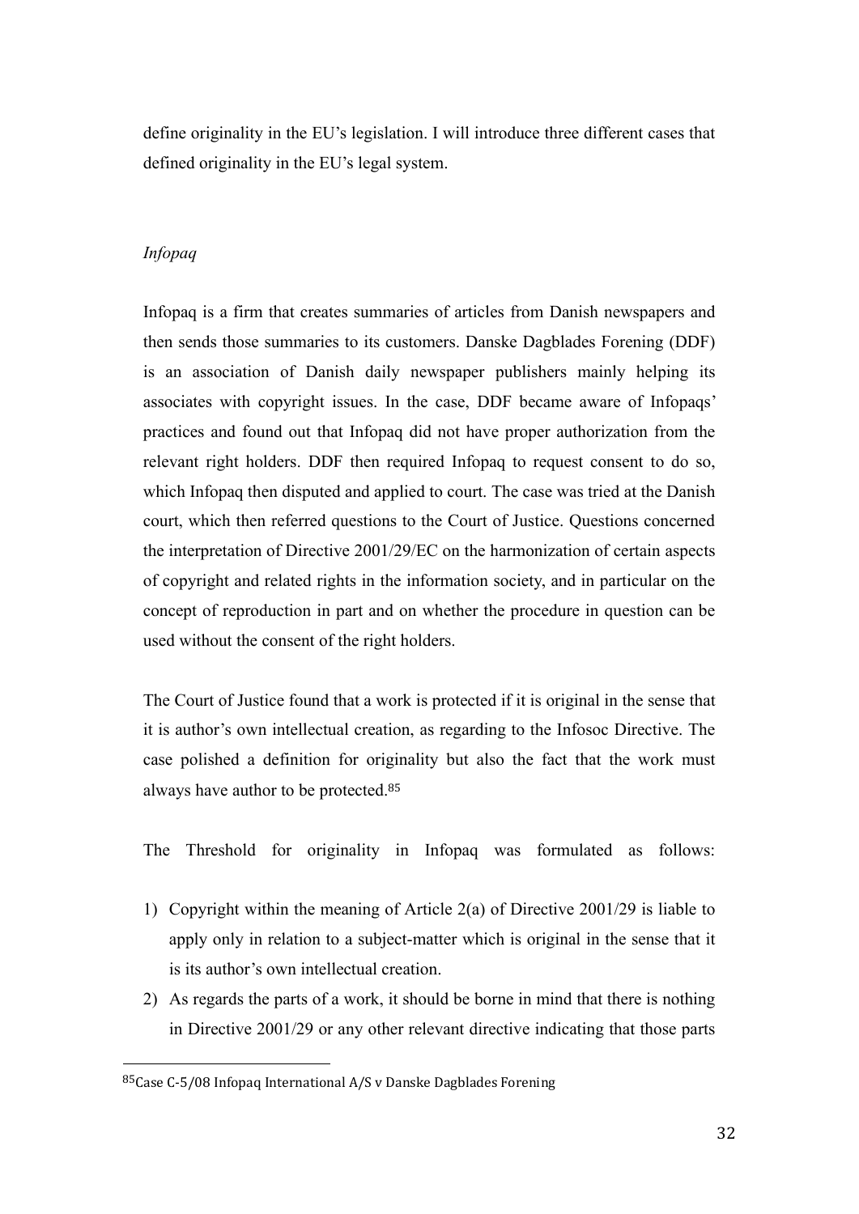define originality in the EU's legislation. I will introduce three different cases that defined originality in the EU's legal system.

*Infopaq*

Infopaq is a firm that creates summaries of articles from Danish newspapers and then sends those summaries to its customers. Danske Dagblades Forening (DDF) is an association of Danish daily newspaper publishers mainly helping its associates with copyright issues. In the case, DDF became aware of Infopaqs' practices and found out that Infopaq did not have proper authorization from the relevant right holders. DDF then required Infopaq to request consent to do so, which Infopaq then disputed and applied to court. The case was tried at the Danish court, which then referred questions to the Court of Justice. Questions concerned the interpretation of Directive 2001/29/EC on the harmonization of certain aspects of copyright and related rights in the information society, and in particular on the concept of reproduction in part and on whether the procedure in question can be used without the consent of the right holders.

The Court of Justice found that a work is protected if it is original in the sense that it is author's own intellectual creation, as regarding to the Infosoc Directive. The case polished a definition for originality but also the fact that the work must always have author to be protected.[85]

The Threshold for originality in Infopaq was formulated as follows:

1) Copyright within the meaning of Article 2(a) of Directive 2001/29 is liable to apply only in relation to a subject-matter which is original in the sense that it is its author's own intellectual creation.
2) As regards the parts of a work, it should be borne in mind that there is nothing in Directive 2001/29 or any other relevant directive indicating that those parts

[85] Case C-5/08 Infopaq International A/S v Danske Dagblades Forening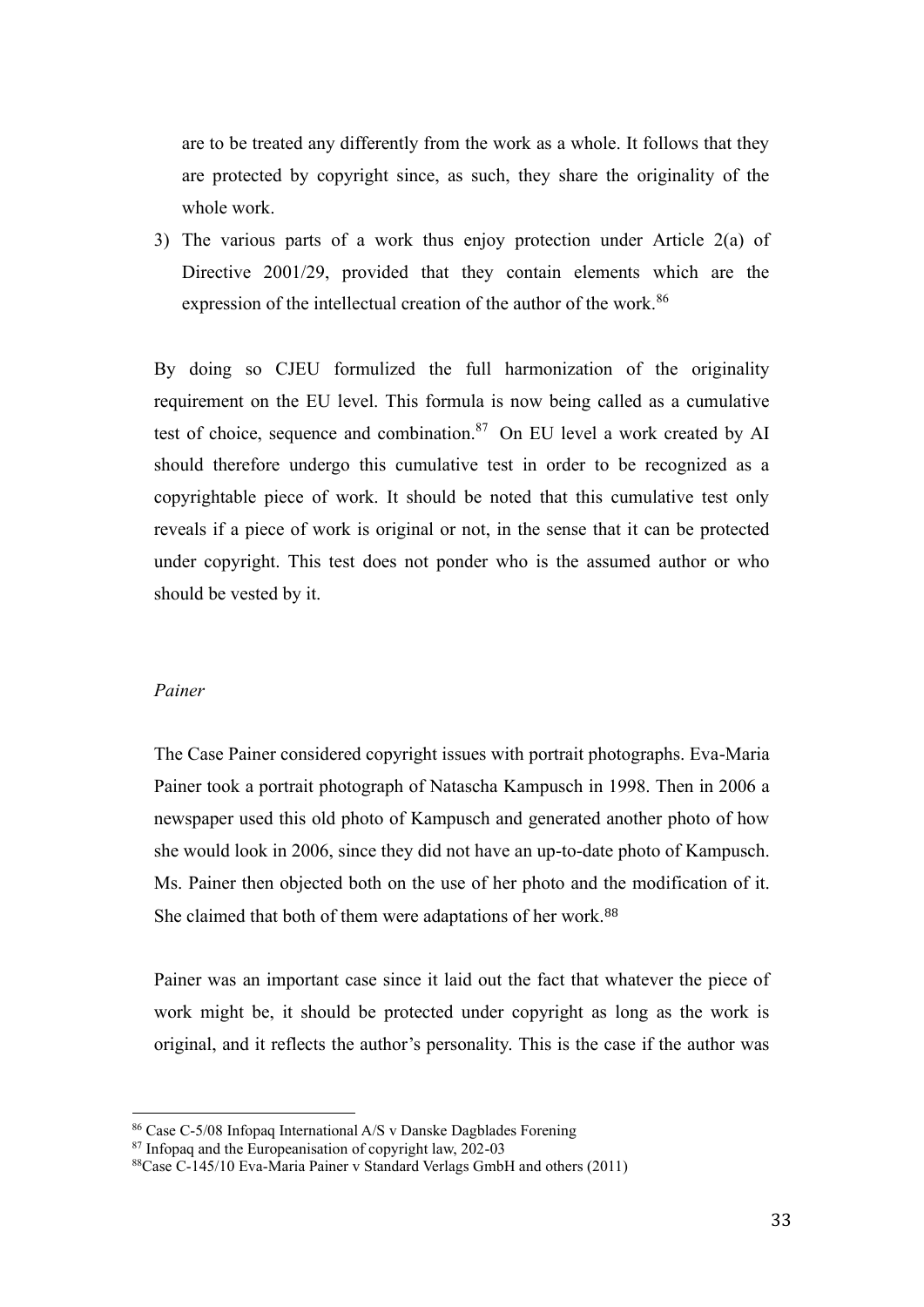are to be treated any differently from the work as a whole. It follows that they are protected by copyright since, as such, they share the originality of the whole work.

3) The various parts of a work thus enjoy protection under Article 2(a) of Directive 2001/29, provided that they contain elements which are the expression of the intellectual creation of the author of the work.[86]

By doing so CJEU formulized the full harmonization of the originality requirement on the EU level. This formula is now being called as a cumulative test of choice, sequence and combination.[87] On EU level a work created by AI should therefore undergo this cumulative test in order to be recognized as a copyrightable piece of work. It should be noted that this cumulative test only reveals if a piece of work is original or not, in the sense that it can be protected under copyright. This test does not ponder who is the assumed author or who should be vested by it.

*Painer*

The Case Painer considered copyright issues with portrait photographs. Eva-Maria Painer took a portrait photograph of Natascha Kampusch in 1998. Then in 2006 a newspaper used this old photo of Kampusch and generated another photo of how she would look in 2006, since they did not have an up-to-date photo of Kampusch. Ms. Painer then objected both on the use of her photo and the modification of it. She claimed that both of them were adaptations of her work.[88]

Painer was an important case since it laid out the fact that whatever the piece of work might be, it should be protected under copyright as long as the work is original, and it reflects the author's personality. This is the case if the author was

[86] Case C-5/08 Infopaq International A/S v Danske Dagblades Forening
[87] Infopaq and the Europeanisation of copyright law, 202-03
[88] Case C-145/10 Eva-Maria Painer v Standard Verlags GmbH and others (2011)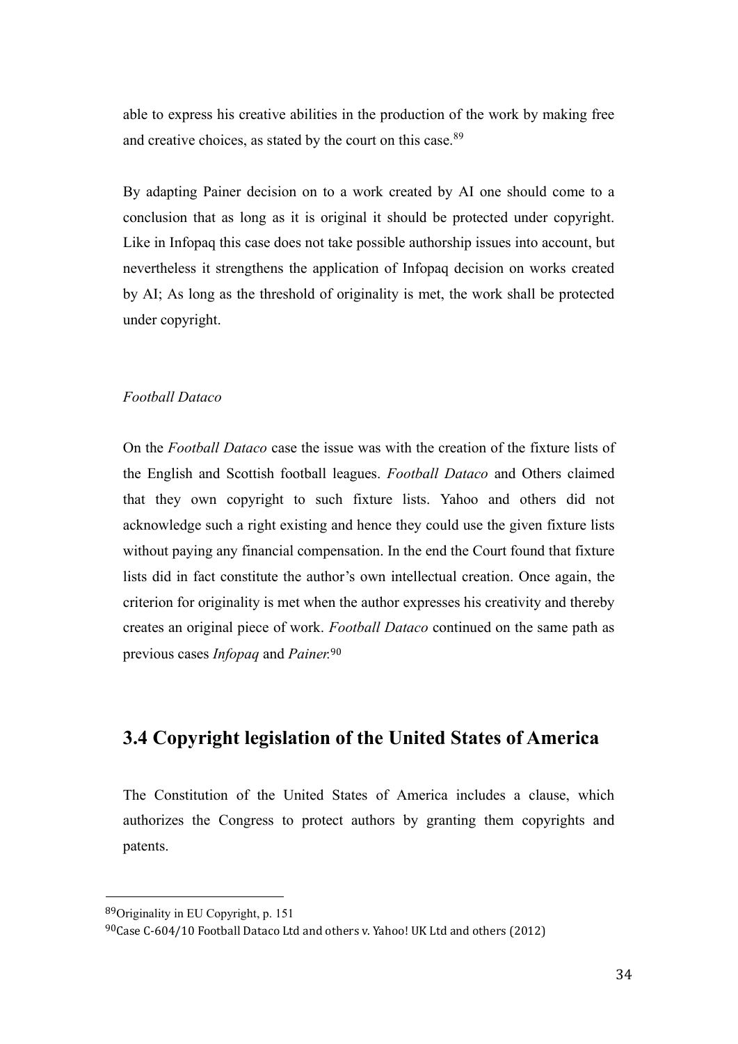able to express his creative abilities in the production of the work by making free and creative choices, as stated by the court on this case.[89]

By adapting Painer decision on to a work created by AI one should come to a conclusion that as long as it is original it should be protected under copyright. Like in Infopaq this case does not take possible authorship issues into account, but nevertheless it strengthens the application of Infopaq decision on works created by AI; As long as the threshold of originality is met, the work shall be protected under copyright.

*Football Dataco*

On the *Football Dataco* case the issue was with the creation of the fixture lists of the English and Scottish football leagues. *Football Dataco* and Others claimed that they own copyright to such fixture lists. Yahoo and others did not acknowledge such a right existing and hence they could use the given fixture lists without paying any financial compensation. In the end the Court found that fixture lists did in fact constitute the author's own intellectual creation. Once again, the criterion for originality is met when the author expresses his creativity and thereby creates an original piece of work. *Football Dataco* continued on the same path as previous cases *Infopaq* and *Painer*.[90]

## 3.4 Copyright legislation of the United States of America

The Constitution of the United States of America includes a clause, which authorizes the Congress to protect authors by granting them copyrights and patents.

---

[89] Originality in EU Copyright, p. 151

[90] Case C-604/10 Football Dataco Ltd and others v. Yahoo! UK Ltd and others (2012)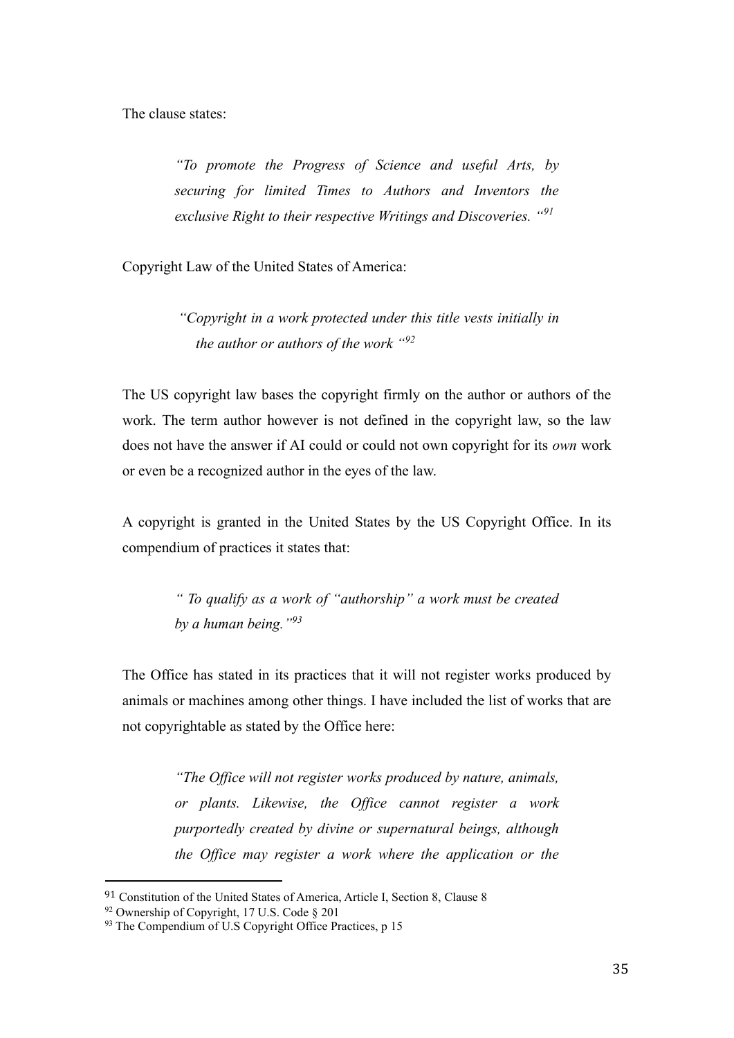The clause states:

> *"To promote the Progress of Science and useful Arts, by securing for limited Times to Authors and Inventors the exclusive Right to their respective Writings and Discoveries. "*[91]

Copyright Law of the United States of America:

> *"Copyright in a work protected under this title vests initially in the author or authors of the work "*[92]

The US copyright law bases the copyright firmly on the author or authors of the work. The term author however is not defined in the copyright law, so the law does not have the answer if AI could or could not own copyright for its *own* work or even be a recognized author in the eyes of the law.

A copyright is granted in the United States by the US Copyright Office. In its compendium of practices it states that:

> *" To qualify as a work of "authorship" a work must be created by a human being."*[93]

The Office has stated in its practices that it will not register works produced by animals or machines among other things. I have included the list of works that are not copyrightable as stated by the Office here:

> *"The Office will not register works produced by nature, animals, or plants. Likewise, the Office cannot register a work purportedly created by divine or supernatural beings, although the Office may register a work where the application or the*

---

[91] Constitution of the United States of America, Article I, Section 8, Clause 8

[92] Ownership of Copyright, 17 U.S. Code § 201

[93] The Compendium of U.S Copyright Office Practices, p 15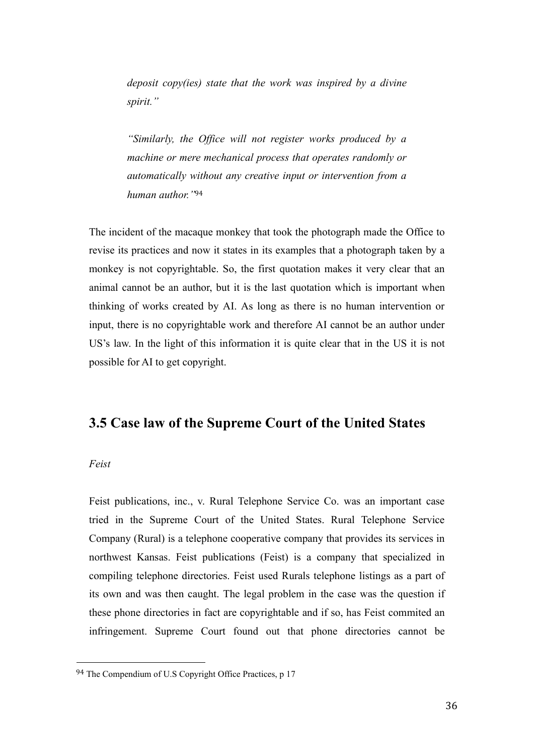> *deposit copy(ies) state that the work was inspired by a divine spirit."*
>
> *"Similarly, the Office will not register works produced by a machine or mere mechanical process that operates randomly or automatically without any creative input or intervention from a human author."*[94]

The incident of the macaque monkey that took the photograph made the Office to revise its practices and now it states in its examples that a photograph taken by a monkey is not copyrightable. So, the first quotation makes it very clear that an animal cannot be an author, but it is the last quotation which is important when thinking of works created by AI. As long as there is no human intervention or input, there is no copyrightable work and therefore AI cannot be an author under US's law. In the light of this information it is quite clear that in the US it is not possible for AI to get copyright.

## 3.5 Case law of the Supreme Court of the United States

*Feist*

Feist publications, inc., v. Rural Telephone Service Co. was an important case tried in the Supreme Court of the United States. Rural Telephone Service Company (Rural) is a telephone cooperative company that provides its services in northwest Kansas. Feist publications (Feist) is a company that specialized in compiling telephone directories. Feist used Rurals telephone listings as a part of its own and was then caught. The legal problem in the case was the question if these phone directories in fact are copyrightable and if so, has Feist commited an infringement. Supreme Court found out that phone directories cannot be

---

[94] The Compendium of U.S Copyright Office Practices, p 17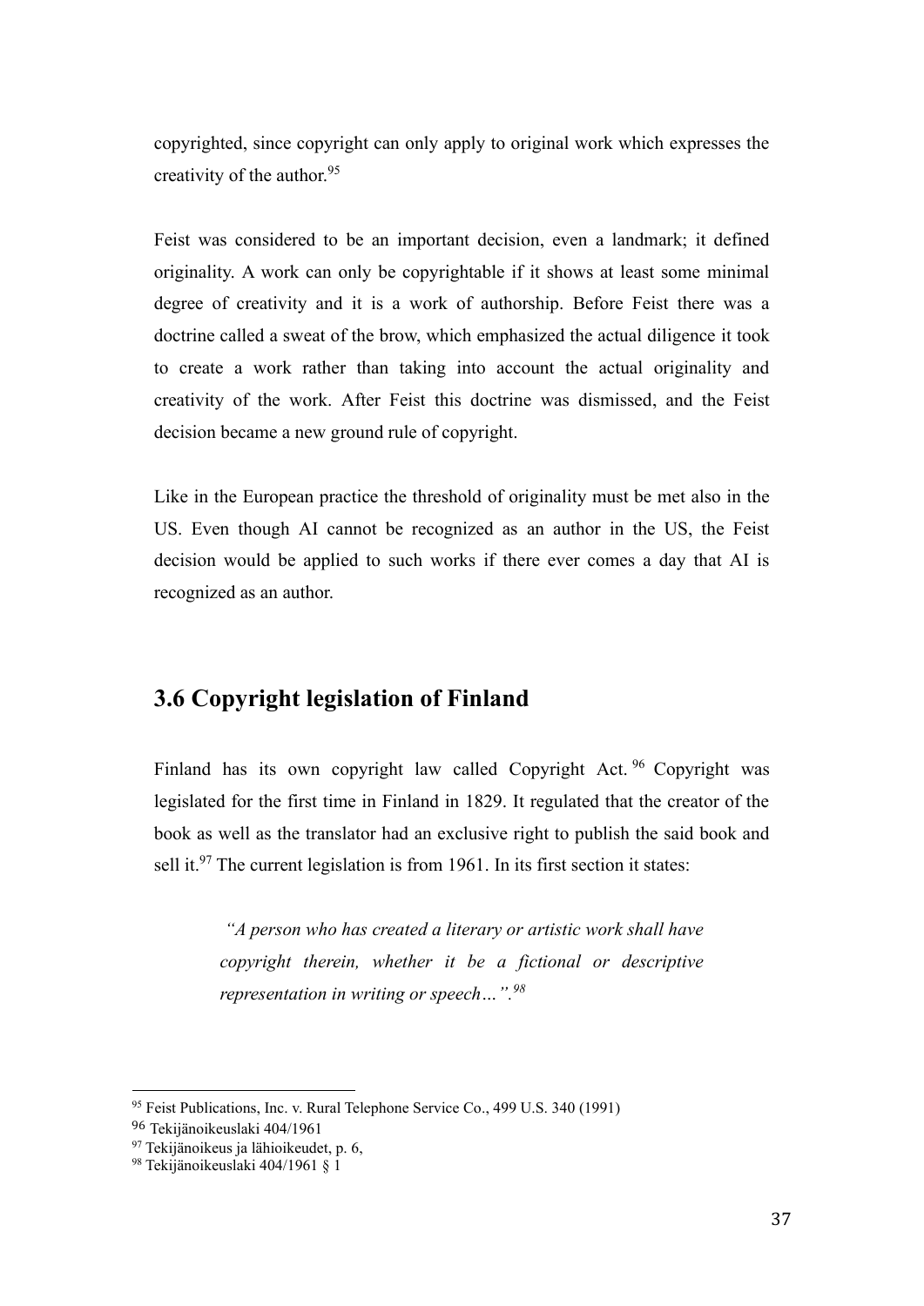copyrighted, since copyright can only apply to original work which expresses the creativity of the author.[95]

Feist was considered to be an important decision, even a landmark; it defined originality. A work can only be copyrightable if it shows at least some minimal degree of creativity and it is a work of authorship. Before Feist there was a doctrine called a sweat of the brow, which emphasized the actual diligence it took to create a work rather than taking into account the actual originality and creativity of the work. After Feist this doctrine was dismissed, and the Feist decision became a new ground rule of copyright.

Like in the European practice the threshold of originality must be met also in the US. Even though AI cannot be recognized as an author in the US, the Feist decision would be applied to such works if there ever comes a day that AI is recognized as an author.

## 3.6 Copyright legislation of Finland

Finland has its own copyright law called Copyright Act.[96] Copyright was legislated for the first time in Finland in 1829. It regulated that the creator of the book as well as the translator had an exclusive right to publish the said book and sell it.[97] The current legislation is from 1961. In its first section it states:

> *"A person who has created a literary or artistic work shall have copyright therein, whether it be a fictional or descriptive representation in writing or speech…".*[98]

---

[95] Feist Publications, Inc. v. Rural Telephone Service Co., 499 U.S. 340 (1991)

[96] Tekijänoikeuslaki 404/1961

[97] Tekijänoikeus ja lähioikeudet, p. 6,

[98] Tekijänoikeuslaki 404/1961 § 1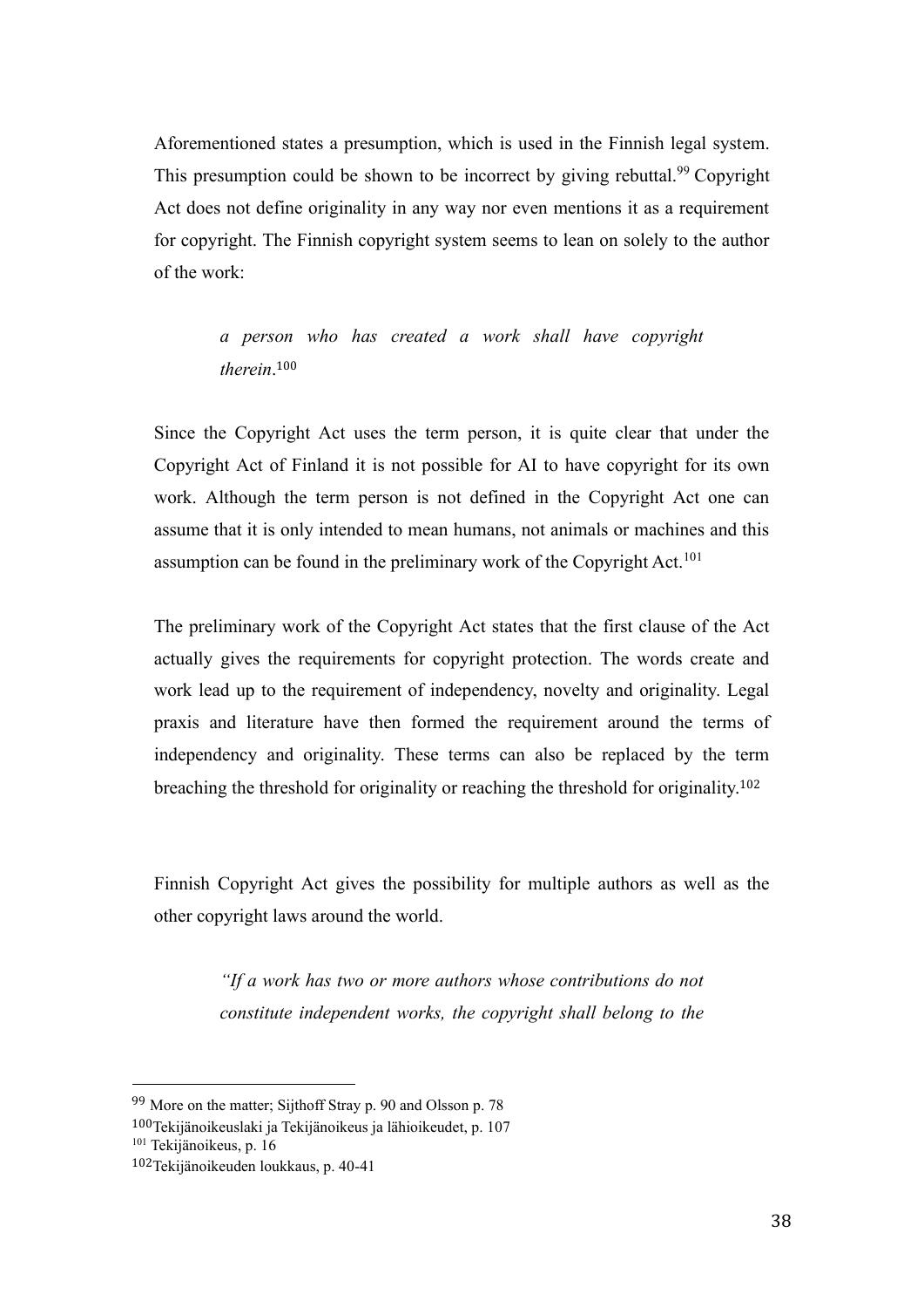Aforementioned states a presumption, which is used in the Finnish legal system. This presumption could be shown to be incorrect by giving rebuttal.[99] Copyright Act does not define originality in any way nor even mentions it as a requirement for copyright. The Finnish copyright system seems to lean on solely to the author of the work:

> *a person who has created a work shall have copyright therein*.[100]

Since the Copyright Act uses the term person, it is quite clear that under the Copyright Act of Finland it is not possible for AI to have copyright for its own work. Although the term person is not defined in the Copyright Act one can assume that it is only intended to mean humans, not animals or machines and this assumption can be found in the preliminary work of the Copyright Act.[101]

The preliminary work of the Copyright Act states that the first clause of the Act actually gives the requirements for copyright protection. The words create and work lead up to the requirement of independency, novelty and originality. Legal praxis and literature have then formed the requirement around the terms of independency and originality. These terms can also be replaced by the term breaching the threshold for originality or reaching the threshold for originality.[102]

Finnish Copyright Act gives the possibility for multiple authors as well as the other copyright laws around the world.

> *"If a work has two or more authors whose contributions do not constitute independent works, the copyright shall belong to the*

---

[99] More on the matter; Sijthoff Stray p. 90 and Olsson p. 78

[100] Tekijänoikeuslaki ja Tekijänoikeus ja lähioikeudet, p. 107

[101] Tekijänoikeus, p. 16

[102] Tekijänoikeuden loukkaus, p. 40-41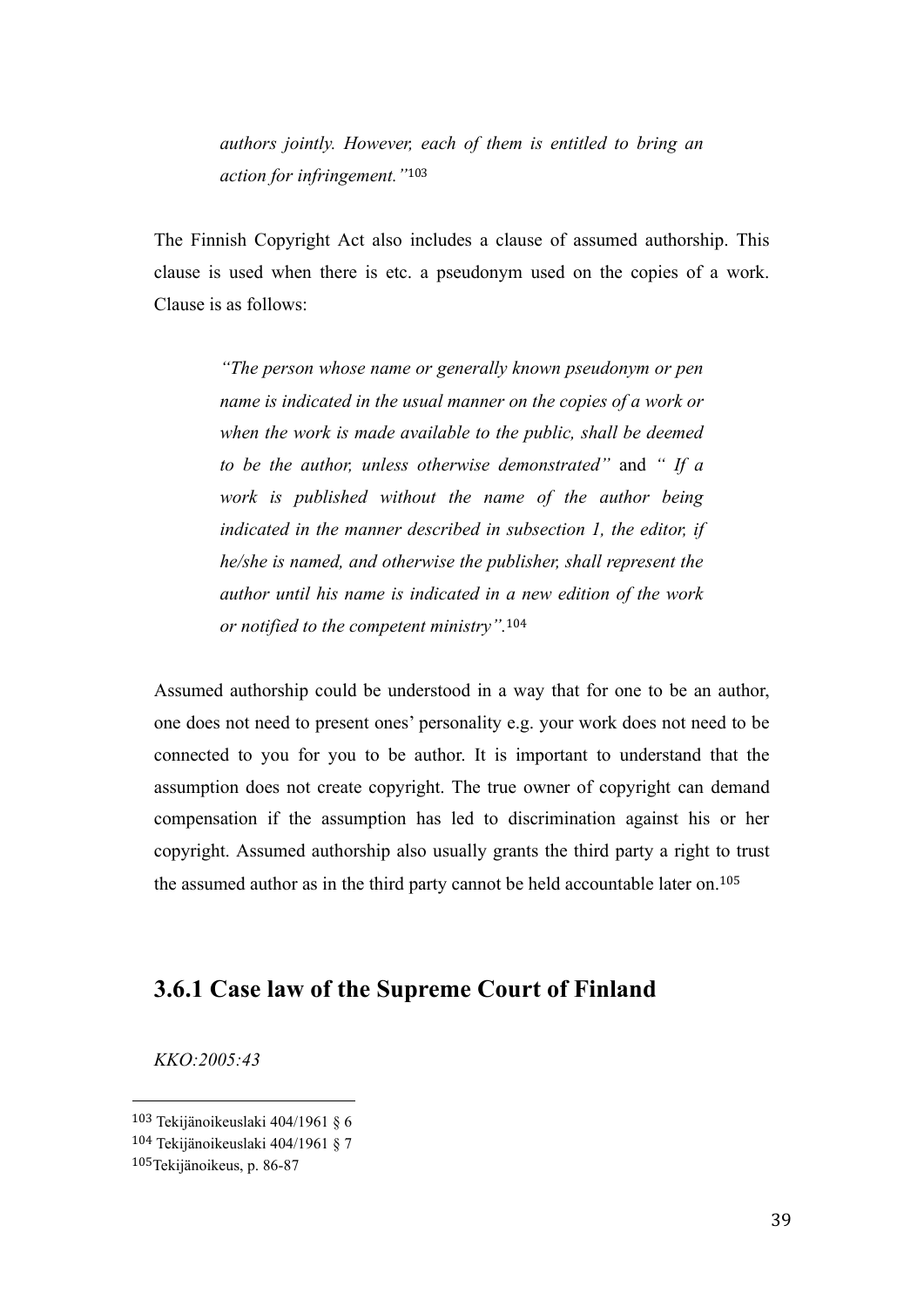> *authors jointly. However, each of them is entitled to bring an action for infringement."*[103]

The Finnish Copyright Act also includes a clause of assumed authorship. This clause is used when there is etc. a pseudonym used on the copies of a work. Clause is as follows:

> *"The person whose name or generally known pseudonym or pen name is indicated in the usual manner on the copies of a work or when the work is made available to the public, shall be deemed to be the author, unless otherwise demonstrated"* and *" If a work is published without the name of the author being indicated in the manner described in subsection 1, the editor, if he/she is named, and otherwise the publisher, shall represent the author until his name is indicated in a new edition of the work or notified to the competent ministry".*[104]

Assumed authorship could be understood in a way that for one to be an author, one does not need to present ones' personality e.g. your work does not need to be connected to you for you to be author. It is important to understand that the assumption does not create copyright. The true owner of copyright can demand compensation if the assumption has led to discrimination against his or her copyright. Assumed authorship also usually grants the third party a right to trust the assumed author as in the third party cannot be held accountable later on.[105]

### 3.6.1 Case law of the Supreme Court of Finland

*KKO:2005:43*

---

[103] Tekijänoikeuslaki 404/1961 § 6

[104] Tekijänoikeuslaki 404/1961 § 7

[105] Tekijänoikeus, p. 86-87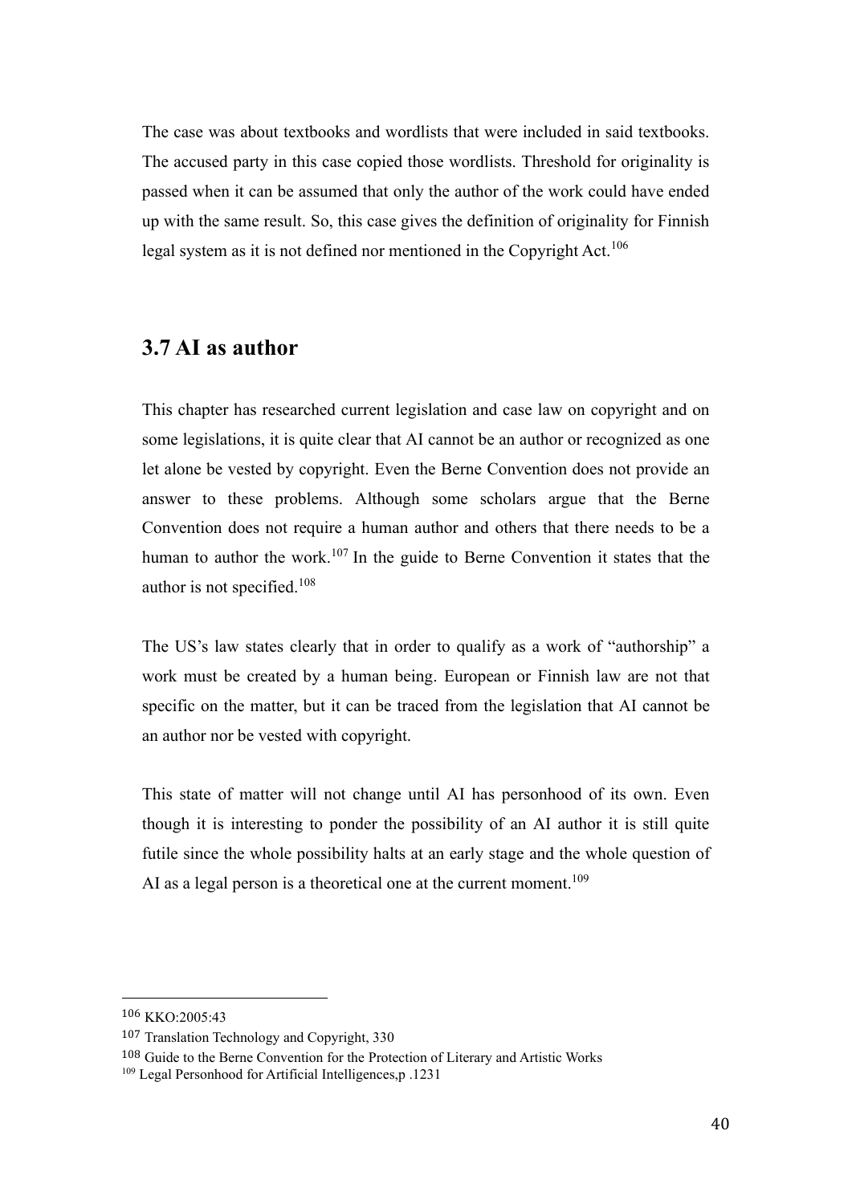The case was about textbooks and wordlists that were included in said textbooks. The accused party in this case copied those wordlists. Threshold for originality is passed when it can be assumed that only the author of the work could have ended up with the same result. So, this case gives the definition of originality for Finnish legal system as it is not defined nor mentioned in the Copyright Act.[106]

## 3.7 AI as author

This chapter has researched current legislation and case law on copyright and on some legislations, it is quite clear that AI cannot be an author or recognized as one let alone be vested by copyright. Even the Berne Convention does not provide an answer to these problems. Although some scholars argue that the Berne Convention does not require a human author and others that there needs to be a human to author the work.[107] In the guide to Berne Convention it states that the author is not specified.[108]

The US's law states clearly that in order to qualify as a work of "authorship" a work must be created by a human being. European or Finnish law are not that specific on the matter, but it can be traced from the legislation that AI cannot be an author nor be vested with copyright.

This state of matter will not change until AI has personhood of its own. Even though it is interesting to ponder the possibility of an AI author it is still quite futile since the whole possibility halts at an early stage and the whole question of AI as a legal person is a theoretical one at the current moment.[109]

---

[106] KKO:2005:43

[107] Translation Technology and Copyright, 330

[108] Guide to the Berne Convention for the Protection of Literary and Artistic Works

[109] Legal Personhood for Artificial Intelligences,p .1231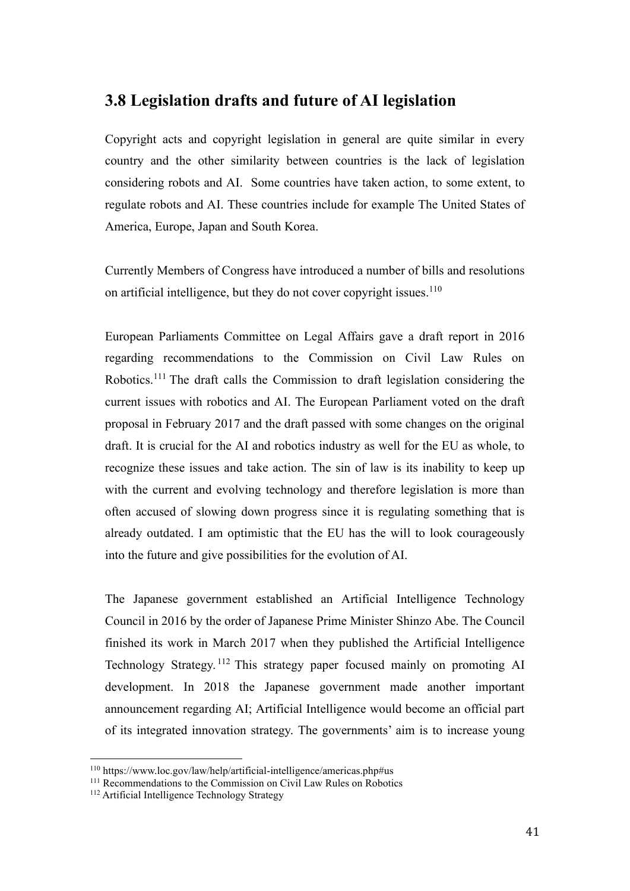## 3.8 Legislation drafts and future of AI legislation

Copyright acts and copyright legislation in general are quite similar in every country and the other similarity between countries is the lack of legislation considering robots and AI. Some countries have taken action, to some extent, to regulate robots and AI. These countries include for example The United States of America, Europe, Japan and South Korea.

Currently Members of Congress have introduced a number of bills and resolutions on artificial intelligence, but they do not cover copyright issues.[110]

European Parliaments Committee on Legal Affairs gave a draft report in 2016 regarding recommendations to the Commission on Civil Law Rules on Robotics.[111] The draft calls the Commission to draft legislation considering the current issues with robotics and AI. The European Parliament voted on the draft proposal in February 2017 and the draft passed with some changes on the original draft. It is crucial for the AI and robotics industry as well for the EU as whole, to recognize these issues and take action. The sin of law is its inability to keep up with the current and evolving technology and therefore legislation is more than often accused of slowing down progress since it is regulating something that is already outdated. I am optimistic that the EU has the will to look courageously into the future and give possibilities for the evolution of AI.

The Japanese government established an Artificial Intelligence Technology Council in 2016 by the order of Japanese Prime Minister Shinzo Abe. The Council finished its work in March 2017 when they published the Artificial Intelligence Technology Strategy.[112] This strategy paper focused mainly on promoting AI development. In 2018 the Japanese government made another important announcement regarding AI; Artificial Intelligence would become an official part of its integrated innovation strategy. The governments' aim is to increase young

---

[110] https://www.loc.gov/law/help/artificial-intelligence/americas.php#us

[111] Recommendations to the Commission on Civil Law Rules on Robotics

[112] Artificial Intelligence Technology Strategy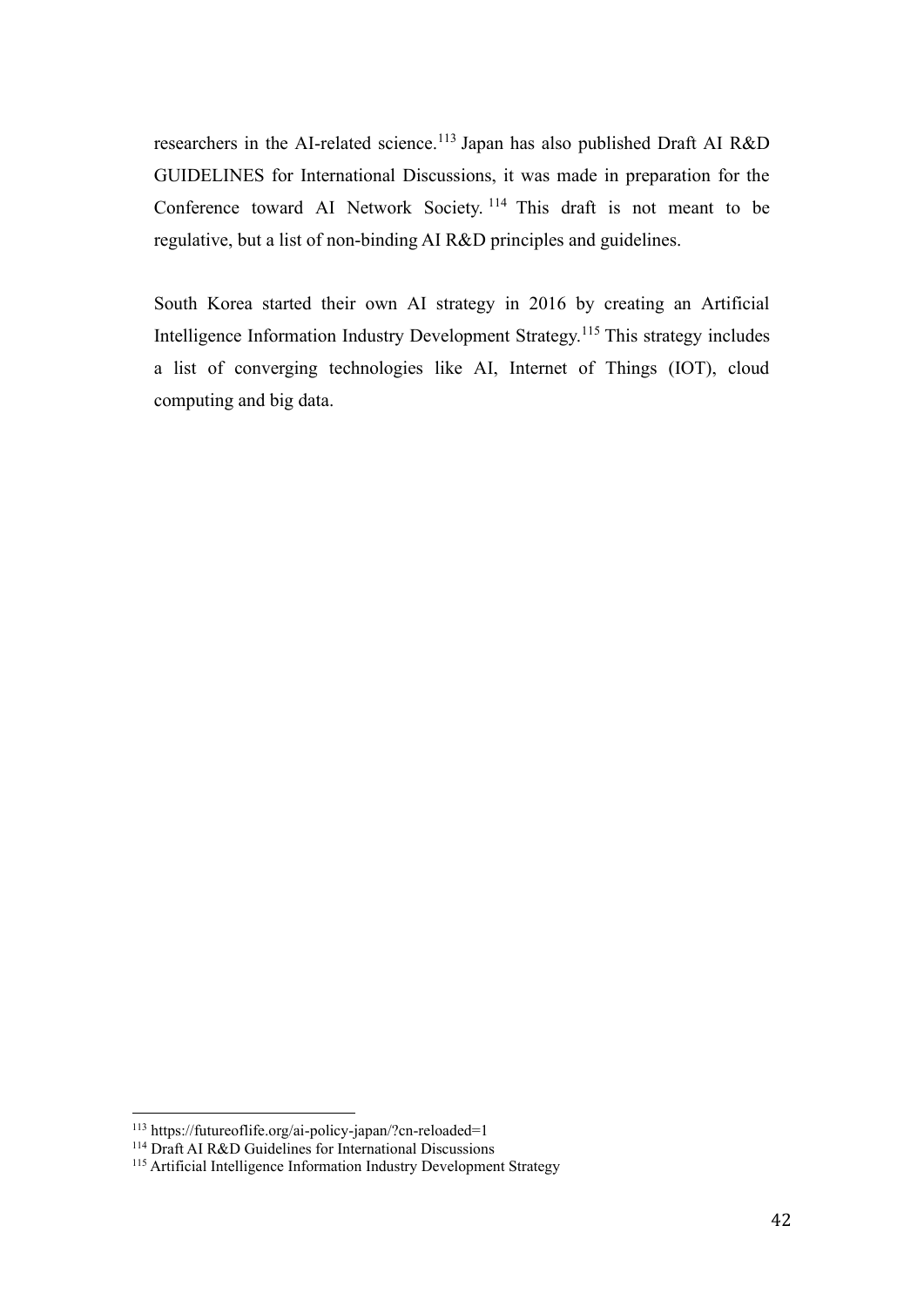researchers in the AI-related science.[113] Japan has also published Draft AI R&D GUIDELINES for International Discussions, it was made in preparation for the Conference toward AI Network Society.[114] This draft is not meant to be regulative, but a list of non-binding AI R&D principles and guidelines.

South Korea started their own AI strategy in 2016 by creating an Artificial Intelligence Information Industry Development Strategy.[115] This strategy includes a list of converging technologies like AI, Internet of Things (IOT), cloud computing and big data.

---

[113] https://futureoflife.org/ai-policy-japan/?cn-reloaded=1

[114] Draft AI R&D Guidelines for International Discussions

[115] Artificial Intelligence Information Industry Development Strategy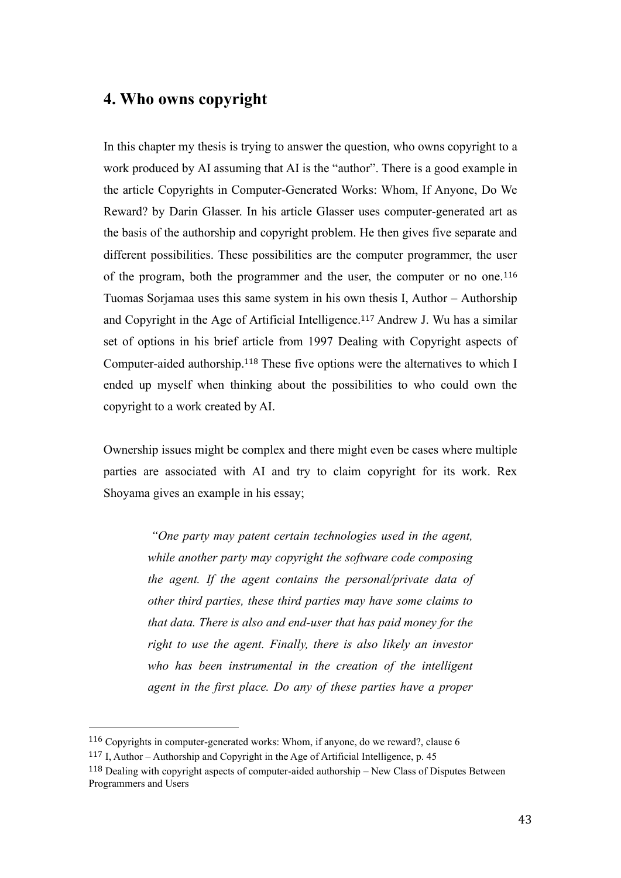## 4. Who owns copyright

In this chapter my thesis is trying to answer the question, who owns copyright to a work produced by AI assuming that AI is the "author". There is a good example in the article Copyrights in Computer-Generated Works: Whom, If Anyone, Do We Reward? by Darin Glasser. In his article Glasser uses computer-generated art as the basis of the authorship and copyright problem. He then gives five separate and different possibilities. These possibilities are the computer programmer, the user of the program, both the programmer and the user, the computer or no one.[116] Tuomas Sorjamaa uses this same system in his own thesis I, Author – Authorship and Copyright in the Age of Artificial Intelligence.[117] Andrew J. Wu has a similar set of options in his brief article from 1997 Dealing with Copyright aspects of Computer-aided authorship.[118] These five options were the alternatives to which I ended up myself when thinking about the possibilities to who could own the copyright to a work created by AI.

Ownership issues might be complex and there might even be cases where multiple parties are associated with AI and try to claim copyright for its work. Rex Shoyama gives an example in his essay;

> *"One party may patent certain technologies used in the agent, while another party may copyright the software code composing the agent. If the agent contains the personal/private data of other third parties, these third parties may have some claims to that data. There is also and end-user that has paid money for the right to use the agent. Finally, there is also likely an investor who has been instrumental in the creation of the intelligent agent in the first place. Do any of these parties have a proper*

---

[116] Copyrights in computer-generated works: Whom, if anyone, do we reward?, clause 6

[117] I, Author – Authorship and Copyright in the Age of Artificial Intelligence, p. 45

[118] Dealing with copyright aspects of computer-aided authorship – New Class of Disputes Between Programmers and Users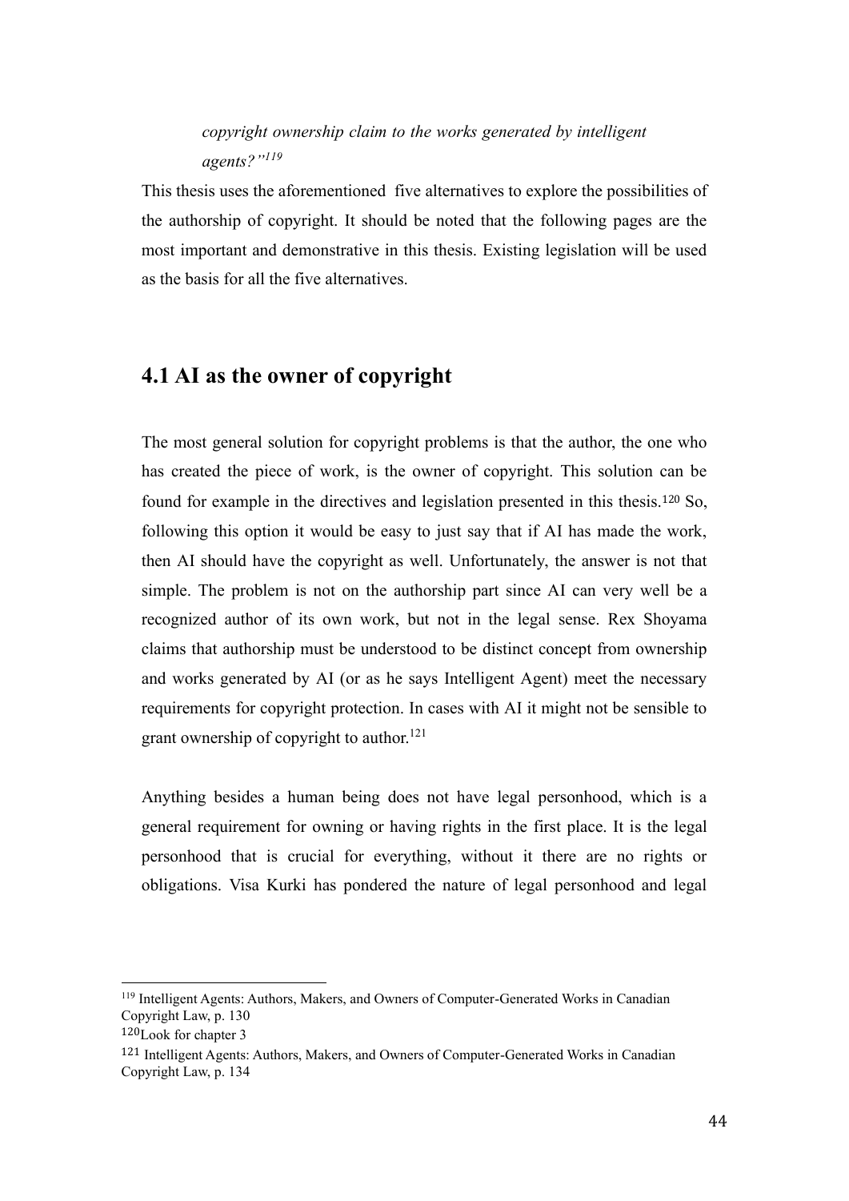*copyright ownership claim to the works generated by intelligent agents?"*[119]

This thesis uses the aforementioned five alternatives to explore the possibilities of the authorship of copyright. It should be noted that the following pages are the most important and demonstrative in this thesis. Existing legislation will be used as the basis for all the five alternatives.

## 4.1 AI as the owner of copyright

The most general solution for copyright problems is that the author, the one who has created the piece of work, is the owner of copyright. This solution can be found for example in the directives and legislation presented in this thesis.[120] So, following this option it would be easy to just say that if AI has made the work, then AI should have the copyright as well. Unfortunately, the answer is not that simple. The problem is not on the authorship part since AI can very well be a recognized author of its own work, but not in the legal sense. Rex Shoyama claims that authorship must be understood to be distinct concept from ownership and works generated by AI (or as he says Intelligent Agent) meet the necessary requirements for copyright protection. In cases with AI it might not be sensible to grant ownership of copyright to author.[121]

Anything besides a human being does not have legal personhood, which is a general requirement for owning or having rights in the first place. It is the legal personhood that is crucial for everything, without it there are no rights or obligations. Visa Kurki has pondered the nature of legal personhood and legal

---

[119] Intelligent Agents: Authors, Makers, and Owners of Computer-Generated Works in Canadian Copyright Law, p. 130

[120] Look for chapter 3

[121] Intelligent Agents: Authors, Makers, and Owners of Computer-Generated Works in Canadian Copyright Law, p. 134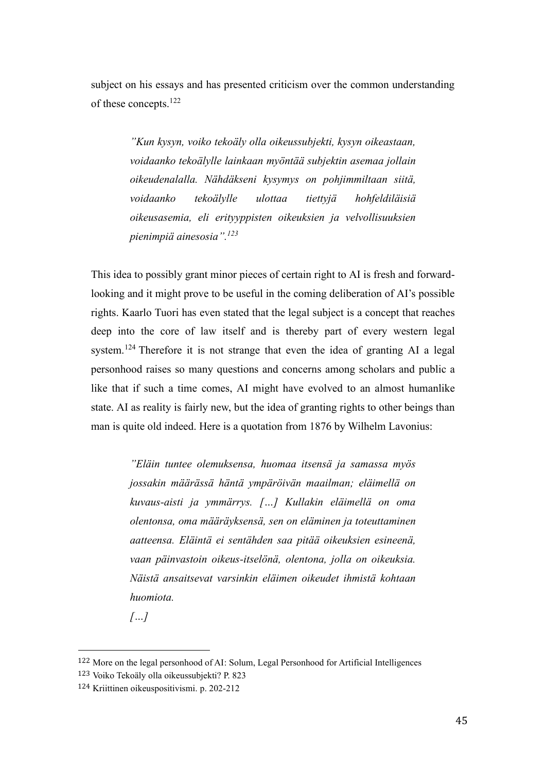subject on his essays and has presented criticism over the common understanding of these concepts.[122]

> *”Kun kysyn, voiko tekoäly olla oikeussubjekti, kysyn oikeastaan, voidaanko tekoälylle lainkaan myöntää subjektin asemaa jollain oikeudenalalla. Nähdäkseni kysymys on pohjimmiltaan siitä, voidaanko tekoälylle ulottaa tiettyjä hohfeldiläisiä oikeusasemia, eli erityyppisten oikeuksien ja velvollisuuksien pienimpiä ainesosia”.*[123]

This idea to possibly grant minor pieces of certain right to AI is fresh and forward-looking and it might prove to be useful in the coming deliberation of AI's possible rights. Kaarlo Tuori has even stated that the legal subject is a concept that reaches deep into the core of law itself and is thereby part of every western legal system.[124] Therefore it is not strange that even the idea of granting AI a legal personhood raises so many questions and concerns among scholars and public a like that if such a time comes, AI might have evolved to an almost humanlike state. AI as reality is fairly new, but the idea of granting rights to other beings than man is quite old indeed. Here is a quotation from 1876 by Wilhelm Lavonius:

> *”Eläin tuntee olemuksensa, huomaa itsensä ja samassa myös jossakin määrässä häntä ympäröivän maailman; eläimellä on kuvaus-aisti ja ymmärrys. […] Kullakin eläimellä on oma olentonsa, oma määräyksensä, sen on eläminen ja toteuttaminen aatteensa. Eläintä ei sentähden saa pitää oikeuksien esineenä, vaan päinvastoin oikeus-itselönä, olentona, jolla on oikeuksia. Näistä ansaitsevat varsinkin eläimen oikeudet ihmistä kohtaan huomiota.*
>
> *[…]*

---

122 More on the legal personhood of AI: Solum, Legal Personhood for Artificial Intelligences

123 Voiko Tekoäly olla oikeussubjekti? P. 823

124 Kriittinen oikeuspositivismi. p. 202-212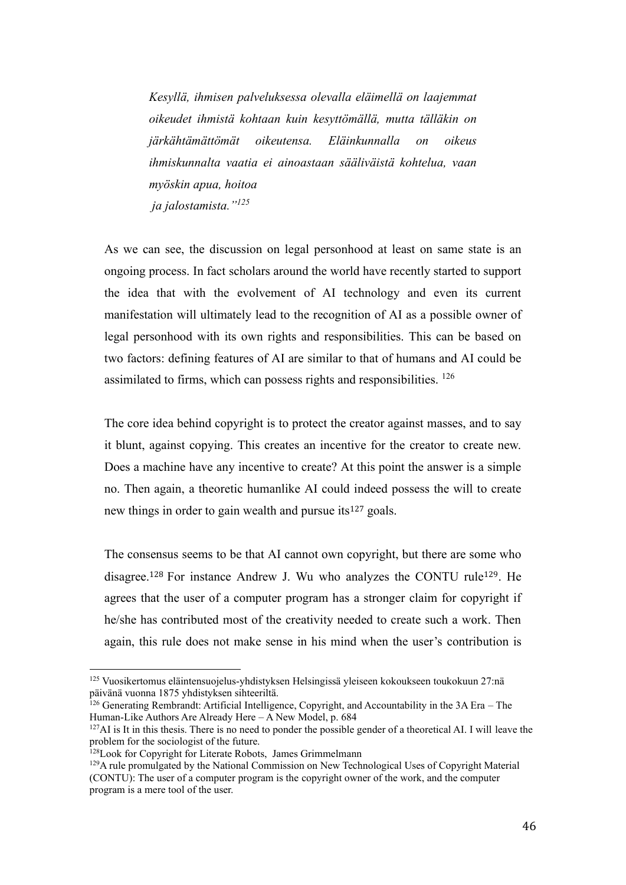*Kesyllä, ihmisen palveluksessa olevalla eläimellä on laajemmat oikeudet ihmistä kohtaan kuin kesyttömällä, mutta tälläkin on järkähtämättömät oikeutensa. Eläinkunnalla on oikeus ihmiskunnalta vaatia ei ainoastaan sääliväistä kohtelua, vaan myöskin apua, hoitoa ja jalostamista."*[125]

As we can see, the discussion on legal personhood at least on same state is an ongoing process. In fact scholars around the world have recently started to support the idea that with the evolvement of AI technology and even its current manifestation will ultimately lead to the recognition of AI as a possible owner of legal personhood with its own rights and responsibilities. This can be based on two factors: defining features of AI are similar to that of humans and AI could be assimilated to firms, which can possess rights and responsibilities. [126]

The core idea behind copyright is to protect the creator against masses, and to say it blunt, against copying. This creates an incentive for the creator to create new. Does a machine have any incentive to create? At this point the answer is a simple no. Then again, a theoretic humanlike AI could indeed possess the will to create new things in order to gain wealth and pursue its[127] goals.

The consensus seems to be that AI cannot own copyright, but there are some who disagree.[128] For instance Andrew J. Wu who analyzes the CONTU rule[129]. He agrees that the user of a computer program has a stronger claim for copyright if he/she has contributed most of the creativity needed to create such a work. Then again, this rule does not make sense in his mind when the user's contribution is

---

[125] Vuosikertomus eläintensuojelus-yhdistyksen Helsingissä yleiseen kokoukseen toukokuun 27:nä päivänä vuonna 1875 yhdistyksen sihteeriltä.

[126] Generating Rembrandt: Artificial Intelligence, Copyright, and Accountability in the 3A Era – The Human-Like Authors Are Already Here – A New Model, p. 684

[127] AI is It in this thesis. There is no need to ponder the possible gender of a theoretical AI. I will leave the problem for the sociologist of the future.

[128] Look for Copyright for Literate Robots, James Grimmelmann

[129] A rule promulgated by the National Commission on New Technological Uses of Copyright Material (CONTU): The user of a computer program is the copyright owner of the work, and the computer program is a mere tool of the user.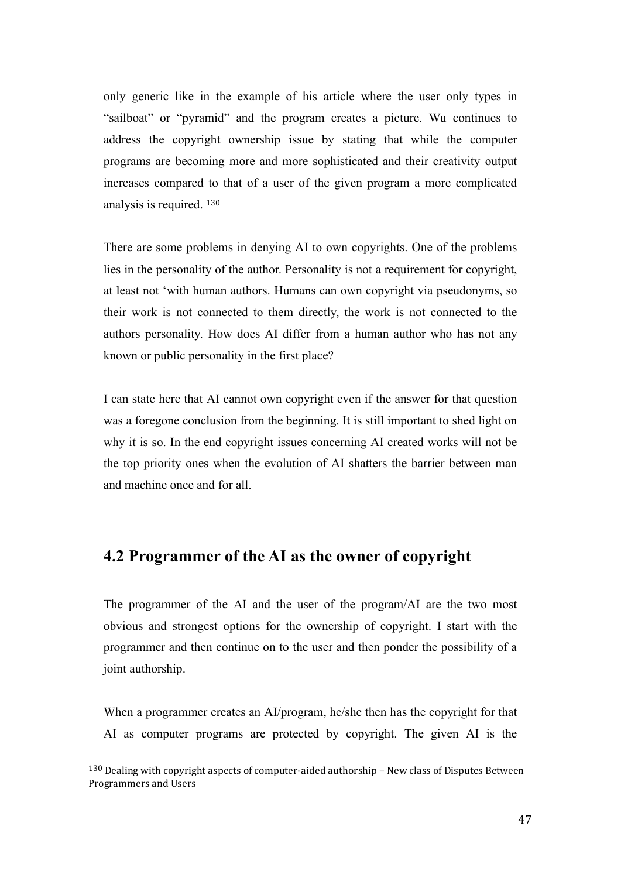only generic like in the example of his article where the user only types in "sailboat" or "pyramid" and the program creates a picture. Wu continues to address the copyright ownership issue by stating that while the computer programs are becoming more and more sophisticated and their creativity output increases compared to that of a user of the given program a more complicated analysis is required. [130]

There are some problems in denying AI to own copyrights. One of the problems lies in the personality of the author. Personality is not a requirement for copyright, at least not 'with human authors. Humans can own copyright via pseudonyms, so their work is not connected to them directly, the work is not connected to the authors personality. How does AI differ from a human author who has not any known or public personality in the first place?

I can state here that AI cannot own copyright even if the answer for that question was a foregone conclusion from the beginning. It is still important to shed light on why it is so. In the end copyright issues concerning AI created works will not be the top priority ones when the evolution of AI shatters the barrier between man and machine once and for all.

## 4.2 Programmer of the AI as the owner of copyright

The programmer of the AI and the user of the program/AI are the two most obvious and strongest options for the ownership of copyright. I start with the programmer and then continue on to the user and then ponder the possibility of a joint authorship.

When a programmer creates an AI/program, he/she then has the copyright for that AI as computer programs are protected by copyright. The given AI is the

[130] Dealing with copyright aspects of computer-aided authorship – New class of Disputes Between Programmers and Users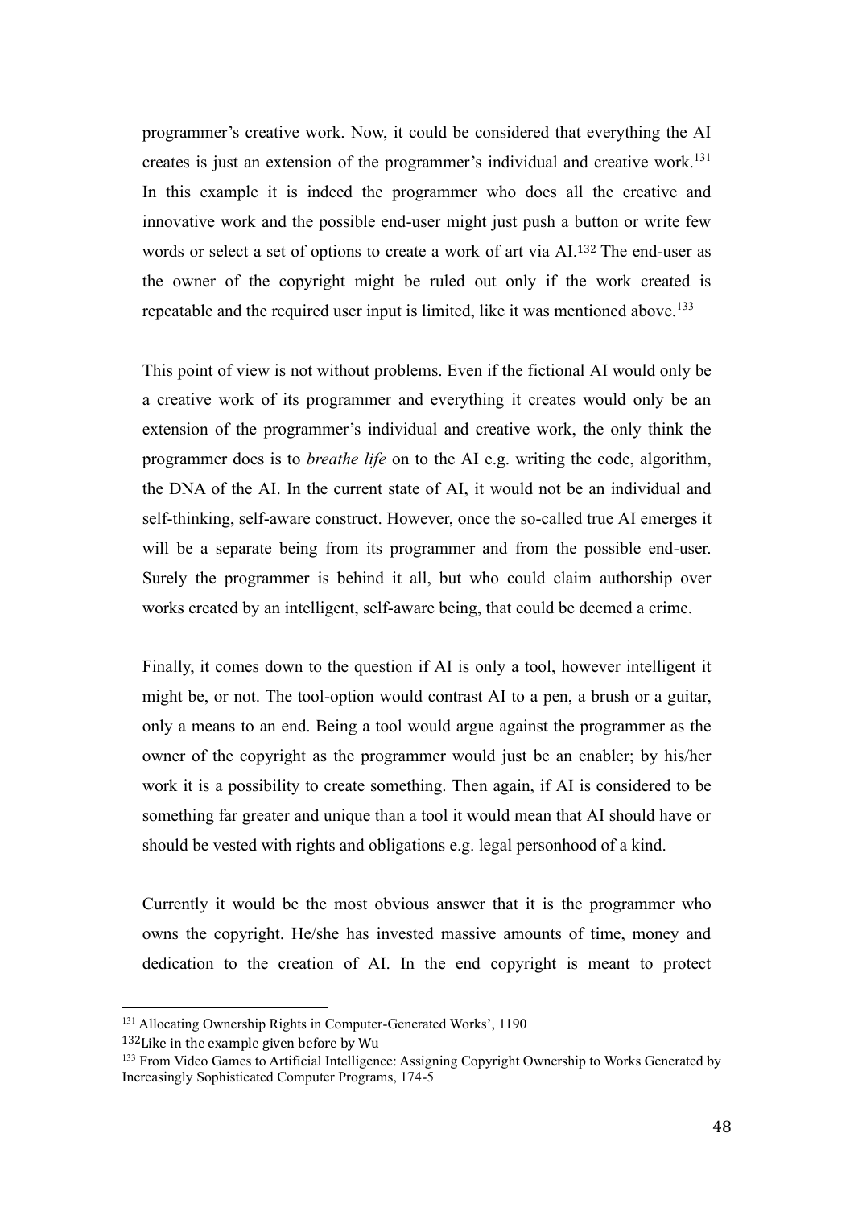programmer's creative work. Now, it could be considered that everything the AI creates is just an extension of the programmer's individual and creative work.[131] In this example it is indeed the programmer who does all the creative and innovative work and the possible end-user might just push a button or write few words or select a set of options to create a work of art via AI.[132] The end-user as the owner of the copyright might be ruled out only if the work created is repeatable and the required user input is limited, like it was mentioned above.[133]

This point of view is not without problems. Even if the fictional AI would only be a creative work of its programmer and everything it creates would only be an extension of the programmer's individual and creative work, the only think the programmer does is to *breathe life* on to the AI e.g. writing the code, algorithm, the DNA of the AI. In the current state of AI, it would not be an individual and self-thinking, self-aware construct. However, once the so-called true AI emerges it will be a separate being from its programmer and from the possible end-user. Surely the programmer is behind it all, but who could claim authorship over works created by an intelligent, self-aware being, that could be deemed a crime.

Finally, it comes down to the question if AI is only a tool, however intelligent it might be, or not. The tool-option would contrast AI to a pen, a brush or a guitar, only a means to an end. Being a tool would argue against the programmer as the owner of the copyright as the programmer would just be an enabler; by his/her work it is a possibility to create something. Then again, if AI is considered to be something far greater and unique than a tool it would mean that AI should have or should be vested with rights and obligations e.g. legal personhood of a kind.

Currently it would be the most obvious answer that it is the programmer who owns the copyright. He/she has invested massive amounts of time, money and dedication to the creation of AI. In the end copyright is meant to protect

---

[131] Allocating Ownership Rights in Computer-Generated Works', 1190

[132] Like in the example given before by Wu

[133] From Video Games to Artificial Intelligence: Assigning Copyright Ownership to Works Generated by Increasingly Sophisticated Computer Programs, 174-5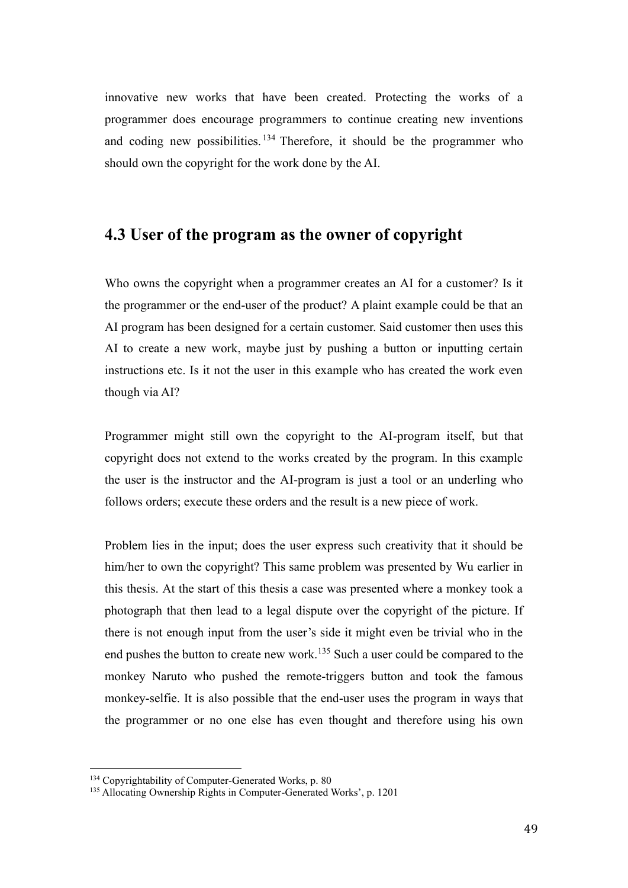innovative new works that have been created. Protecting the works of a programmer does encourage programmers to continue creating new inventions and coding new possibilities.[134] Therefore, it should be the programmer who should own the copyright for the work done by the AI.

## 4.3 User of the program as the owner of copyright

Who owns the copyright when a programmer creates an AI for a customer? Is it the programmer or the end-user of the product? A plaint example could be that an AI program has been designed for a certain customer. Said customer then uses this AI to create a new work, maybe just by pushing a button or inputting certain instructions etc. Is it not the user in this example who has created the work even though via AI?

Programmer might still own the copyright to the AI-program itself, but that copyright does not extend to the works created by the program. In this example the user is the instructor and the AI-program is just a tool or an underling who follows orders; execute these orders and the result is a new piece of work.

Problem lies in the input; does the user express such creativity that it should be him/her to own the copyright? This same problem was presented by Wu earlier in this thesis. At the start of this thesis a case was presented where a monkey took a photograph that then lead to a legal dispute over the copyright of the picture. If there is not enough input from the user's side it might even be trivial who in the end pushes the button to create new work.[135] Such a user could be compared to the monkey Naruto who pushed the remote-triggers button and took the famous monkey-selfie. It is also possible that the end-user uses the program in ways that the programmer or no one else has even thought and therefore using his own

---

[134] Copyrightability of Computer-Generated Works, p. 80

[135] Allocating Ownership Rights in Computer-Generated Works', p. 1201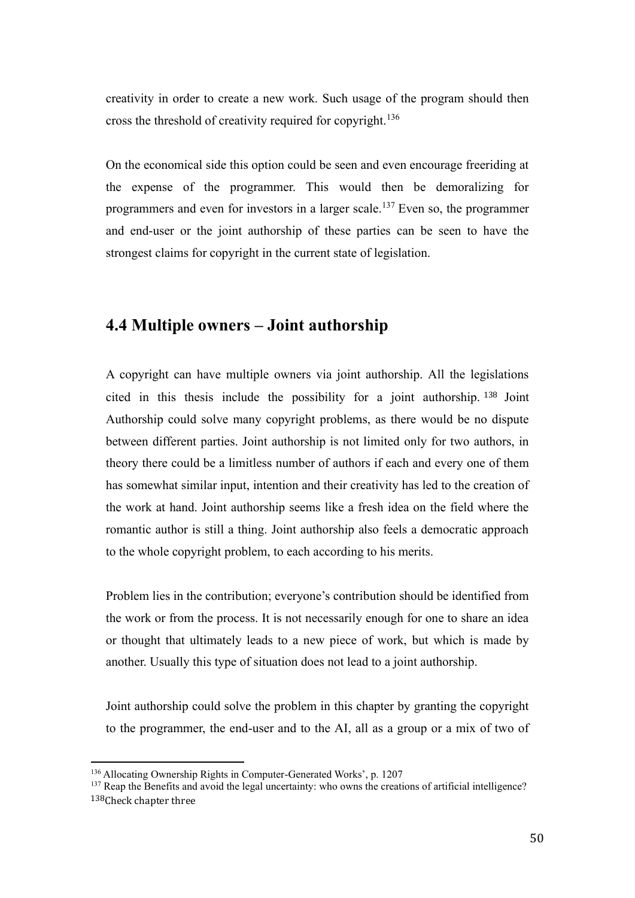creativity in order to create a new work. Such usage of the program should then cross the threshold of creativity required for copyright.[136]

On the economical side this option could be seen and even encourage freeriding at the expense of the programmer. This would then be demoralizing for programmers and even for investors in a larger scale.[137] Even so, the programmer and end-user or the joint authorship of these parties can be seen to have the strongest claims for copyright in the current state of legislation.

## 4.4 Multiple owners – Joint authorship

A copyright can have multiple owners via joint authorship. All the legislations cited in this thesis include the possibility for a joint authorship.[138] Joint Authorship could solve many copyright problems, as there would be no dispute between different parties. Joint authorship is not limited only for two authors, in theory there could be a limitless number of authors if each and every one of them has somewhat similar input, intention and their creativity has led to the creation of the work at hand. Joint authorship seems like a fresh idea on the field where the romantic author is still a thing. Joint authorship also feels a democratic approach to the whole copyright problem, to each according to his merits.

Problem lies in the contribution; everyone's contribution should be identified from the work or from the process. It is not necessarily enough for one to share an idea or thought that ultimately leads to a new piece of work, but which is made by another. Usually this type of situation does not lead to a joint authorship.

Joint authorship could solve the problem in this chapter by granting the copyright to the programmer, the end-user and to the AI, all as a group or a mix of two of

---

[136] Allocating Ownership Rights in Computer-Generated Works', p. 1207

[137] Reap the Benefits and avoid the legal uncertainty: who owns the creations of artificial intelligence?

[138] Check chapter three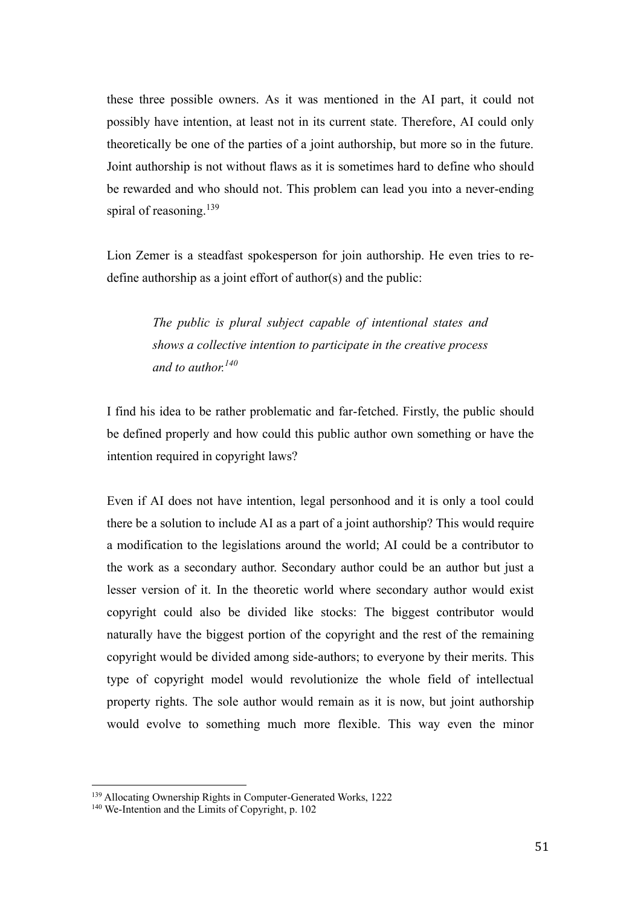these three possible owners. As it was mentioned in the AI part, it could not possibly have intention, at least not in its current state. Therefore, AI could only theoretically be one of the parties of a joint authorship, but more so in the future. Joint authorship is not without flaws as it is sometimes hard to define who should be rewarded and who should not. This problem can lead you into a never-ending spiral of reasoning.[139]

Lion Zemer is a steadfast spokesperson for join authorship. He even tries to re-define authorship as a joint effort of author(s) and the public:

> *The public is plural subject capable of intentional states and shows a collective intention to participate in the creative process and to author.*[140]

I find his idea to be rather problematic and far-fetched. Firstly, the public should be defined properly and how could this public author own something or have the intention required in copyright laws?

Even if AI does not have intention, legal personhood and it is only a tool could there be a solution to include AI as a part of a joint authorship? This would require a modification to the legislations around the world; AI could be a contributor to the work as a secondary author. Secondary author could be an author but just a lesser version of it. In the theoretic world where secondary author would exist copyright could also be divided like stocks: The biggest contributor would naturally have the biggest portion of the copyright and the rest of the remaining copyright would be divided among side-authors; to everyone by their merits. This type of copyright model would revolutionize the whole field of intellectual property rights. The sole author would remain as it is now, but joint authorship would evolve to something much more flexible. This way even the minor

---

[139] Allocating Ownership Rights in Computer-Generated Works, 1222

[140] We-Intention and the Limits of Copyright, p. 102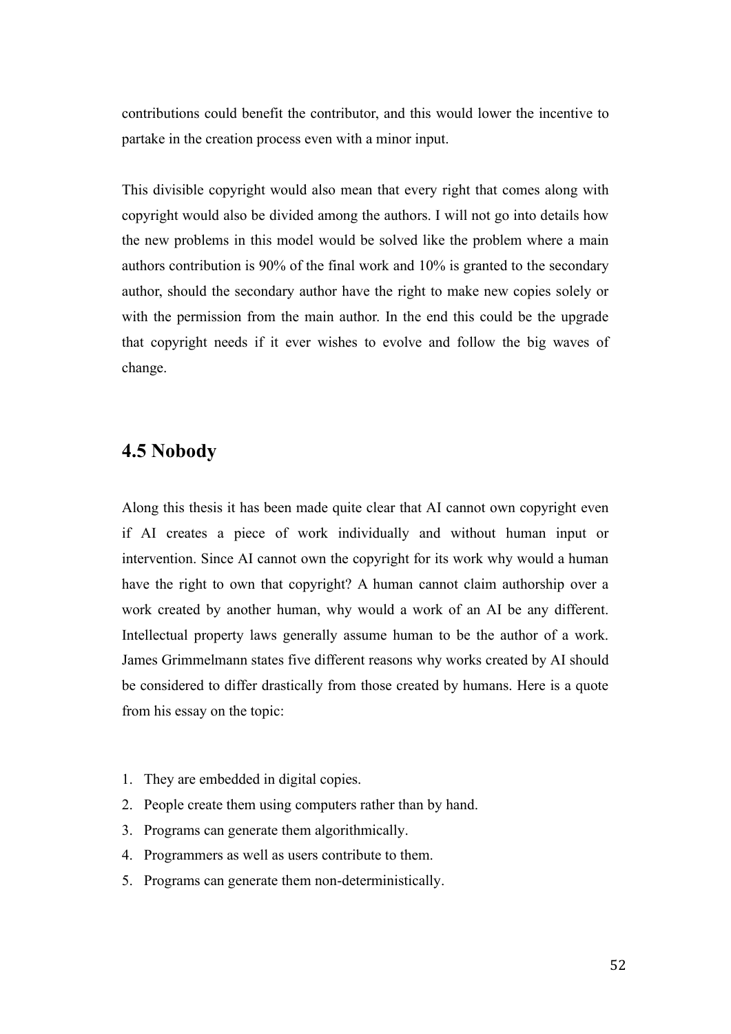contributions could benefit the contributor, and this would lower the incentive to partake in the creation process even with a minor input.

This divisible copyright would also mean that every right that comes along with copyright would also be divided among the authors. I will not go into details how the new problems in this model would be solved like the problem where a main authors contribution is 90% of the final work and 10% is granted to the secondary author, should the secondary author have the right to make new copies solely or with the permission from the main author. In the end this could be the upgrade that copyright needs if it ever wishes to evolve and follow the big waves of change.

## 4.5 Nobody

Along this thesis it has been made quite clear that AI cannot own copyright even if AI creates a piece of work individually and without human input or intervention. Since AI cannot own the copyright for its work why would a human have the right to own that copyright? A human cannot claim authorship over a work created by another human, why would a work of an AI be any different. Intellectual property laws generally assume human to be the author of a work. James Grimmelmann states five different reasons why works created by AI should be considered to differ drastically from those created by humans. Here is a quote from his essay on the topic:

1. They are embedded in digital copies.
2. People create them using computers rather than by hand.
3. Programs can generate them algorithmically.
4. Programmers as well as users contribute to them.
5. Programs can generate them non-deterministically.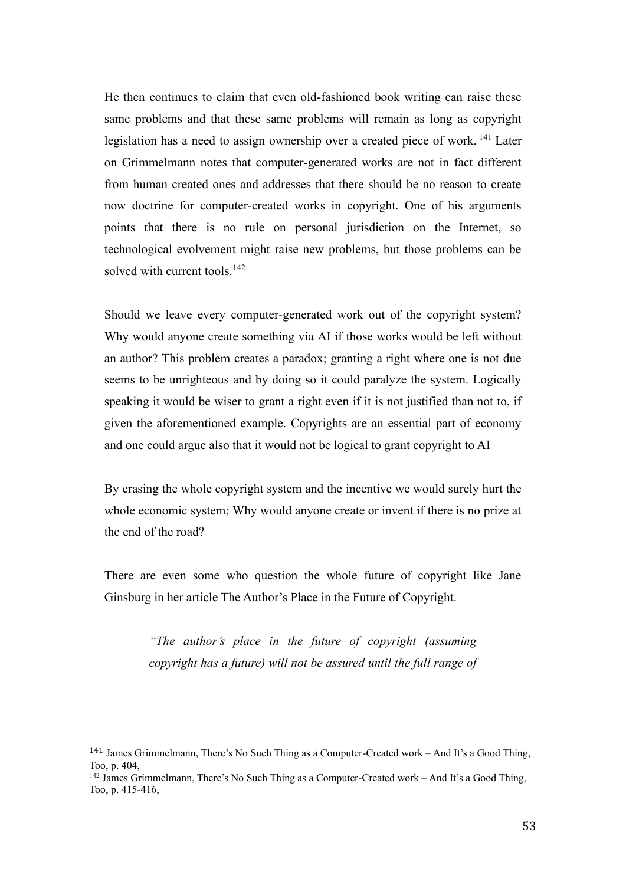He then continues to claim that even old-fashioned book writing can raise these same problems and that these same problems will remain as long as copyright legislation has a need to assign ownership over a created piece of work. [141] Later on Grimmelmann notes that computer-generated works are not in fact different from human created ones and addresses that there should be no reason to create now doctrine for computer-created works in copyright. One of his arguments points that there is no rule on personal jurisdiction on the Internet, so technological evolvement might raise new problems, but those problems can be solved with current tools.[142]

Should we leave every computer-generated work out of the copyright system? Why would anyone create something via AI if those works would be left without an author? This problem creates a paradox; granting a right where one is not due seems to be unrighteous and by doing so it could paralyze the system. Logically speaking it would be wiser to grant a right even if it is not justified than not to, if given the aforementioned example. Copyrights are an essential part of economy and one could argue also that it would not be logical to grant copyright to AI

By erasing the whole copyright system and the incentive we would surely hurt the whole economic system; Why would anyone create or invent if there is no prize at the end of the road?

There are even some who question the whole future of copyright like Jane Ginsburg in her article The Author's Place in the Future of Copyright.

> *"The author's place in the future of copyright (assuming copyright has a future) will not be assured until the full range of*

---

[141] James Grimmelmann, There's No Such Thing as a Computer-Created work – And It's a Good Thing, Too, p. 404,

[142] James Grimmelmann, There's No Such Thing as a Computer-Created work – And It's a Good Thing, Too, p. 415-416,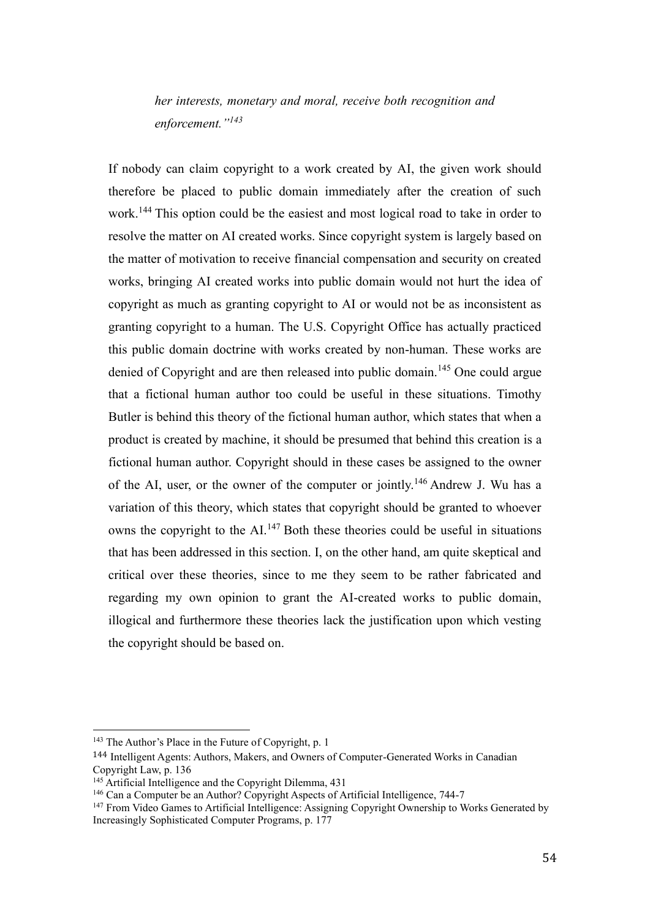> *her interests, monetary and moral, receive both recognition and enforcement."*[143]

If nobody can claim copyright to a work created by AI, the given work should therefore be placed to public domain immediately after the creation of such work.[144] This option could be the easiest and most logical road to take in order to resolve the matter on AI created works. Since copyright system is largely based on the matter of motivation to receive financial compensation and security on created works, bringing AI created works into public domain would not hurt the idea of copyright as much as granting copyright to AI or would not be as inconsistent as granting copyright to a human. The U.S. Copyright Office has actually practiced this public domain doctrine with works created by non-human. These works are denied of Copyright and are then released into public domain.[145] One could argue that a fictional human author too could be useful in these situations. Timothy Butler is behind this theory of the fictional human author, which states that when a product is created by machine, it should be presumed that behind this creation is a fictional human author. Copyright should in these cases be assigned to the owner of the AI, user, or the owner of the computer or jointly.[146] Andrew J. Wu has a variation of this theory, which states that copyright should be granted to whoever owns the copyright to the AI.[147] Both these theories could be useful in situations that has been addressed in this section. I, on the other hand, am quite skeptical and critical over these theories, since to me they seem to be rather fabricated and regarding my own opinion to grant the AI-created works to public domain, illogical and furthermore these theories lack the justification upon which vesting the copyright should be based on.

---

[143] The Author's Place in the Future of Copyright, p. 1

[144] Intelligent Agents: Authors, Makers, and Owners of Computer-Generated Works in Canadian Copyright Law, p. 136

[145] Artificial Intelligence and the Copyright Dilemma, 431

[146] Can a Computer be an Author? Copyright Aspects of Artificial Intelligence, 744-7

[147] From Video Games to Artificial Intelligence: Assigning Copyright Ownership to Works Generated by Increasingly Sophisticated Computer Programs, p. 177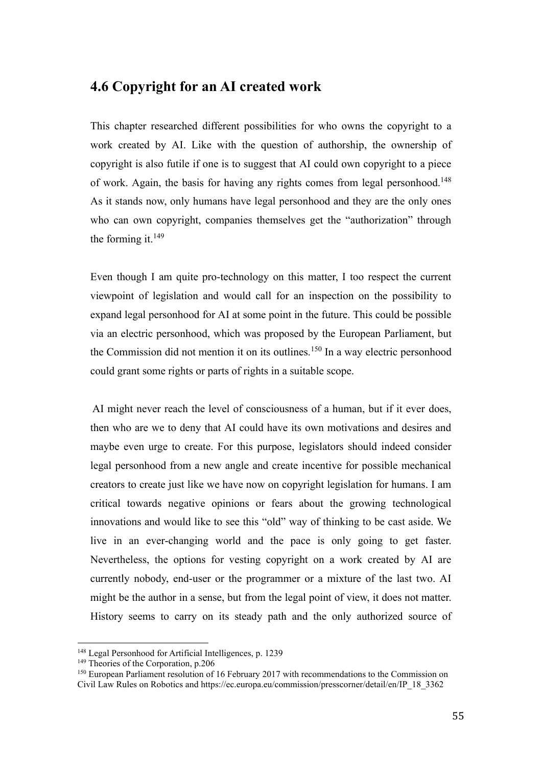## 4.6 Copyright for an AI created work

This chapter researched different possibilities for who owns the copyright to a work created by AI. Like with the question of authorship, the ownership of copyright is also futile if one is to suggest that AI could own copyright to a piece of work. Again, the basis for having any rights comes from legal personhood.[148] As it stands now, only humans have legal personhood and they are the only ones who can own copyright, companies themselves get the "authorization" through the forming it.[149]

Even though I am quite pro-technology on this matter, I too respect the current viewpoint of legislation and would call for an inspection on the possibility to expand legal personhood for AI at some point in the future. This could be possible via an electric personhood, which was proposed by the European Parliament, but the Commission did not mention it on its outlines.[150] In a way electric personhood could grant some rights or parts of rights in a suitable scope.

AI might never reach the level of consciousness of a human, but if it ever does, then who are we to deny that AI could have its own motivations and desires and maybe even urge to create. For this purpose, legislators should indeed consider legal personhood from a new angle and create incentive for possible mechanical creators to create just like we have now on copyright legislation for humans. I am critical towards negative opinions or fears about the growing technological innovations and would like to see this "old" way of thinking to be cast aside. We live in an ever-changing world and the pace is only going to get faster. Nevertheless, the options for vesting copyright on a work created by AI are currently nobody, end-user or the programmer or a mixture of the last two. AI might be the author in a sense, but from the legal point of view, it does not matter. History seems to carry on its steady path and the only authorized source of

---

[148] Legal Personhood for Artificial Intelligences, p. 1239

[149] Theories of the Corporation, p.206

[150] European Parliament resolution of 16 February 2017 with recommendations to the Commission on Civil Law Rules on Robotics and https://ec.europa.eu/commission/presscorner/detail/en/IP_18_3362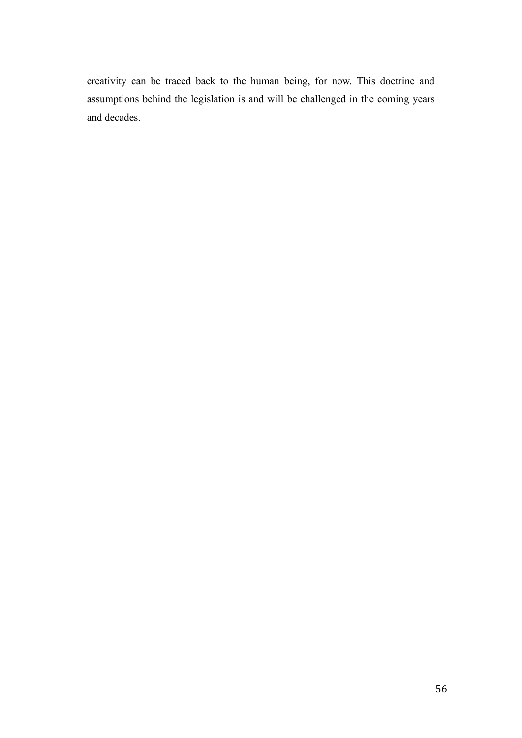creativity can be traced back to the human being, for now. This doctrine and assumptions behind the legislation is and will be challenged in the coming years and decades.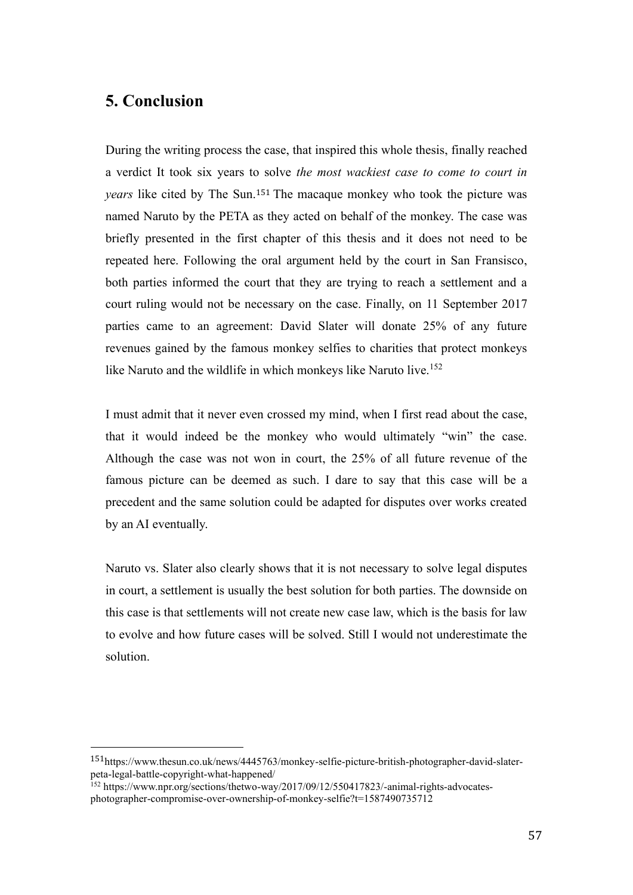## 5. Conclusion

During the writing process the case, that inspired this whole thesis, finally reached a verdict It took six years to solve *the most wackiest case to come to court in years* like cited by The Sun.[151] The macaque monkey who took the picture was named Naruto by the PETA as they acted on behalf of the monkey. The case was briefly presented in the first chapter of this thesis and it does not need to be repeated here. Following the oral argument held by the court in San Fransisco, both parties informed the court that they are trying to reach a settlement and a court ruling would not be necessary on the case. Finally, on 11 September 2017 parties came to an agreement: David Slater will donate 25% of any future revenues gained by the famous monkey selfies to charities that protect monkeys like Naruto and the wildlife in which monkeys like Naruto live.[152]

I must admit that it never even crossed my mind, when I first read about the case, that it would indeed be the monkey who would ultimately "win" the case. Although the case was not won in court, the 25% of all future revenue of the famous picture can be deemed as such. I dare to say that this case will be a precedent and the same solution could be adapted for disputes over works created by an AI eventually.

Naruto vs. Slater also clearly shows that it is not necessary to solve legal disputes in court, a settlement is usually the best solution for both parties. The downside on this case is that settlements will not create new case law, which is the basis for law to evolve and how future cases will be solved. Still I would not underestimate the solution.

---

[151] https://www.thesun.co.uk/news/4445763/monkey-selfie-picture-british-photographer-david-slater-peta-legal-battle-copyright-what-happened/

[152] https://www.npr.org/sections/thetwo-way/2017/09/12/550417823/-animal-rights-advocates-photographer-compromise-over-ownership-of-monkey-selfie?t=1587490735712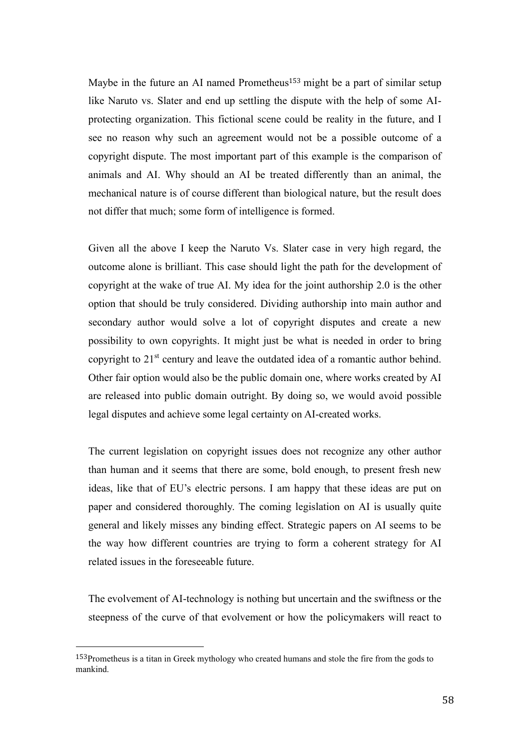Maybe in the future an AI named Prometheus[153] might be a part of similar setup like Naruto vs. Slater and end up settling the dispute with the help of some AI-protecting organization. This fictional scene could be reality in the future, and I see no reason why such an agreement would not be a possible outcome of a copyright dispute. The most important part of this example is the comparison of animals and AI. Why should an AI be treated differently than an animal, the mechanical nature is of course different than biological nature, but the result does not differ that much; some form of intelligence is formed.

Given all the above I keep the Naruto Vs. Slater case in very high regard, the outcome alone is brilliant. This case should light the path for the development of copyright at the wake of true AI. My idea for the joint authorship 2.0 is the other option that should be truly considered. Dividing authorship into main author and secondary author would solve a lot of copyright disputes and create a new possibility to own copyrights. It might just be what is needed in order to bring copyright to 21st century and leave the outdated idea of a romantic author behind. Other fair option would also be the public domain one, where works created by AI are released into public domain outright. By doing so, we would avoid possible legal disputes and achieve some legal certainty on AI-created works.

The current legislation on copyright issues does not recognize any other author than human and it seems that there are some, bold enough, to present fresh new ideas, like that of EU's electric persons. I am happy that these ideas are put on paper and considered thoroughly. The coming legislation on AI is usually quite general and likely misses any binding effect. Strategic papers on AI seems to be the way how different countries are trying to form a coherent strategy for AI related issues in the foreseeable future.

The evolvement of AI-technology is nothing but uncertain and the swiftness or the steepness of the curve of that evolvement or how the policymakers will react to

---

[153] Prometheus is a titan in Greek mythology who created humans and stole the fire from the gods to mankind.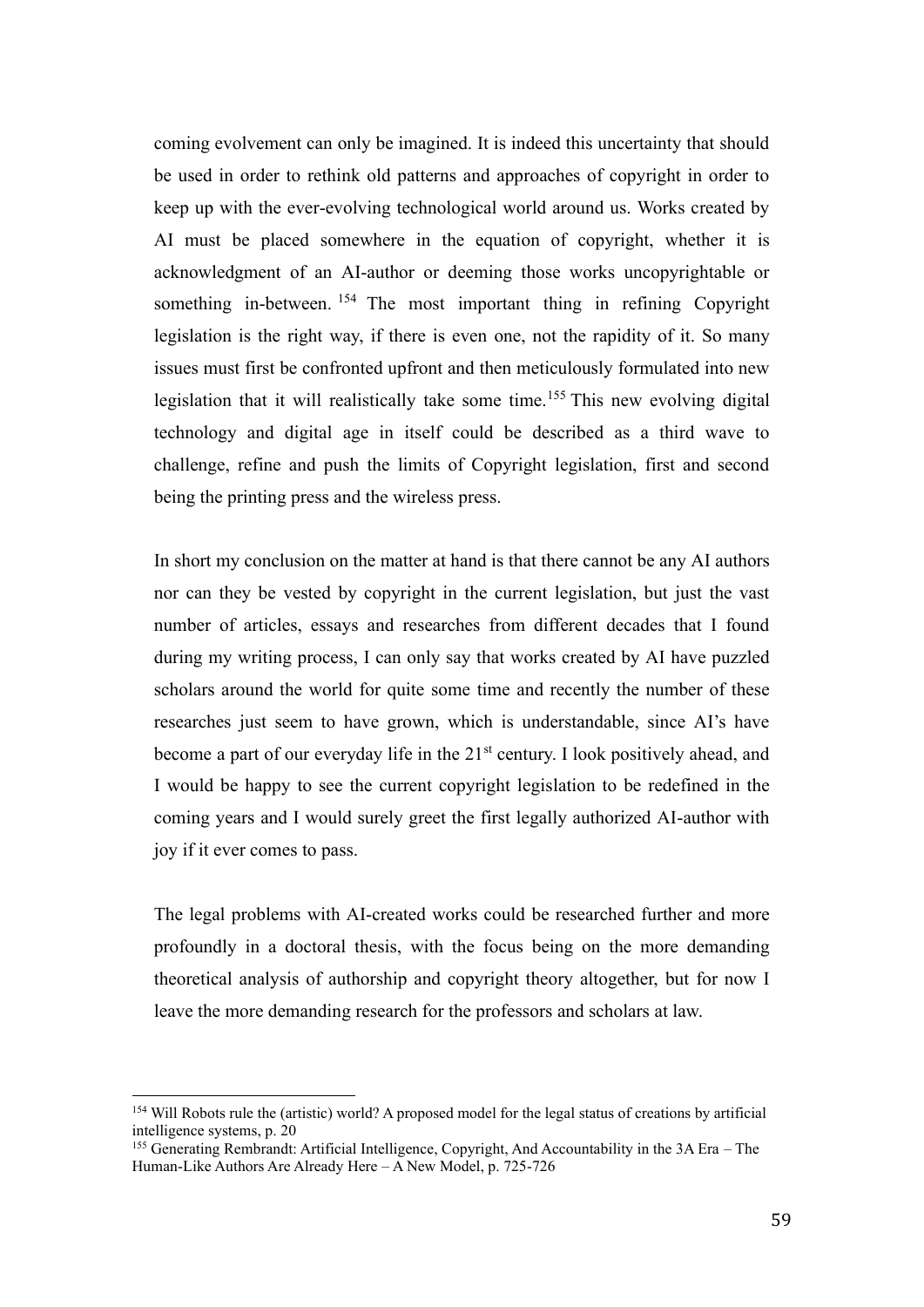coming evolvement can only be imagined. It is indeed this uncertainty that should be used in order to rethink old patterns and approaches of copyright in order to keep up with the ever-evolving technological world around us. Works created by AI must be placed somewhere in the equation of copyright, whether it is acknowledgment of an AI-author or deeming those works uncopyrightable or something in-between.[154] The most important thing in refining Copyright legislation is the right way, if there is even one, not the rapidity of it. So many issues must first be confronted upfront and then meticulously formulated into new legislation that it will realistically take some time.[155] This new evolving digital technology and digital age in itself could be described as a third wave to challenge, refine and push the limits of Copyright legislation, first and second being the printing press and the wireless press.

In short my conclusion on the matter at hand is that there cannot be any AI authors nor can they be vested by copyright in the current legislation, but just the vast number of articles, essays and researches from different decades that I found during my writing process, I can only say that works created by AI have puzzled scholars around the world for quite some time and recently the number of these researches just seem to have grown, which is understandable, since AI's have become a part of our everyday life in the 21st century. I look positively ahead, and I would be happy to see the current copyright legislation to be redefined in the coming years and I would surely greet the first legally authorized AI-author with joy if it ever comes to pass.

The legal problems with AI-created works could be researched further and more profoundly in a doctoral thesis, with the focus being on the more demanding theoretical analysis of authorship and copyright theory altogether, but for now I leave the more demanding research for the professors and scholars at law.

---

[154] Will Robots rule the (artistic) world? A proposed model for the legal status of creations by artificial intelligence systems, p. 20

[155] Generating Rembrandt: Artificial Intelligence, Copyright, And Accountability in the 3A Era – The Human-Like Authors Are Already Here – A New Model, p. 725-726